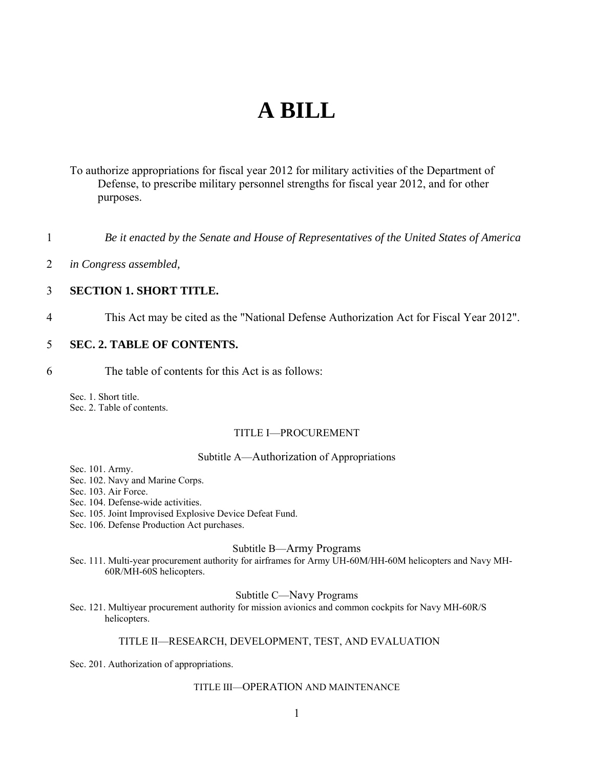# A BILL

To authorize appropriations for fiscal year 2012 for military activities of the Department of Defense, to prescribe military personnel strengths for fiscal year 2012, and for other purposes.

1 *Be it enacted by the Senate and House of Representatives of the United States of America*

2 *in Congress assembled,*

3 **SECTION 1. SHORT TITLE.**

4 This Act may be cited as the "National Defense Authorization Act for Fiscal Year 2012".

5 **SEC. 2. TABLE OF CONTENTS.**

6 The table of contents for this Act is as follows:

Sec. 1. Short title.
Sec. 2. Table of contents.

TITLE I—PROCUREMENT

Subtitle A—Authorization of Appropriations

Sec. 101. Army.
Sec. 102. Navy and Marine Corps.
Sec. 103. Air Force.
Sec. 104. Defense-wide activities.
Sec. 105. Joint Improvised Explosive Device Defeat Fund.
Sec. 106. Defense Production Act purchases.

Subtitle B—Army Programs

Sec. 111. Multi-year procurement authority for airframes for Army UH-60M/HH-60M helicopters and Navy MH-60R/MH-60S helicopters.

Subtitle C—Navy Programs

Sec. 121. Multiyear procurement authority for mission avionics and common cockpits for Navy MH-60R/S helicopters.

TITLE II—RESEARCH, DEVELOPMENT, TEST, AND EVALUATION

Sec. 201. Authorization of appropriations.

TITLE III—OPERATION AND MAINTENANCE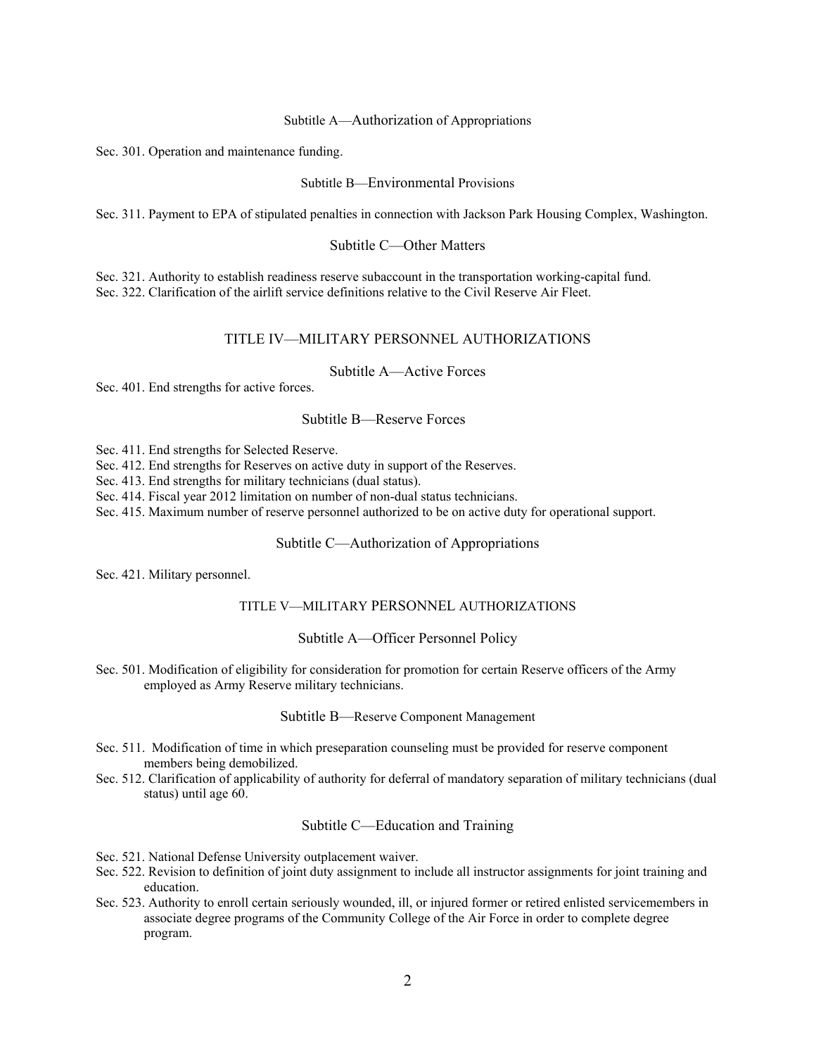### Subtitle A—Authorization of Appropriations

Sec. 301. Operation and maintenance funding.

### Subtitle B—Environmental Provisions

Sec. 311. Payment to EPA of stipulated penalties in connection with Jackson Park Housing Complex, Washington.

### Subtitle C—Other Matters

Sec. 321. Authority to establish readiness reserve subaccount in the transportation working-capital fund.
Sec. 322. Clarification of the airlift service definitions relative to the Civil Reserve Air Fleet.

## TITLE IV—MILITARY PERSONNEL AUTHORIZATIONS

### Subtitle A—Active Forces

Sec. 401. End strengths for active forces.

### Subtitle B—Reserve Forces

Sec. 411. End strengths for Selected Reserve.
Sec. 412. End strengths for Reserves on active duty in support of the Reserves.
Sec. 413. End strengths for military technicians (dual status).
Sec. 414. Fiscal year 2012 limitation on number of non-dual status technicians.
Sec. 415. Maximum number of reserve personnel authorized to be on active duty for operational support.

### Subtitle C—Authorization of Appropriations

Sec. 421. Military personnel.

## TITLE V—MILITARY PERSONNEL AUTHORIZATIONS

### Subtitle A—Officer Personnel Policy

Sec. 501. Modification of eligibility for consideration for promotion for certain Reserve officers of the Army employed as Army Reserve military technicians.

### Subtitle B—Reserve Component Management

Sec. 511. Modification of time in which preseparation counseling must be provided for reserve component members being demobilized.
Sec. 512. Clarification of applicability of authority for deferral of mandatory separation of military technicians (dual status) until age 60.

### Subtitle C—Education and Training

Sec. 521. National Defense University outplacement waiver.
Sec. 522. Revision to definition of joint duty assignment to include all instructor assignments for joint training and education.
Sec. 523. Authority to enroll certain seriously wounded, ill, or injured former or retired enlisted servicemembers in associate degree programs of the Community College of the Air Force in order to complete degree program.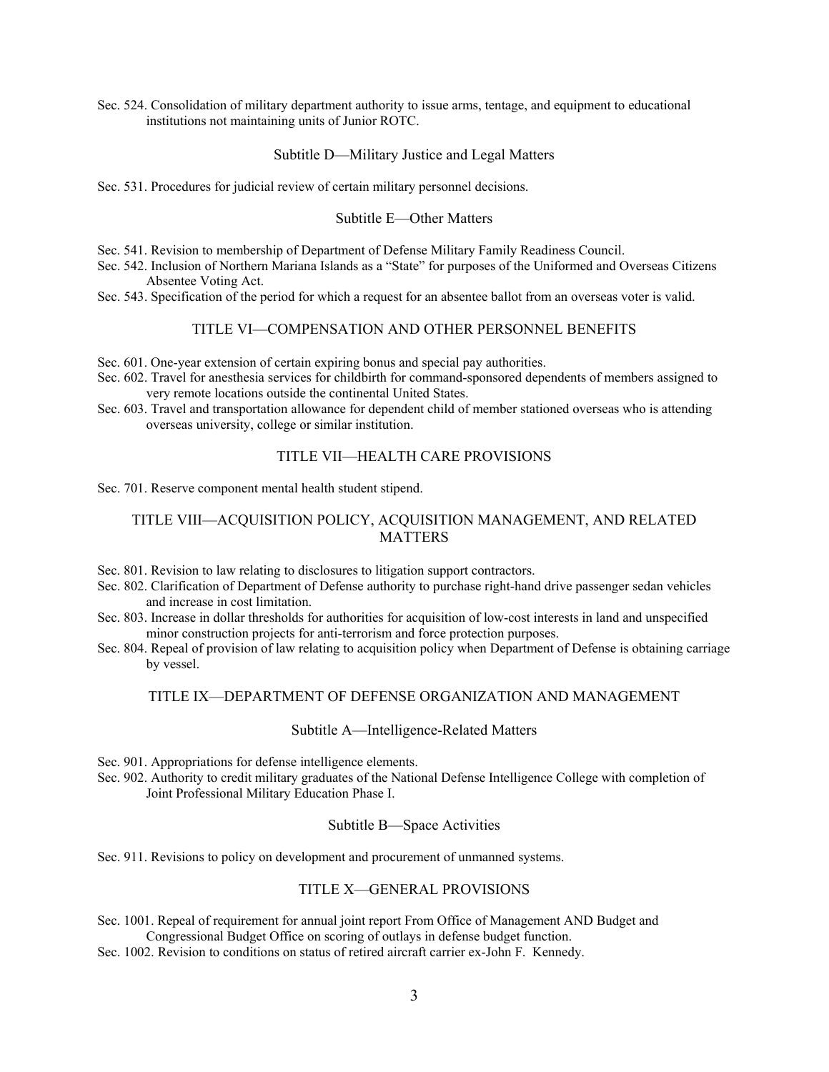Sec. 524. Consolidation of military department authority to issue arms, tentage, and equipment to educational institutions not maintaining units of Junior ROTC.

### Subtitle D—Military Justice and Legal Matters

Sec. 531. Procedures for judicial review of certain military personnel decisions.

### Subtitle E—Other Matters

Sec. 541. Revision to membership of Department of Defense Military Family Readiness Council.
Sec. 542. Inclusion of Northern Mariana Islands as a "State" for purposes of the Uniformed and Overseas Citizens Absentee Voting Act.
Sec. 543. Specification of the period for which a request for an absentee ballot from an overseas voter is valid.

## TITLE VI—COMPENSATION AND OTHER PERSONNEL BENEFITS

Sec. 601. One-year extension of certain expiring bonus and special pay authorities.
Sec. 602. Travel for anesthesia services for childbirth for command-sponsored dependents of members assigned to very remote locations outside the continental United States.
Sec. 603. Travel and transportation allowance for dependent child of member stationed overseas who is attending overseas university, college or similar institution.

## TITLE VII—HEALTH CARE PROVISIONS

Sec. 701. Reserve component mental health student stipend.

## TITLE VIII—ACQUISITION POLICY, ACQUISITION MANAGEMENT, AND RELATED MATTERS

Sec. 801. Revision to law relating to disclosures to litigation support contractors.
Sec. 802. Clarification of Department of Defense authority to purchase right-hand drive passenger sedan vehicles and increase in cost limitation.
Sec. 803. Increase in dollar thresholds for authorities for acquisition of low-cost interests in land and unspecified minor construction projects for anti-terrorism and force protection purposes.
Sec. 804. Repeal of provision of law relating to acquisition policy when Department of Defense is obtaining carriage by vessel.

## TITLE IX—DEPARTMENT OF DEFENSE ORGANIZATION AND MANAGEMENT

### Subtitle A—Intelligence-Related Matters

Sec. 901. Appropriations for defense intelligence elements.
Sec. 902. Authority to credit military graduates of the National Defense Intelligence College with completion of Joint Professional Military Education Phase I.

### Subtitle B—Space Activities

Sec. 911. Revisions to policy on development and procurement of unmanned systems.

## TITLE X—GENERAL PROVISIONS

Sec. 1001. Repeal of requirement for annual joint report From Office of Management AND Budget and Congressional Budget Office on scoring of outlays in defense budget function.
Sec. 1002. Revision to conditions on status of retired aircraft carrier ex-John F. Kennedy.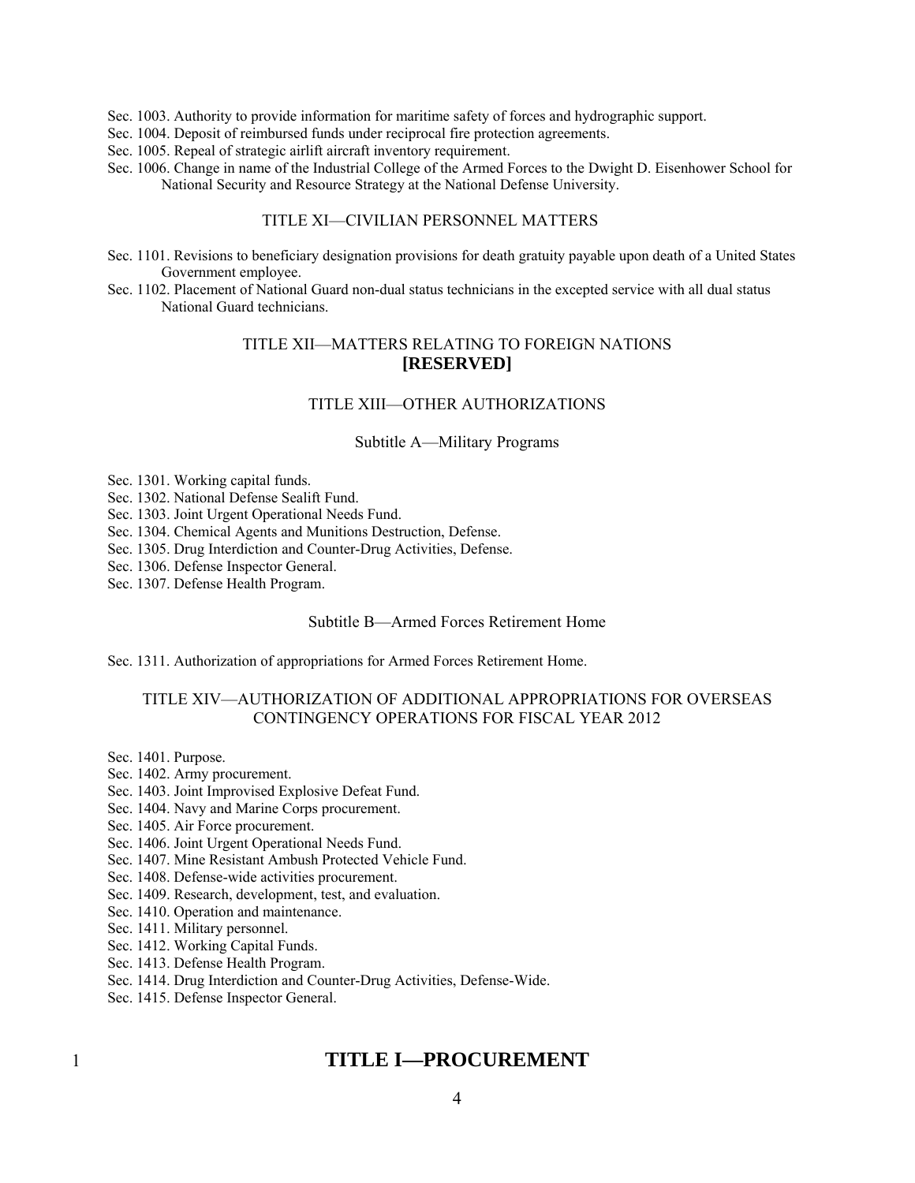Sec. 1003. Authority to provide information for maritime safety of forces and hydrographic support.
Sec. 1004. Deposit of reimbursed funds under reciprocal fire protection agreements.
Sec. 1005. Repeal of strategic airlift aircraft inventory requirement.
Sec. 1006. Change in name of the Industrial College of the Armed Forces to the Dwight D. Eisenhower School for National Security and Resource Strategy at the National Defense University.

TITLE XI—CIVILIAN PERSONNEL MATTERS

Sec. 1101. Revisions to beneficiary designation provisions for death gratuity payable upon death of a United States Government employee.
Sec. 1102. Placement of National Guard non-dual status technicians in the excepted service with all dual status National Guard technicians.

TITLE XII—MATTERS RELATING TO FOREIGN NATIONS
**[RESERVED]**

TITLE XIII—OTHER AUTHORIZATIONS

Subtitle A—Military Programs

Sec. 1301. Working capital funds.
Sec. 1302. National Defense Sealift Fund.
Sec. 1303. Joint Urgent Operational Needs Fund.
Sec. 1304. Chemical Agents and Munitions Destruction, Defense.
Sec. 1305. Drug Interdiction and Counter-Drug Activities, Defense.
Sec. 1306. Defense Inspector General.
Sec. 1307. Defense Health Program.

Subtitle B—Armed Forces Retirement Home

Sec. 1311. Authorization of appropriations for Armed Forces Retirement Home.

TITLE XIV—AUTHORIZATION OF ADDITIONAL APPROPRIATIONS FOR OVERSEAS CONTINGENCY OPERATIONS FOR FISCAL YEAR 2012

Sec. 1401. Purpose.
Sec. 1402. Army procurement.
Sec. 1403. Joint Improvised Explosive Defeat Fund.
Sec. 1404. Navy and Marine Corps procurement.
Sec. 1405. Air Force procurement.
Sec. 1406. Joint Urgent Operational Needs Fund.
Sec. 1407. Mine Resistant Ambush Protected Vehicle Fund.
Sec. 1408. Defense-wide activities procurement.
Sec. 1409. Research, development, test, and evaluation.
Sec. 1410. Operation and maintenance.
Sec. 1411. Military personnel.
Sec. 1412. Working Capital Funds.
Sec. 1413. Defense Health Program.
Sec. 1414. Drug Interdiction and Counter-Drug Activities, Defense-Wide.
Sec. 1415. Defense Inspector General.

1 # TITLE I—PROCUREMENT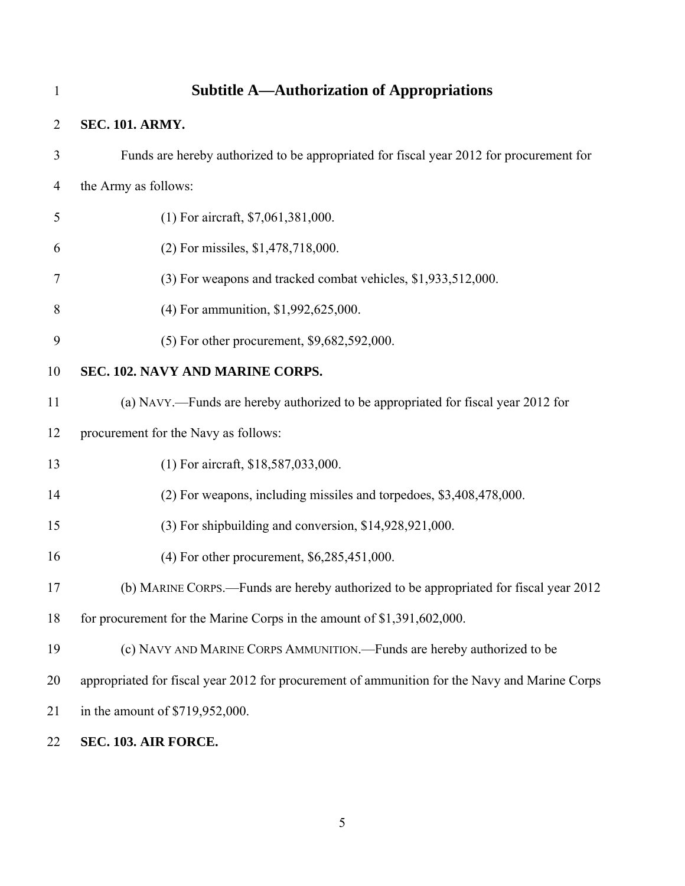## Subtitle A—Authorization of Appropriations

**SEC. 101. ARMY.**

Funds are hereby authorized to be appropriated for fiscal year 2012 for procurement for the Army as follows:

(1) For aircraft, $7,061,381,000.

(2) For missiles, $1,478,718,000.

(3) For weapons and tracked combat vehicles, $1,933,512,000.

(4) For ammunition, $1,992,625,000.

(5) For other procurement, $9,682,592,000.

**SEC. 102. NAVY AND MARINE CORPS.**

(a) NAVY.—Funds are hereby authorized to be appropriated for fiscal year 2012 for procurement for the Navy as follows:

(1) For aircraft, $18,587,033,000.

(2) For weapons, including missiles and torpedoes, $3,408,478,000.

(3) For shipbuilding and conversion, $14,928,921,000.

(4) For other procurement, $6,285,451,000.

(b) MARINE CORPS.—Funds are hereby authorized to be appropriated for fiscal year 2012 for procurement for the Marine Corps in the amount of $1,391,602,000.

(c) NAVY AND MARINE CORPS AMMUNITION.—Funds are hereby authorized to be appropriated for fiscal year 2012 for procurement of ammunition for the Navy and Marine Corps in the amount of $719,952,000.

**SEC. 103. AIR FORCE.**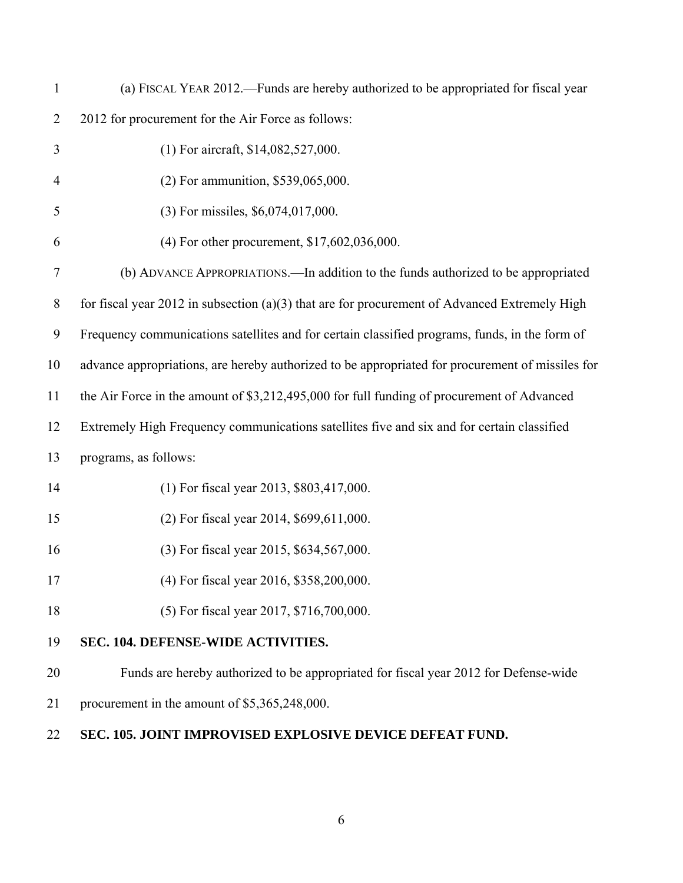(a) FISCAL YEAR 2012.—Funds are hereby authorized to be appropriated for fiscal year 2012 for procurement for the Air Force as follows:

(1) For aircraft, $14,082,527,000.

(2) For ammunition, $539,065,000.

(3) For missiles, $6,074,017,000.

(4) For other procurement, $17,602,036,000.

(b) ADVANCE APPROPRIATIONS.—In addition to the funds authorized to be appropriated for fiscal year 2012 in subsection (a)(3) that are for procurement of Advanced Extremely High Frequency communications satellites and for certain classified programs, funds, in the form of advance appropriations, are hereby authorized to be appropriated for procurement of missiles for the Air Force in the amount of $3,212,495,000 for full funding of procurement of Advanced Extremely High Frequency communications satellites five and six and for certain classified programs, as follows:

(1) For fiscal year 2013, $803,417,000.

(2) For fiscal year 2014, $699,611,000.

(3) For fiscal year 2015, $634,567,000.

(4) For fiscal year 2016, $358,200,000.

(5) For fiscal year 2017, $716,700,000.

**SEC. 104. DEFENSE-WIDE ACTIVITIES.**

Funds are hereby authorized to be appropriated for fiscal year 2012 for Defense-wide procurement in the amount of $5,365,248,000.

**SEC. 105. JOINT IMPROVISED EXPLOSIVE DEVICE DEFEAT FUND.**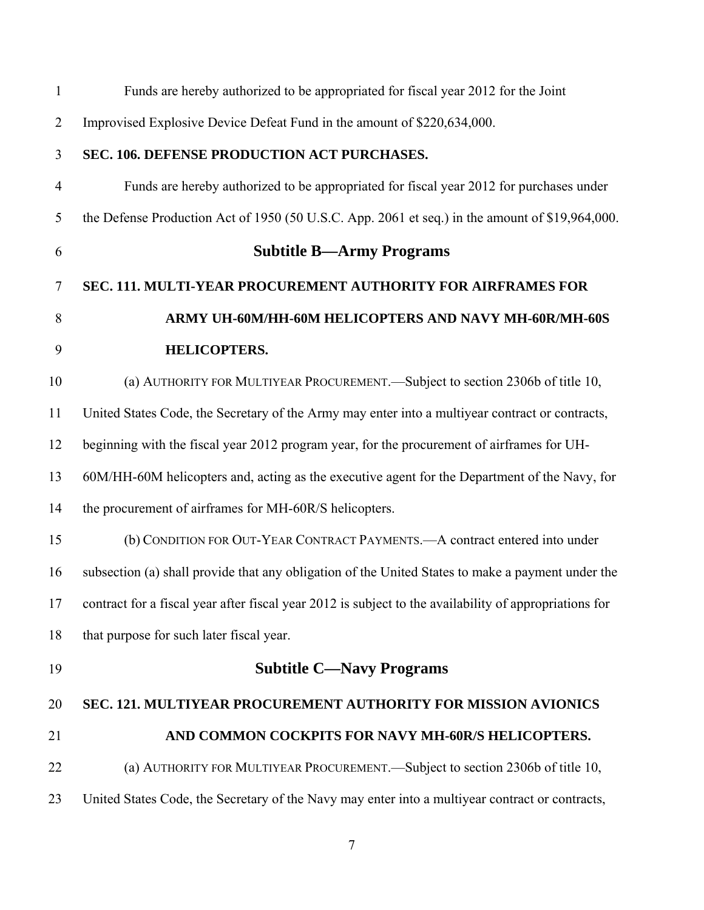Funds are hereby authorized to be appropriated for fiscal year 2012 for the Joint Improvised Explosive Device Defeat Fund in the amount of $220,634,000.

**SEC. 106. DEFENSE PRODUCTION ACT PURCHASES.**

Funds are hereby authorized to be appropriated for fiscal year 2012 for purchases under the Defense Production Act of 1950 (50 U.S.C. App. 2061 et seq.) in the amount of $19,964,000.

## Subtitle B—Army Programs

**SEC. 111. MULTI-YEAR PROCUREMENT AUTHORITY FOR AIRFRAMES FOR ARMY UH-60M/HH-60M HELICOPTERS AND NAVY MH-60R/MH-60S HELICOPTERS.**

(a) AUTHORITY FOR MULTIYEAR PROCUREMENT.—Subject to section 2306b of title 10, United States Code, the Secretary of the Army may enter into a multiyear contract or contracts, beginning with the fiscal year 2012 program year, for the procurement of airframes for UH-60M/HH-60M helicopters and, acting as the executive agent for the Department of the Navy, for the procurement of airframes for MH-60R/S helicopters.

(b) CONDITION FOR OUT-YEAR CONTRACT PAYMENTS.—A contract entered into under subsection (a) shall provide that any obligation of the United States to make a payment under the contract for a fiscal year after fiscal year 2012 is subject to the availability of appropriations for that purpose for such later fiscal year.

## Subtitle C—Navy Programs

**SEC. 121. MULTIYEAR PROCUREMENT AUTHORITY FOR MISSION AVIONICS AND COMMON COCKPITS FOR NAVY MH-60R/S HELICOPTERS.**

(a) AUTHORITY FOR MULTIYEAR PROCUREMENT.—Subject to section 2306b of title 10, United States Code, the Secretary of the Navy may enter into a multiyear contract or contracts,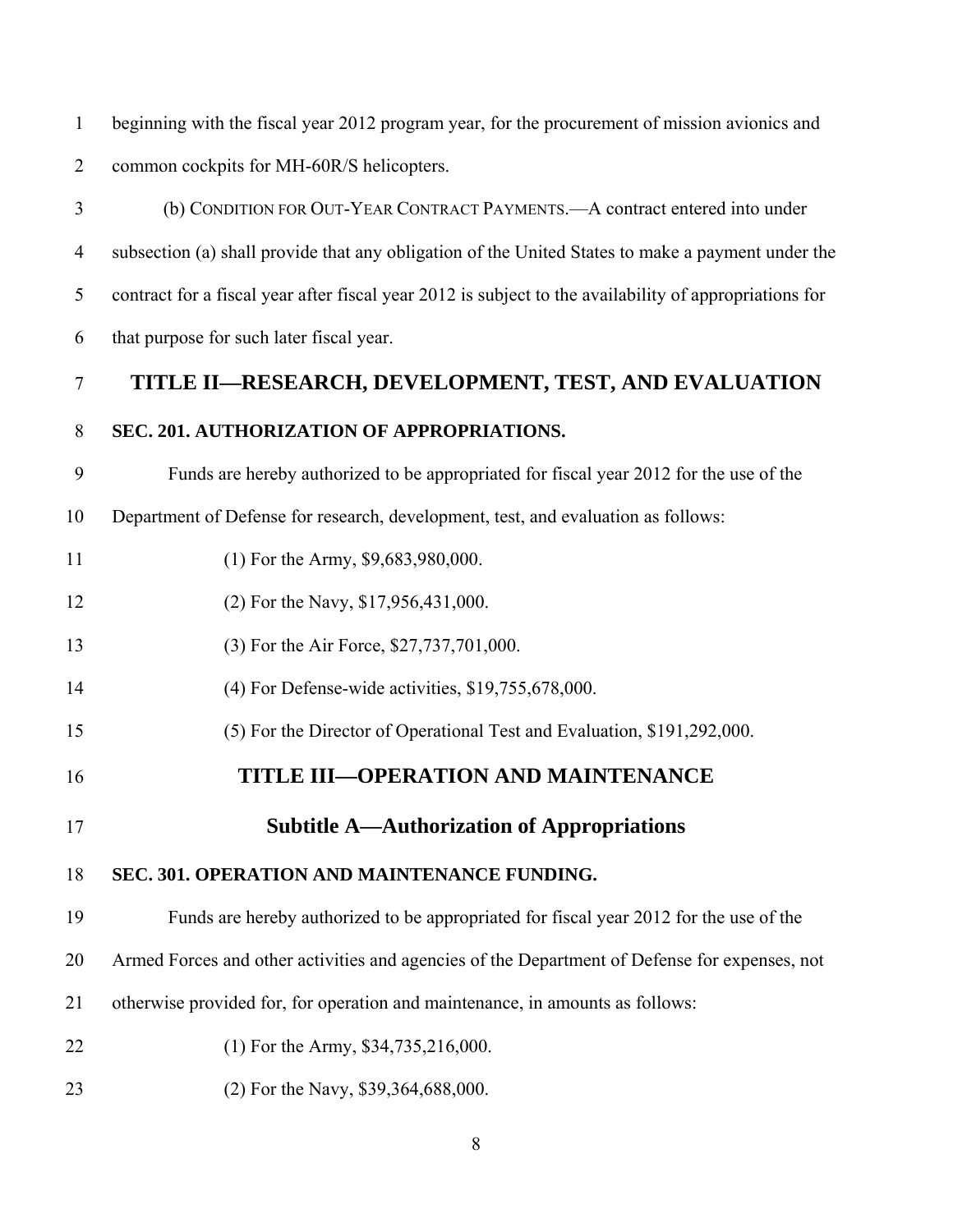beginning with the fiscal year 2012 program year, for the procurement of mission avionics and common cockpits for MH-60R/S helicopters.

(b) CONDITION FOR OUT-YEAR CONTRACT PAYMENTS.—A contract entered into under subsection (a) shall provide that any obligation of the United States to make a payment under the contract for a fiscal year after fiscal year 2012 is subject to the availability of appropriations for that purpose for such later fiscal year.

# TITLE II—RESEARCH, DEVELOPMENT, TEST, AND EVALUATION

### SEC. 201. AUTHORIZATION OF APPROPRIATIONS.

Funds are hereby authorized to be appropriated for fiscal year 2012 for the use of the Department of Defense for research, development, test, and evaluation as follows:

(1) For the Army, $9,683,980,000.

(2) For the Navy, $17,956,431,000.

(3) For the Air Force, $27,737,701,000.

(4) For Defense-wide activities, $19,755,678,000.

(5) For the Director of Operational Test and Evaluation, $191,292,000.

# TITLE III—OPERATION AND MAINTENANCE

## Subtitle A—Authorization of Appropriations

### SEC. 301. OPERATION AND MAINTENANCE FUNDING.

Funds are hereby authorized to be appropriated for fiscal year 2012 for the use of the Armed Forces and other activities and agencies of the Department of Defense for expenses, not otherwise provided for, for operation and maintenance, in amounts as follows:

(1) For the Army, $34,735,216,000.

(2) For the Navy, $39,364,688,000.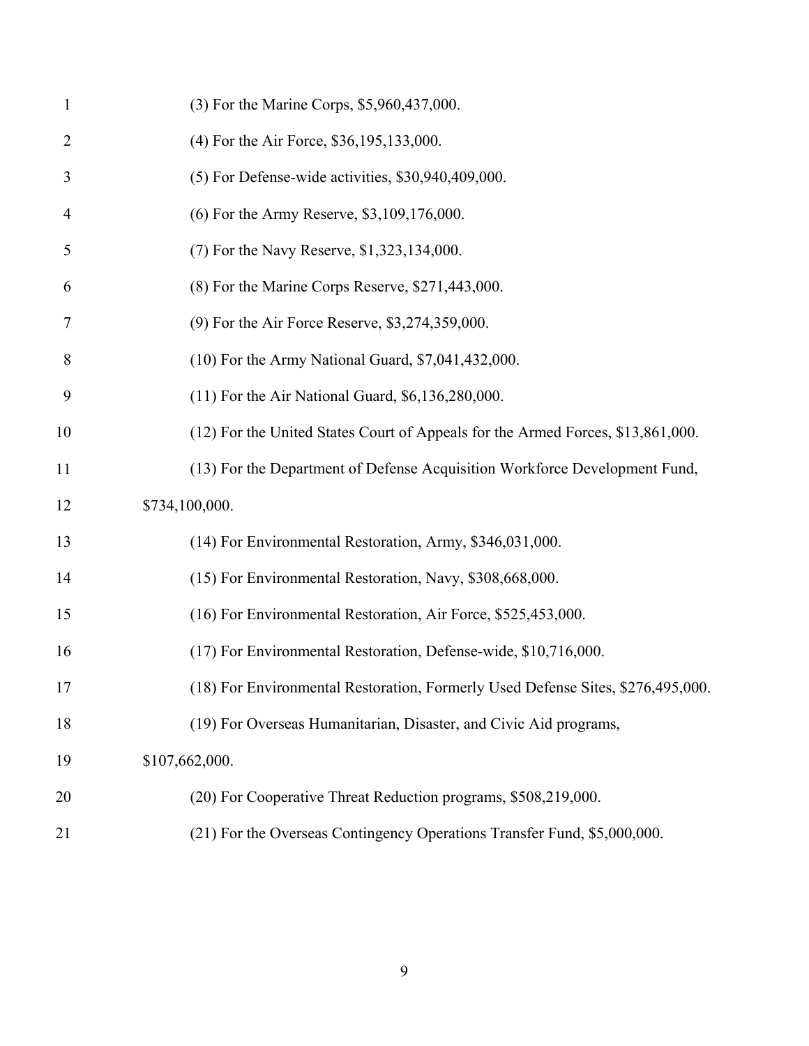(3) For the Marine Corps, $5,960,437,000.

(4) For the Air Force, $36,195,133,000.

(5) For Defense-wide activities, $30,940,409,000.

(6) For the Army Reserve, $3,109,176,000.

(7) For the Navy Reserve, $1,323,134,000.

(8) For the Marine Corps Reserve, $271,443,000.

(9) For the Air Force Reserve, $3,274,359,000.

(10) For the Army National Guard, $7,041,432,000.

(11) For the Air National Guard, $6,136,280,000.

(12) For the United States Court of Appeals for the Armed Forces, $13,861,000.

(13) For the Department of Defense Acquisition Workforce Development Fund, $734,100,000.

(14) For Environmental Restoration, Army, $346,031,000.

(15) For Environmental Restoration, Navy, $308,668,000.

(16) For Environmental Restoration, Air Force, $525,453,000.

(17) For Environmental Restoration, Defense-wide, $10,716,000.

(18) For Environmental Restoration, Formerly Used Defense Sites, $276,495,000.

(19) For Overseas Humanitarian, Disaster, and Civic Aid programs, $107,662,000.

(20) For Cooperative Threat Reduction programs, $508,219,000.

(21) For the Overseas Contingency Operations Transfer Fund, $5,000,000.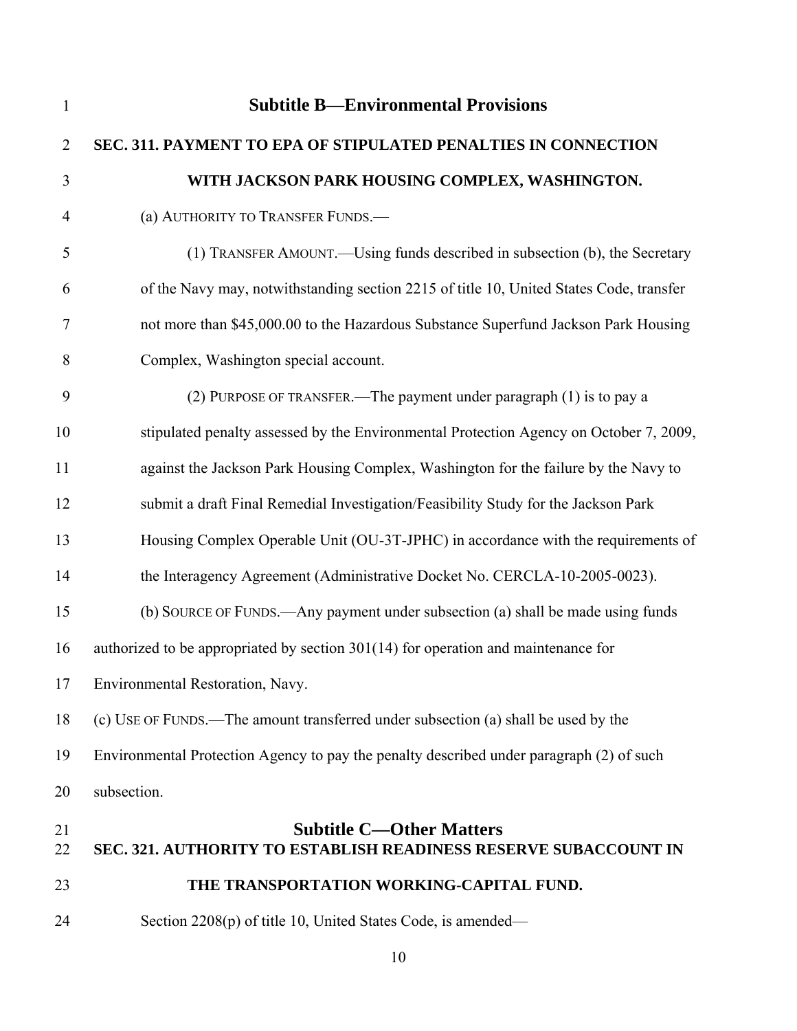## Subtitle B—Environmental Provisions

### SEC. 311. PAYMENT TO EPA OF STIPULATED PENALTIES IN CONNECTION WITH JACKSON PARK HOUSING COMPLEX, WASHINGTON.

(a) AUTHORITY TO TRANSFER FUNDS.—

(1) TRANSFER AMOUNT.—Using funds described in subsection (b), the Secretary of the Navy may, notwithstanding section 2215 of title 10, United States Code, transfer not more than $45,000.00 to the Hazardous Substance Superfund Jackson Park Housing Complex, Washington special account.

(2) PURPOSE OF TRANSFER.—The payment under paragraph (1) is to pay a stipulated penalty assessed by the Environmental Protection Agency on October 7, 2009, against the Jackson Park Housing Complex, Washington for the failure by the Navy to submit a draft Final Remedial Investigation/Feasibility Study for the Jackson Park Housing Complex Operable Unit (OU-3T-JPHC) in accordance with the requirements of the Interagency Agreement (Administrative Docket No. CERCLA-10-2005-0023).

(b) SOURCE OF FUNDS.—Any payment under subsection (a) shall be made using funds authorized to be appropriated by section 301(14) for operation and maintenance for Environmental Restoration, Navy.

(c) USE OF FUNDS.—The amount transferred under subsection (a) shall be used by the Environmental Protection Agency to pay the penalty described under paragraph (2) of such subsection.

## Subtitle C—Other Matters

### SEC. 321. AUTHORITY TO ESTABLISH READINESS RESERVE SUBACCOUNT IN THE TRANSPORTATION WORKING-CAPITAL FUND.

Section 2208(p) of title 10, United States Code, is amended—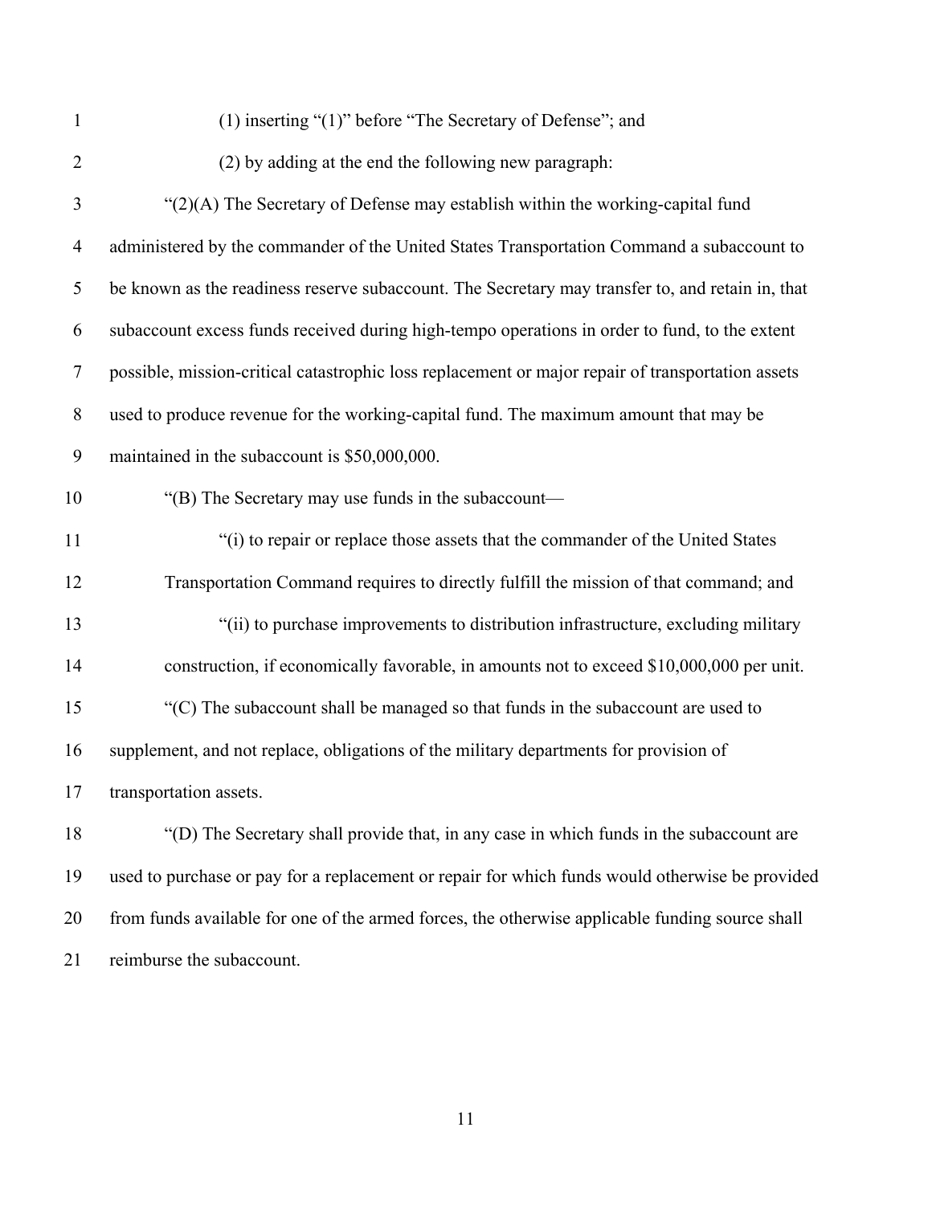(1) inserting "(1)" before "The Secretary of Defense"; and

(2) by adding at the end the following new paragraph:

"(2)(A) The Secretary of Defense may establish within the working-capital fund administered by the commander of the United States Transportation Command a subaccount to be known as the readiness reserve subaccount. The Secretary may transfer to, and retain in, that subaccount excess funds received during high-tempo operations in order to fund, to the extent possible, mission-critical catastrophic loss replacement or major repair of transportation assets used to produce revenue for the working-capital fund. The maximum amount that may be maintained in the subaccount is $50,000,000.

"(B) The Secretary may use funds in the subaccount—

"(i) to repair or replace those assets that the commander of the United States Transportation Command requires to directly fulfill the mission of that command; and

"(ii) to purchase improvements to distribution infrastructure, excluding military construction, if economically favorable, in amounts not to exceed $10,000,000 per unit.

"(C) The subaccount shall be managed so that funds in the subaccount are used to supplement, and not replace, obligations of the military departments for provision of transportation assets.

"(D) The Secretary shall provide that, in any case in which funds in the subaccount are used to purchase or pay for a replacement or repair for which funds would otherwise be provided from funds available for one of the armed forces, the otherwise applicable funding source shall reimburse the subaccount.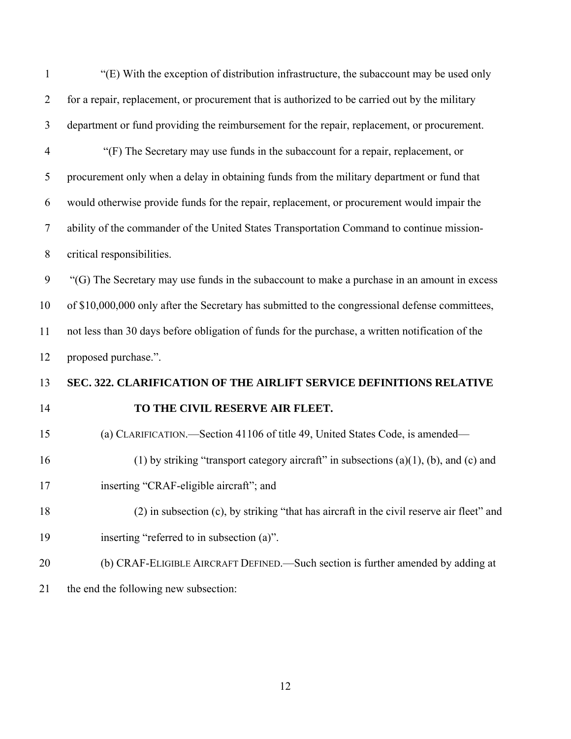"(E) With the exception of distribution infrastructure, the subaccount may be used only for a repair, replacement, or procurement that is authorized to be carried out by the military department or fund providing the reimbursement for the repair, replacement, or procurement.

"(F) The Secretary may use funds in the subaccount for a repair, replacement, or procurement only when a delay in obtaining funds from the military department or fund that would otherwise provide funds for the repair, replacement, or procurement would impair the ability of the commander of the United States Transportation Command to continue mission-critical responsibilities.

"(G) The Secretary may use funds in the subaccount to make a purchase in an amount in excess of $10,000,000 only after the Secretary has submitted to the congressional defense committees, not less than 30 days before obligation of funds for the purchase, a written notification of the proposed purchase.".

**SEC. 322. CLARIFICATION OF THE AIRLIFT SERVICE DEFINITIONS RELATIVE TO THE CIVIL RESERVE AIR FLEET.**

(a) CLARIFICATION.—Section 41106 of title 49, United States Code, is amended—

(1) by striking "transport category aircraft" in subsections (a)(1), (b), and (c) and inserting "CRAF-eligible aircraft"; and

(2) in subsection (c), by striking "that has aircraft in the civil reserve air fleet" and inserting "referred to in subsection (a)".

(b) CRAF-ELIGIBLE AIRCRAFT DEFINED.—Such section is further amended by adding at the end the following new subsection: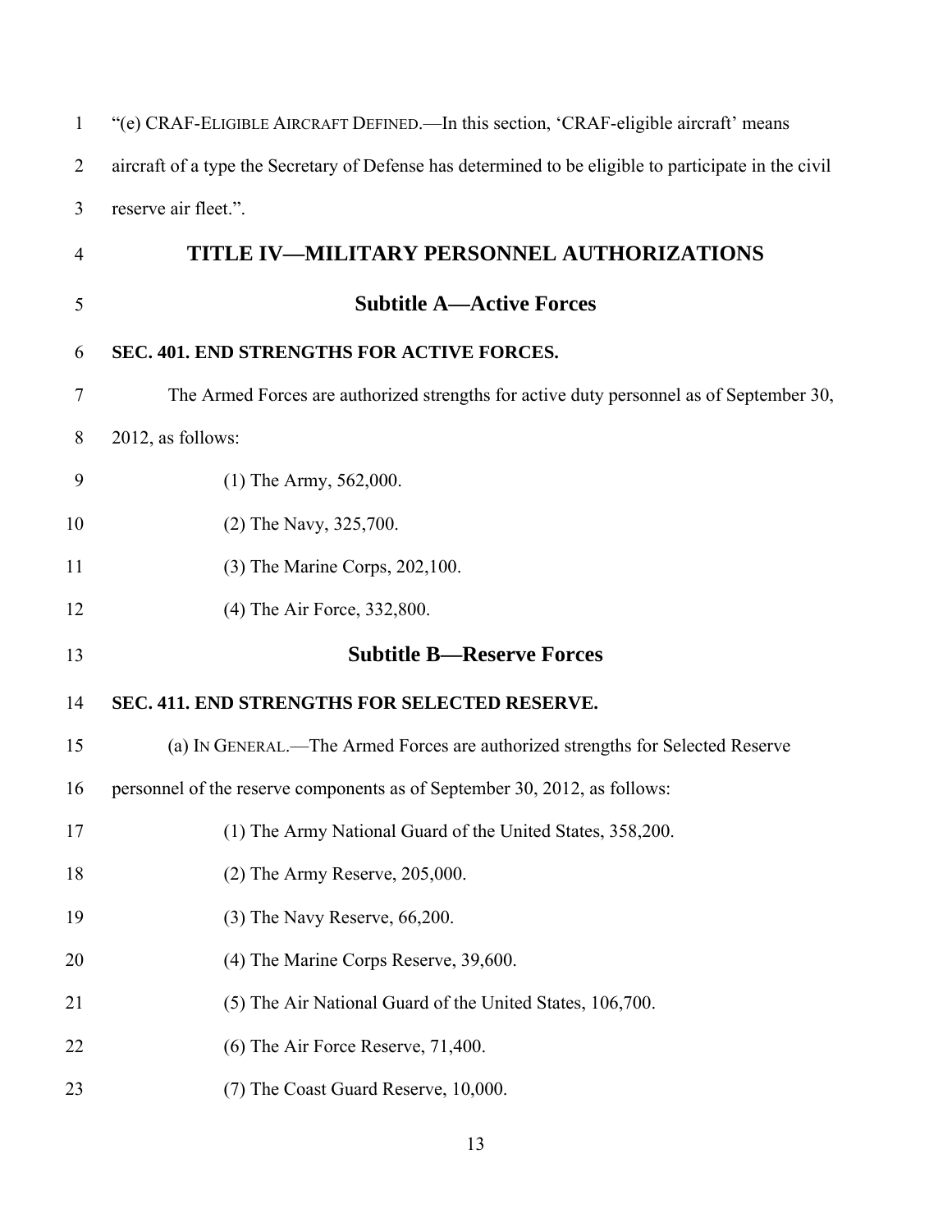"(e) CRAF-ELIGIBLE AIRCRAFT DEFINED.—In this section, 'CRAF-eligible aircraft' means aircraft of a type the Secretary of Defense has determined to be eligible to participate in the civil reserve air fleet.".

# TITLE IV—MILITARY PERSONNEL AUTHORIZATIONS

## Subtitle A—Active Forces

**SEC. 401. END STRENGTHS FOR ACTIVE FORCES.**

The Armed Forces are authorized strengths for active duty personnel as of September 30, 2012, as follows:

(1) The Army, 562,000.

(2) The Navy, 325,700.

(3) The Marine Corps, 202,100.

(4) The Air Force, 332,800.

## Subtitle B—Reserve Forces

**SEC. 411. END STRENGTHS FOR SELECTED RESERVE.**

(a) IN GENERAL.—The Armed Forces are authorized strengths for Selected Reserve personnel of the reserve components as of September 30, 2012, as follows:

(1) The Army National Guard of the United States, 358,200.

(2) The Army Reserve, 205,000.

(3) The Navy Reserve, 66,200.

(4) The Marine Corps Reserve, 39,600.

(5) The Air National Guard of the United States, 106,700.

(6) The Air Force Reserve, 71,400.

(7) The Coast Guard Reserve, 10,000.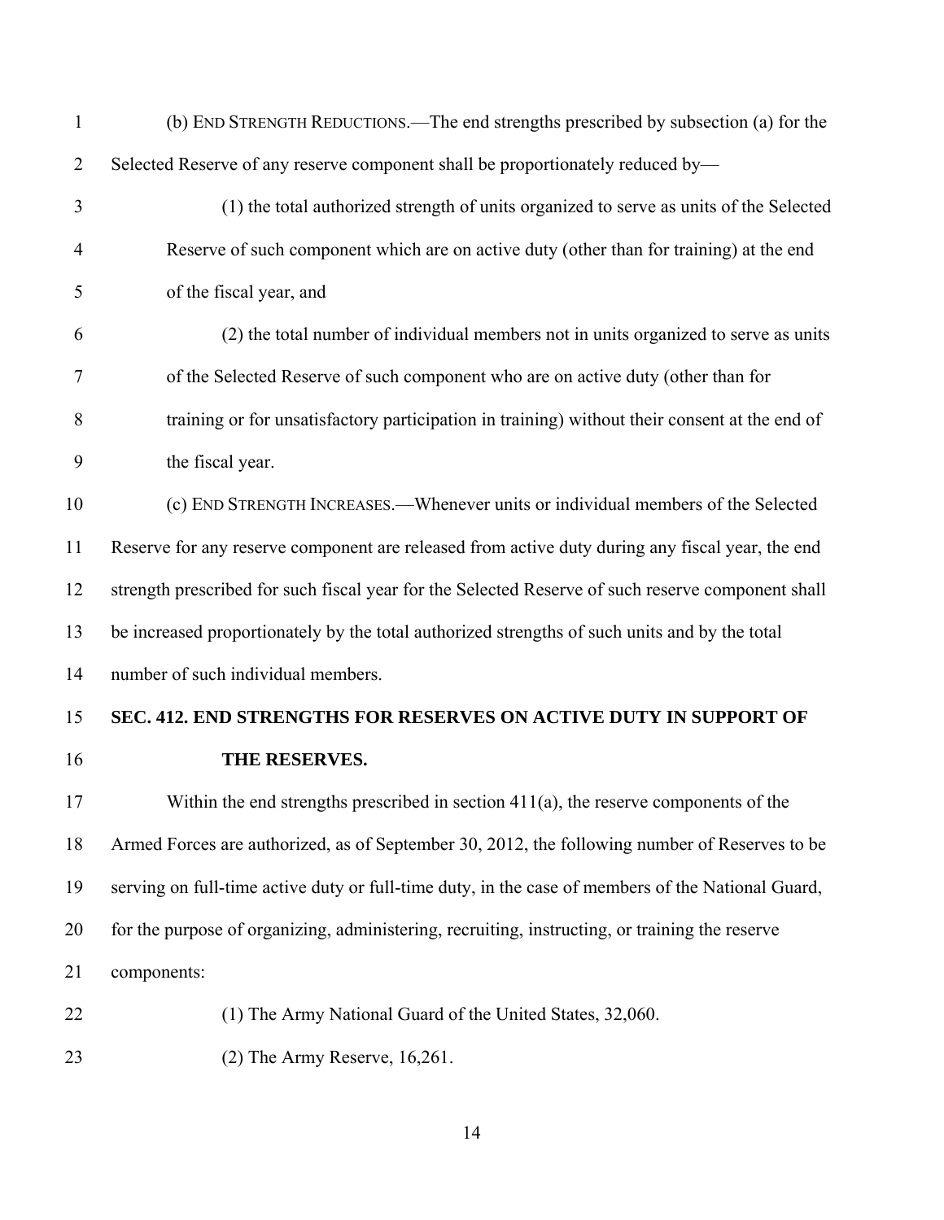(b) END STRENGTH REDUCTIONS.—The end strengths prescribed by subsection (a) for the Selected Reserve of any reserve component shall be proportionately reduced by—

(1) the total authorized strength of units organized to serve as units of the Selected Reserve of such component which are on active duty (other than for training) at the end of the fiscal year, and

(2) the total number of individual members not in units organized to serve as units of the Selected Reserve of such component who are on active duty (other than for training or for unsatisfactory participation in training) without their consent at the end of the fiscal year.

(c) END STRENGTH INCREASES.—Whenever units or individual members of the Selected Reserve for any reserve component are released from active duty during any fiscal year, the end strength prescribed for such fiscal year for the Selected Reserve of such reserve component shall be increased proportionately by the total authorized strengths of such units and by the total number of such individual members.

## SEC. 412. END STRENGTHS FOR RESERVES ON ACTIVE DUTY IN SUPPORT OF THE RESERVES.

Within the end strengths prescribed in section 411(a), the reserve components of the Armed Forces are authorized, as of September 30, 2012, the following number of Reserves to be serving on full-time active duty or full-time duty, in the case of members of the National Guard, for the purpose of organizing, administering, recruiting, instructing, or training the reserve components:

(1) The Army National Guard of the United States, 32,060.

(2) The Army Reserve, 16,261.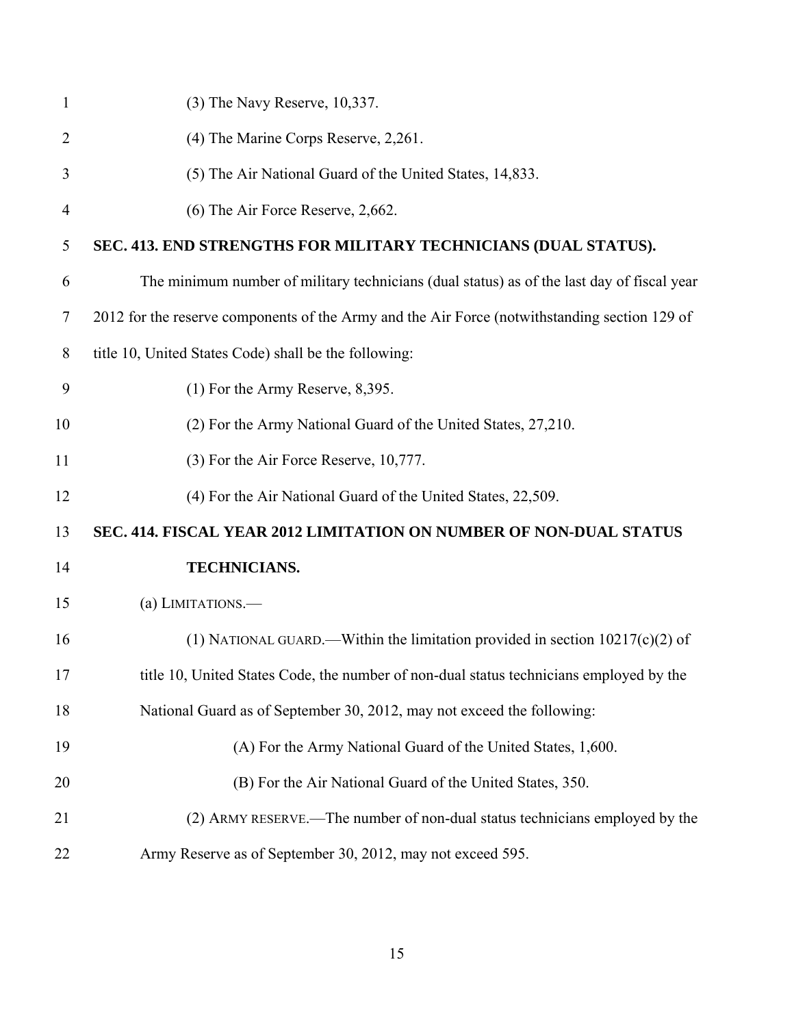(3) The Navy Reserve, 10,337.

(4) The Marine Corps Reserve, 2,261.

(5) The Air National Guard of the United States, 14,833.

(6) The Air Force Reserve, 2,662.

**SEC. 413. END STRENGTHS FOR MILITARY TECHNICIANS (DUAL STATUS).**

The minimum number of military technicians (dual status) as of the last day of fiscal year 2012 for the reserve components of the Army and the Air Force (notwithstanding section 129 of title 10, United States Code) shall be the following:

(1) For the Army Reserve, 8,395.

(2) For the Army National Guard of the United States, 27,210.

(3) For the Air Force Reserve, 10,777.

(4) For the Air National Guard of the United States, 22,509.

**SEC. 414. FISCAL YEAR 2012 LIMITATION ON NUMBER OF NON-DUAL STATUS TECHNICIANS.**

(a) LIMITATIONS.—

(1) NATIONAL GUARD.—Within the limitation provided in section 10217(c)(2) of title 10, United States Code, the number of non-dual status technicians employed by the National Guard as of September 30, 2012, may not exceed the following:

(A) For the Army National Guard of the United States, 1,600.

(B) For the Air National Guard of the United States, 350.

(2) ARMY RESERVE.—The number of non-dual status technicians employed by the Army Reserve as of September 30, 2012, may not exceed 595.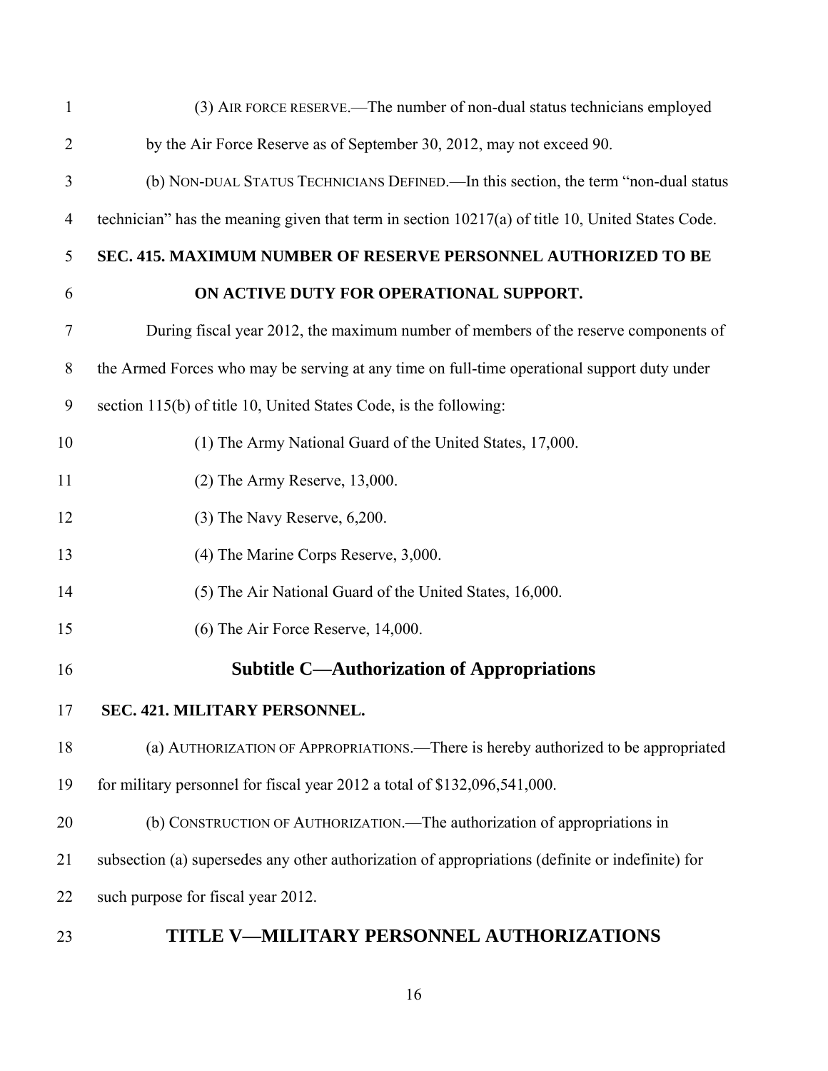(3) AIR FORCE RESERVE.—The number of non-dual status technicians employed by the Air Force Reserve as of September 30, 2012, may not exceed 90.

(b) NON-DUAL STATUS TECHNICIANS DEFINED.—In this section, the term "non-dual status technician" has the meaning given that term in section 10217(a) of title 10, United States Code.

**SEC. 415. MAXIMUM NUMBER OF RESERVE PERSONNEL AUTHORIZED TO BE ON ACTIVE DUTY FOR OPERATIONAL SUPPORT.**

During fiscal year 2012, the maximum number of members of the reserve components of the Armed Forces who may be serving at any time on full-time operational support duty under section 115(b) of title 10, United States Code, is the following:

(1) The Army National Guard of the United States, 17,000.

(2) The Army Reserve, 13,000.

(3) The Navy Reserve, 6,200.

(4) The Marine Corps Reserve, 3,000.

(5) The Air National Guard of the United States, 16,000.

(6) The Air Force Reserve, 14,000.

## Subtitle C—Authorization of Appropriations

**SEC. 421. MILITARY PERSONNEL.**

(a) AUTHORIZATION OF APPROPRIATIONS.—There is hereby authorized to be appropriated for military personnel for fiscal year 2012 a total of $132,096,541,000.

(b) CONSTRUCTION OF AUTHORIZATION.—The authorization of appropriations in subsection (a) supersedes any other authorization of appropriations (definite or indefinite) for such purpose for fiscal year 2012.

# TITLE V—MILITARY PERSONNEL AUTHORIZATIONS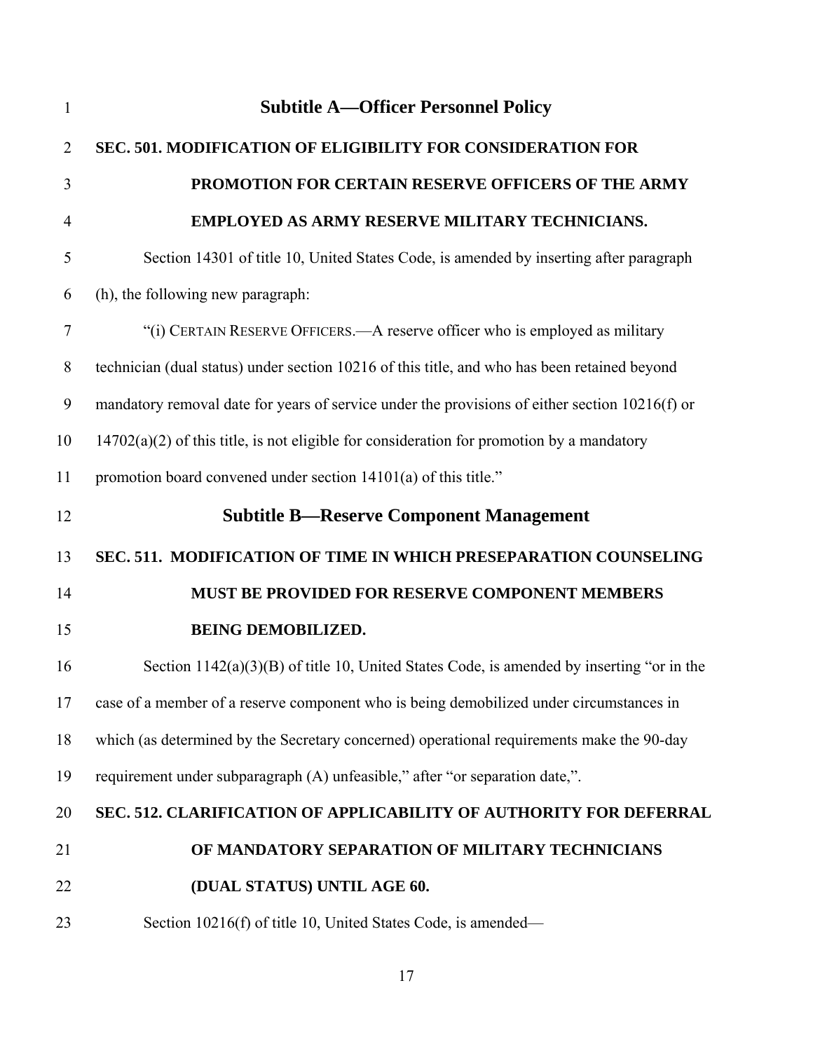## Subtitle A—Officer Personnel Policy

**SEC. 501. MODIFICATION OF ELIGIBILITY FOR CONSIDERATION FOR PROMOTION FOR CERTAIN RESERVE OFFICERS OF THE ARMY EMPLOYED AS ARMY RESERVE MILITARY TECHNICIANS.**

Section 14301 of title 10, United States Code, is amended by inserting after paragraph (h), the following new paragraph:

"(i) CERTAIN RESERVE OFFICERS.—A reserve officer who is employed as military technician (dual status) under section 10216 of this title, and who has been retained beyond mandatory removal date for years of service under the provisions of either section 10216(f) or 14702(a)(2) of this title, is not eligible for consideration for promotion by a mandatory promotion board convened under section 14101(a) of this title."

## Subtitle B—Reserve Component Management

**SEC. 511. MODIFICATION OF TIME IN WHICH PRESEPARATION COUNSELING MUST BE PROVIDED FOR RESERVE COMPONENT MEMBERS BEING DEMOBILIZED.**

Section 1142(a)(3)(B) of title 10, United States Code, is amended by inserting "or in the case of a member of a reserve component who is being demobilized under circumstances in which (as determined by the Secretary concerned) operational requirements make the 90-day requirement under subparagraph (A) unfeasible," after "or separation date,".

**SEC. 512. CLARIFICATION OF APPLICABILITY OF AUTHORITY FOR DEFERRAL OF MANDATORY SEPARATION OF MILITARY TECHNICIANS (DUAL STATUS) UNTIL AGE 60.**

Section 10216(f) of title 10, United States Code, is amended—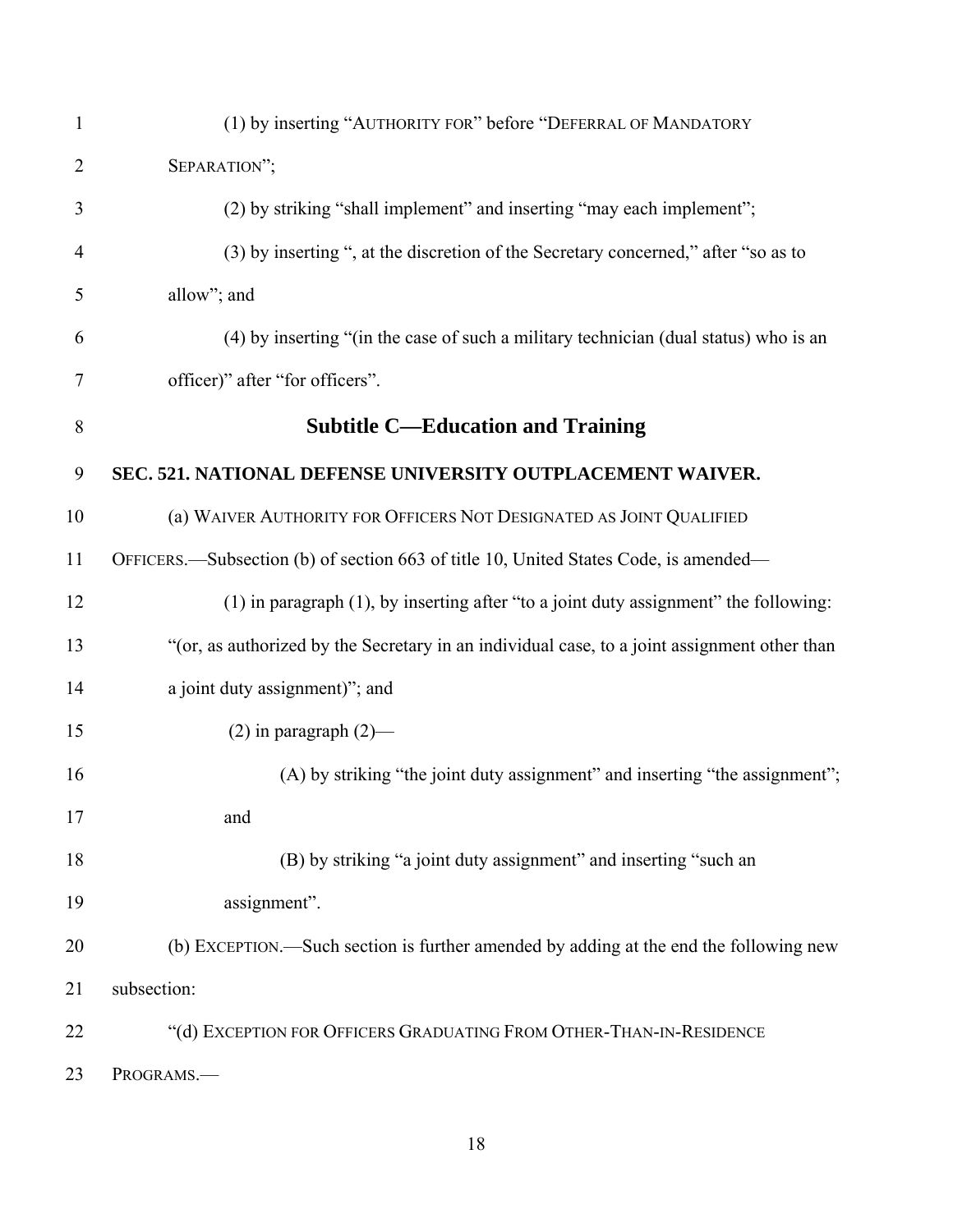(1) by inserting "AUTHORITY FOR" before "DEFERRAL OF MANDATORY SEPARATION";

(2) by striking "shall implement" and inserting "may each implement";

(3) by inserting ", at the discretion of the Secretary concerned," after "so as to allow"; and

(4) by inserting "(in the case of such a military technician (dual status) who is an officer)" after "for officers".

## Subtitle C—Education and Training

### SEC. 521. NATIONAL DEFENSE UNIVERSITY OUTPLACEMENT WAIVER.

(a) WAIVER AUTHORITY FOR OFFICERS NOT DESIGNATED AS JOINT QUALIFIED OFFICERS.—Subsection (b) of section 663 of title 10, United States Code, is amended—

(1) in paragraph (1), by inserting after "to a joint duty assignment" the following: "(or, as authorized by the Secretary in an individual case, to a joint assignment other than a joint duty assignment)"; and

(2) in paragraph (2)—

(A) by striking "the joint duty assignment" and inserting "the assignment"; and

(B) by striking "a joint duty assignment" and inserting "such an assignment".

(b) EXCEPTION.—Such section is further amended by adding at the end the following new subsection:

"(d) EXCEPTION FOR OFFICERS GRADUATING FROM OTHER-THAN-IN-RESIDENCE PROGRAMS.—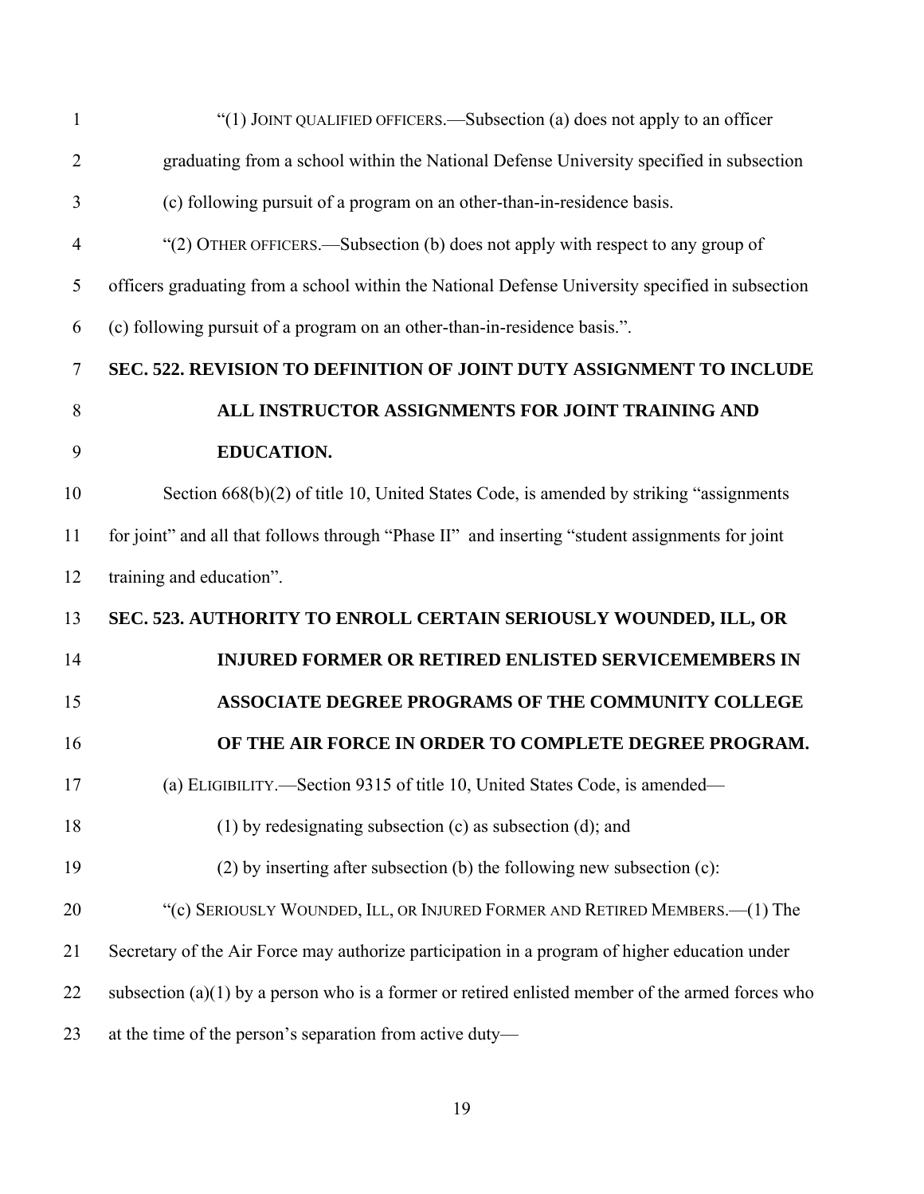"(1) JOINT QUALIFIED OFFICERS.—Subsection (a) does not apply to an officer graduating from a school within the National Defense University specified in subsection (c) following pursuit of a program on an other-than-in-residence basis.

"(2) OTHER OFFICERS.—Subsection (b) does not apply with respect to any group of officers graduating from a school within the National Defense University specified in subsection (c) following pursuit of a program on an other-than-in-residence basis.".

**SEC. 522. REVISION TO DEFINITION OF JOINT DUTY ASSIGNMENT TO INCLUDE ALL INSTRUCTOR ASSIGNMENTS FOR JOINT TRAINING AND EDUCATION.**

Section 668(b)(2) of title 10, United States Code, is amended by striking "assignments for joint" and all that follows through "Phase II" and inserting "student assignments for joint training and education".

**SEC. 523. AUTHORITY TO ENROLL CERTAIN SERIOUSLY WOUNDED, ILL, OR INJURED FORMER OR RETIRED ENLISTED SERVICEMEMBERS IN ASSOCIATE DEGREE PROGRAMS OF THE COMMUNITY COLLEGE OF THE AIR FORCE IN ORDER TO COMPLETE DEGREE PROGRAM.**

(a) ELIGIBILITY.—Section 9315 of title 10, United States Code, is amended—

(1) by redesignating subsection (c) as subsection (d); and

(2) by inserting after subsection (b) the following new subsection (c):

"(c) SERIOUSLY WOUNDED, ILL, OR INJURED FORMER AND RETIRED MEMBERS.—(1) The Secretary of the Air Force may authorize participation in a program of higher education under subsection (a)(1) by a person who is a former or retired enlisted member of the armed forces who at the time of the person's separation from active duty—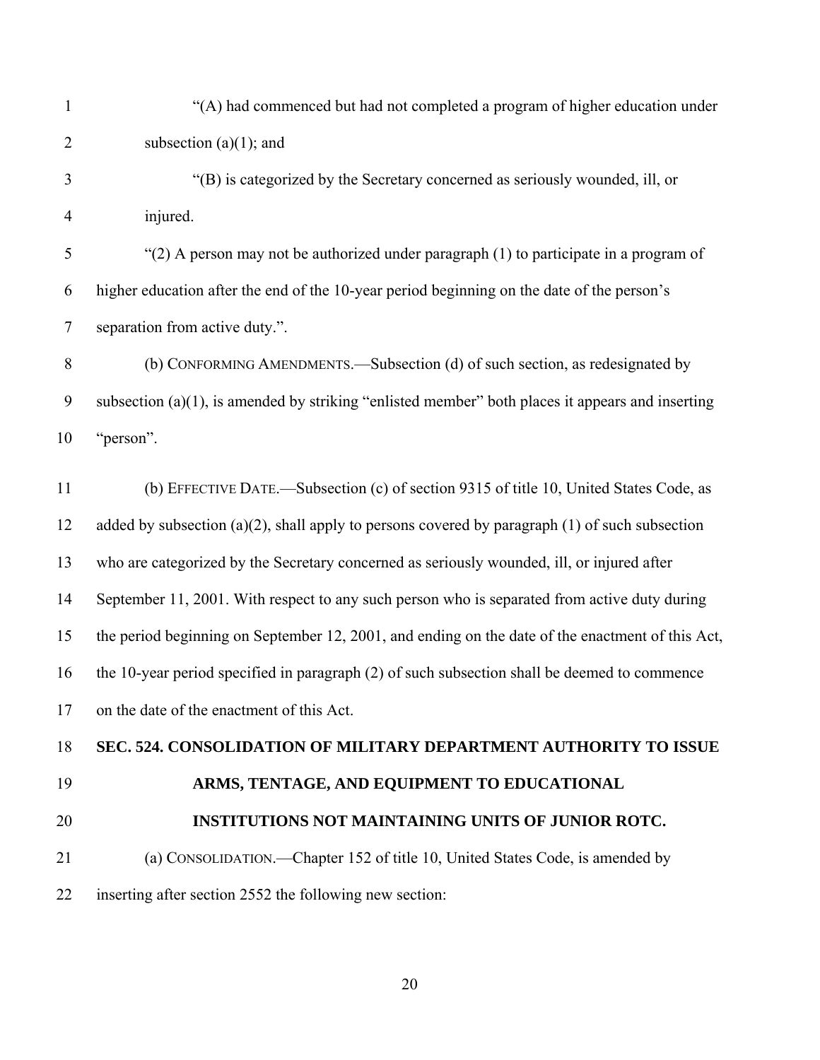"(A) had commenced but had not completed a program of higher education under subsection (a)(1); and

"(B) is categorized by the Secretary concerned as seriously wounded, ill, or injured.

"(2) A person may not be authorized under paragraph (1) to participate in a program of higher education after the end of the 10-year period beginning on the date of the person's separation from active duty.".

(b) CONFORMING AMENDMENTS.—Subsection (d) of such section, as redesignated by subsection (a)(1), is amended by striking "enlisted member" both places it appears and inserting "person".

(b) EFFECTIVE DATE.—Subsection (c) of section 9315 of title 10, United States Code, as added by subsection (a)(2), shall apply to persons covered by paragraph (1) of such subsection who are categorized by the Secretary concerned as seriously wounded, ill, or injured after September 11, 2001. With respect to any such person who is separated from active duty during the period beginning on September 12, 2001, and ending on the date of the enactment of this Act, the 10-year period specified in paragraph (2) of such subsection shall be deemed to commence on the date of the enactment of this Act.

**SEC. 524. CONSOLIDATION OF MILITARY DEPARTMENT AUTHORITY TO ISSUE ARMS, TENTAGE, AND EQUIPMENT TO EDUCATIONAL INSTITUTIONS NOT MAINTAINING UNITS OF JUNIOR ROTC.**

(a) CONSOLIDATION.—Chapter 152 of title 10, United States Code, is amended by inserting after section 2552 the following new section: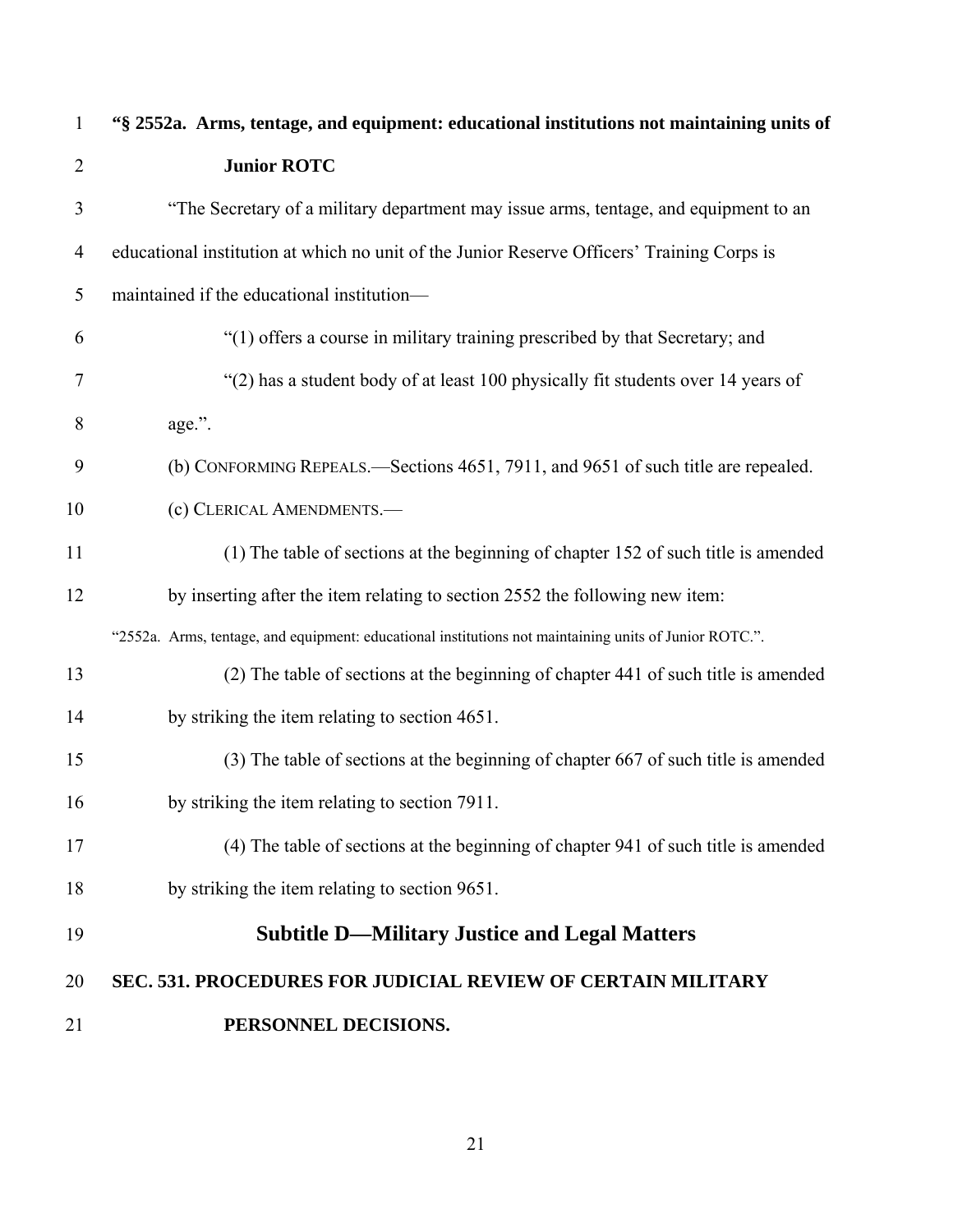**"§ 2552a. Arms, tentage, and equipment: educational institutions not maintaining units of Junior ROTC**

"The Secretary of a military department may issue arms, tentage, and equipment to an educational institution at which no unit of the Junior Reserve Officers' Training Corps is maintained if the educational institution—

"(1) offers a course in military training prescribed by that Secretary; and

"(2) has a student body of at least 100 physically fit students over 14 years of age.".

(b) CONFORMING REPEALS.—Sections 4651, 7911, and 9651 of such title are repealed.

(c) CLERICAL AMENDMENTS.—

(1) The table of sections at the beginning of chapter 152 of such title is amended by inserting after the item relating to section 2552 the following new item:

"2552a. Arms, tentage, and equipment: educational institutions not maintaining units of Junior ROTC.".

(2) The table of sections at the beginning of chapter 441 of such title is amended by striking the item relating to section 4651.

(3) The table of sections at the beginning of chapter 667 of such title is amended by striking the item relating to section 7911.

(4) The table of sections at the beginning of chapter 941 of such title is amended by striking the item relating to section 9651.

## Subtitle D—Military Justice and Legal Matters

### SEC. 531. PROCEDURES FOR JUDICIAL REVIEW OF CERTAIN MILITARY PERSONNEL DECISIONS.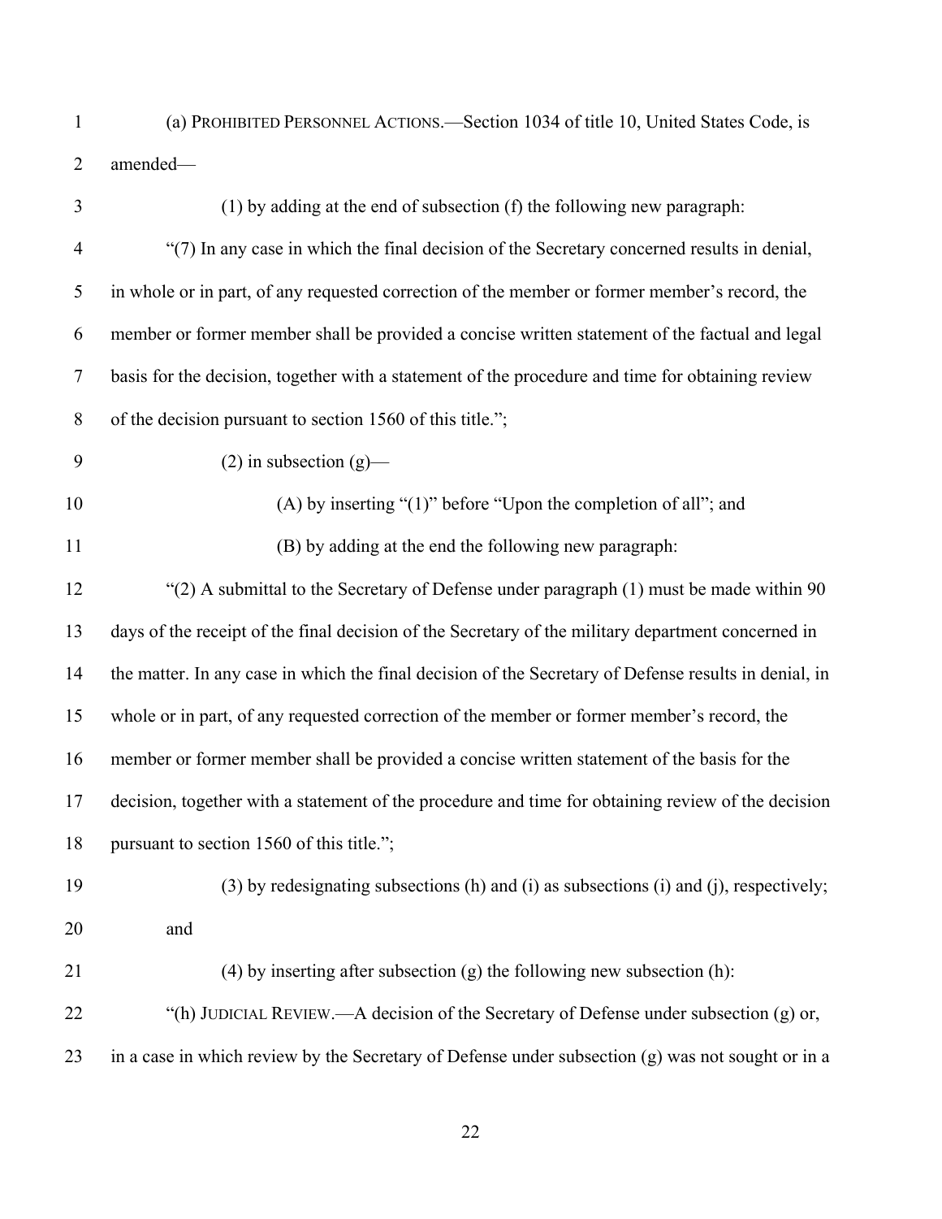(a) PROHIBITED PERSONNEL ACTIONS.—Section 1034 of title 10, United States Code, is amended—

(1) by adding at the end of subsection (f) the following new paragraph:

"(7) In any case in which the final decision of the Secretary concerned results in denial, in whole or in part, of any requested correction of the member or former member's record, the member or former member shall be provided a concise written statement of the factual and legal basis for the decision, together with a statement of the procedure and time for obtaining review of the decision pursuant to section 1560 of this title.";

(2) in subsection (g)—

(A) by inserting "(1)" before "Upon the completion of all"; and

(B) by adding at the end the following new paragraph:

"(2) A submittal to the Secretary of Defense under paragraph (1) must be made within 90 days of the receipt of the final decision of the Secretary of the military department concerned in the matter. In any case in which the final decision of the Secretary of Defense results in denial, in whole or in part, of any requested correction of the member or former member's record, the member or former member shall be provided a concise written statement of the basis for the decision, together with a statement of the procedure and time for obtaining review of the decision pursuant to section 1560 of this title.";

(3) by redesignating subsections (h) and (i) as subsections (i) and (j), respectively; and

(4) by inserting after subsection (g) the following new subsection (h):

"(h) JUDICIAL REVIEW.—A decision of the Secretary of Defense under subsection (g) or, in a case in which review by the Secretary of Defense under subsection (g) was not sought or in a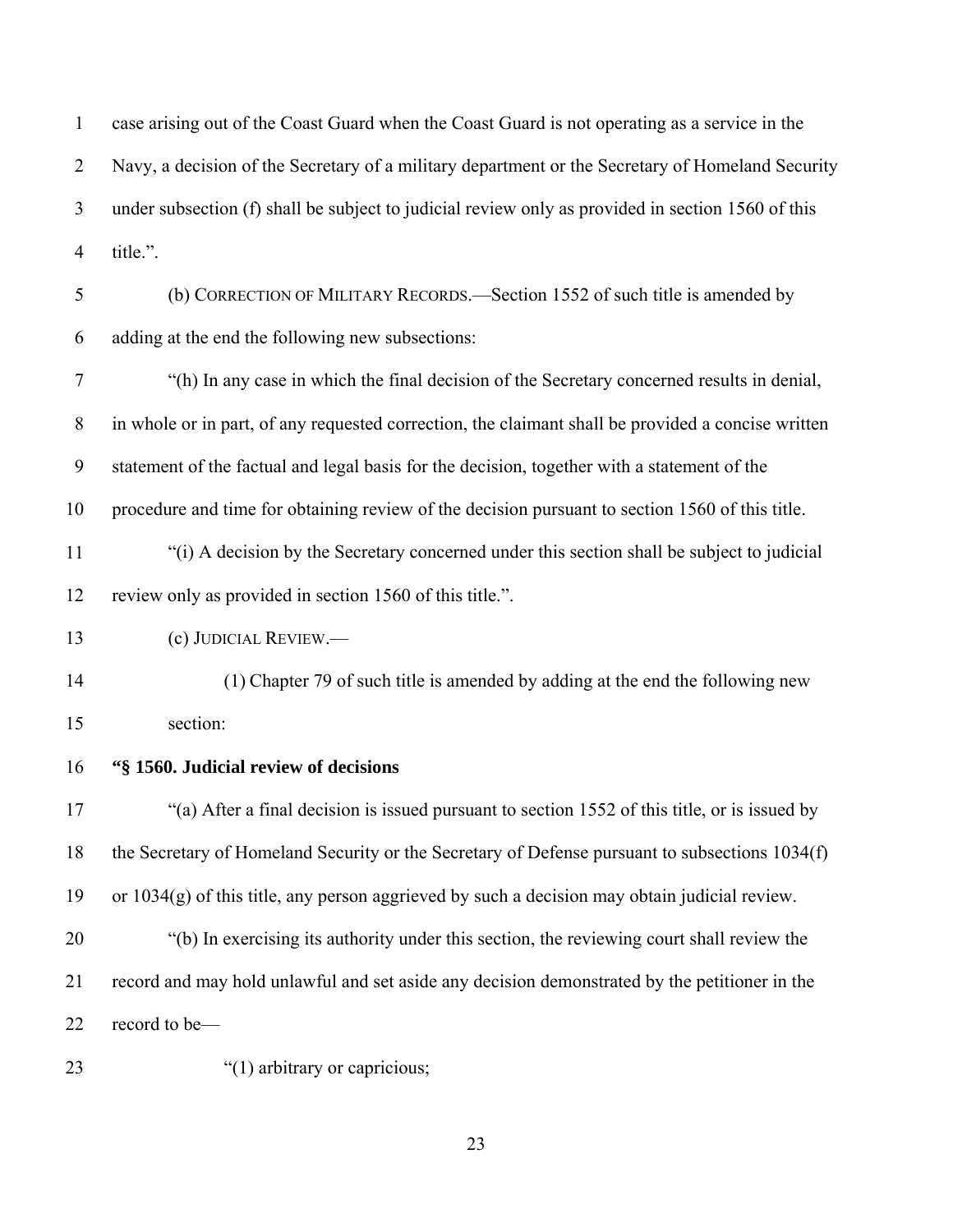case arising out of the Coast Guard when the Coast Guard is not operating as a service in the Navy, a decision of the Secretary of a military department or the Secretary of Homeland Security under subsection (f) shall be subject to judicial review only as provided in section 1560 of this title.".

(b) CORRECTION OF MILITARY RECORDS.—Section 1552 of such title is amended by adding at the end the following new subsections:

"(h) In any case in which the final decision of the Secretary concerned results in denial, in whole or in part, of any requested correction, the claimant shall be provided a concise written statement of the factual and legal basis for the decision, together with a statement of the procedure and time for obtaining review of the decision pursuant to section 1560 of this title.

"(i) A decision by the Secretary concerned under this section shall be subject to judicial review only as provided in section 1560 of this title.".

(c) JUDICIAL REVIEW.—

(1) Chapter 79 of such title is amended by adding at the end the following new section:

**"§ 1560. Judicial review of decisions**

"(a) After a final decision is issued pursuant to section 1552 of this title, or is issued by the Secretary of Homeland Security or the Secretary of Defense pursuant to subsections 1034(f) or 1034(g) of this title, any person aggrieved by such a decision may obtain judicial review.

"(b) In exercising its authority under this section, the reviewing court shall review the record and may hold unlawful and set aside any decision demonstrated by the petitioner in the record to be—

"(1) arbitrary or capricious;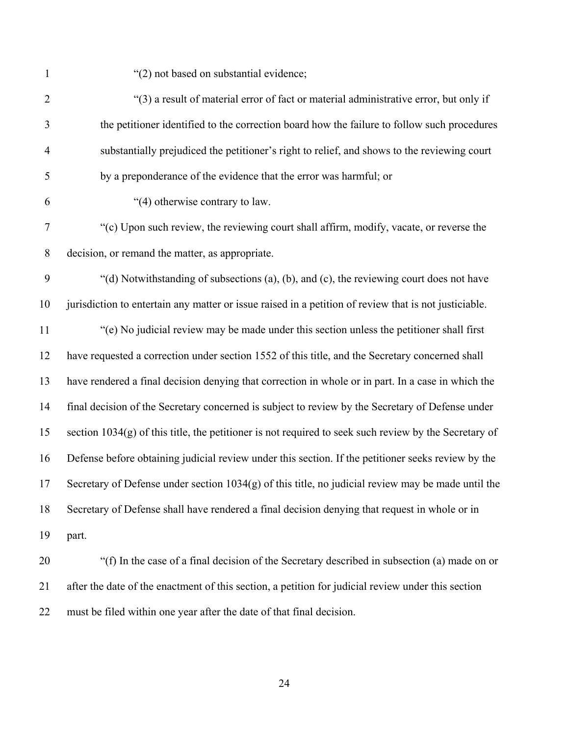"(2) not based on substantial evidence;

"(3) a result of material error of fact or material administrative error, but only if the petitioner identified to the correction board how the failure to follow such procedures substantially prejudiced the petitioner's right to relief, and shows to the reviewing court by a preponderance of the evidence that the error was harmful; or

"(4) otherwise contrary to law.

"(c) Upon such review, the reviewing court shall affirm, modify, vacate, or reverse the decision, or remand the matter, as appropriate.

"(d) Notwithstanding of subsections (a), (b), and (c), the reviewing court does not have jurisdiction to entertain any matter or issue raised in a petition of review that is not justiciable.

"(e) No judicial review may be made under this section unless the petitioner shall first have requested a correction under section 1552 of this title, and the Secretary concerned shall have rendered a final decision denying that correction in whole or in part. In a case in which the final decision of the Secretary concerned is subject to review by the Secretary of Defense under section 1034(g) of this title, the petitioner is not required to seek such review by the Secretary of Defense before obtaining judicial review under this section. If the petitioner seeks review by the Secretary of Defense under section 1034(g) of this title, no judicial review may be made until the Secretary of Defense shall have rendered a final decision denying that request in whole or in part.

"(f) In the case of a final decision of the Secretary described in subsection (a) made on or after the date of the enactment of this section, a petition for judicial review under this section must be filed within one year after the date of that final decision.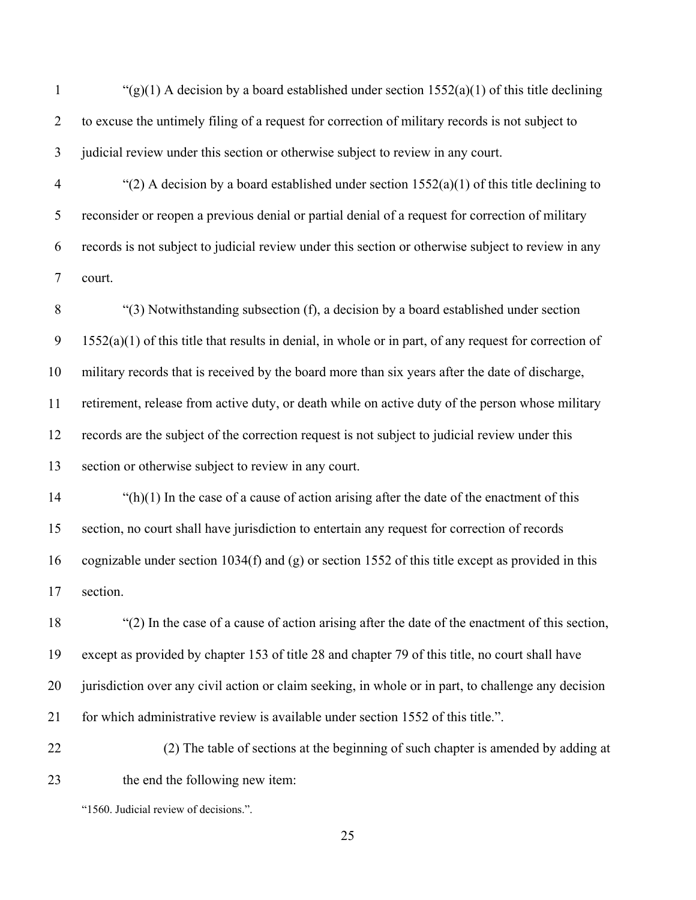"(g)(1) A decision by a board established under section 1552(a)(1) of this title declining to excuse the untimely filing of a request for correction of military records is not subject to judicial review under this section or otherwise subject to review in any court.

"(2) A decision by a board established under section 1552(a)(1) of this title declining to reconsider or reopen a previous denial or partial denial of a request for correction of military records is not subject to judicial review under this section or otherwise subject to review in any court.

"(3) Notwithstanding subsection (f), a decision by a board established under section 1552(a)(1) of this title that results in denial, in whole or in part, of any request for correction of military records that is received by the board more than six years after the date of discharge, retirement, release from active duty, or death while on active duty of the person whose military records are the subject of the correction request is not subject to judicial review under this section or otherwise subject to review in any court.

"(h)(1) In the case of a cause of action arising after the date of the enactment of this section, no court shall have jurisdiction to entertain any request for correction of records cognizable under section 1034(f) and (g) or section 1552 of this title except as provided in this section.

"(2) In the case of a cause of action arising after the date of the enactment of this section, except as provided by chapter 153 of title 28 and chapter 79 of this title, no court shall have jurisdiction over any civil action or claim seeking, in whole or in part, to challenge any decision for which administrative review is available under section 1552 of this title.".

(2) The table of sections at the beginning of such chapter is amended by adding at the end the following new item:

"1560. Judicial review of decisions.".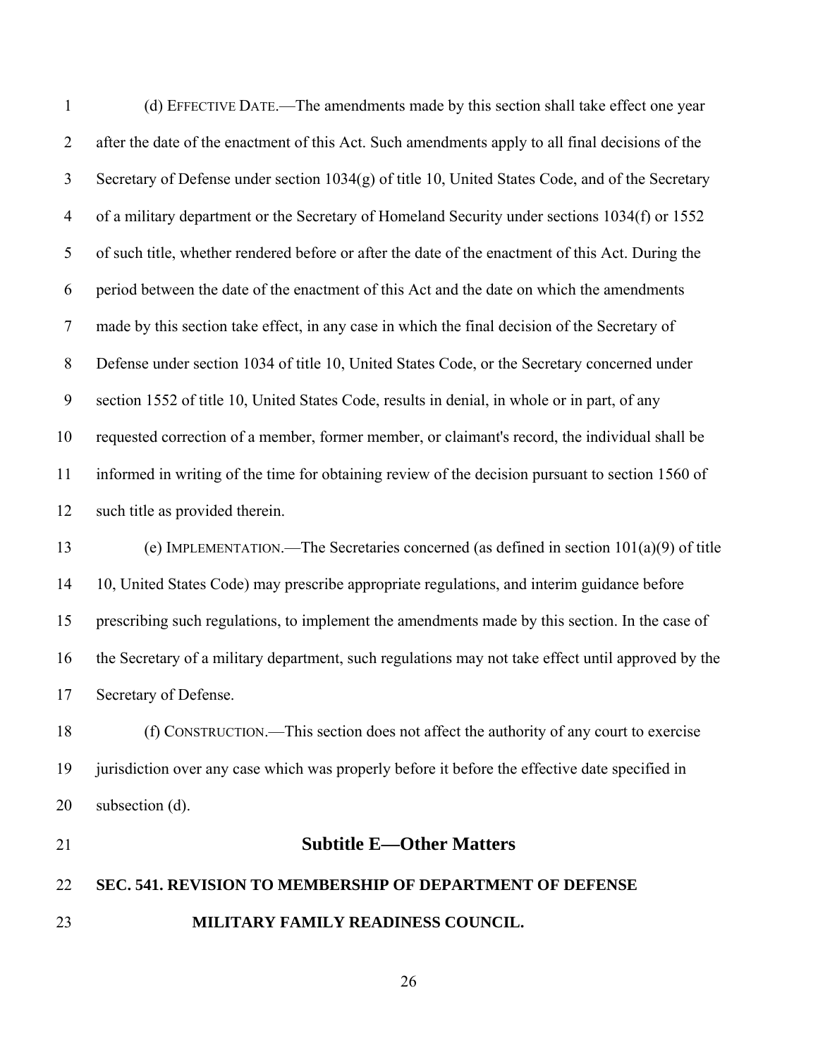(d) EFFECTIVE DATE.—The amendments made by this section shall take effect one year after the date of the enactment of this Act. Such amendments apply to all final decisions of the Secretary of Defense under section 1034(g) of title 10, United States Code, and of the Secretary of a military department or the Secretary of Homeland Security under sections 1034(f) or 1552 of such title, whether rendered before or after the date of the enactment of this Act. During the period between the date of the enactment of this Act and the date on which the amendments made by this section take effect, in any case in which the final decision of the Secretary of Defense under section 1034 of title 10, United States Code, or the Secretary concerned under section 1552 of title 10, United States Code, results in denial, in whole or in part, of any requested correction of a member, former member, or claimant's record, the individual shall be informed in writing of the time for obtaining review of the decision pursuant to section 1560 of such title as provided therein.

(e) IMPLEMENTATION.—The Secretaries concerned (as defined in section 101(a)(9) of title 10, United States Code) may prescribe appropriate regulations, and interim guidance before prescribing such regulations, to implement the amendments made by this section. In the case of the Secretary of a military department, such regulations may not take effect until approved by the Secretary of Defense.

(f) CONSTRUCTION.—This section does not affect the authority of any court to exercise jurisdiction over any case which was properly before it before the effective date specified in subsection (d).

## Subtitle E—Other Matters

### SEC. 541. REVISION TO MEMBERSHIP OF DEPARTMENT OF DEFENSE MILITARY FAMILY READINESS COUNCIL.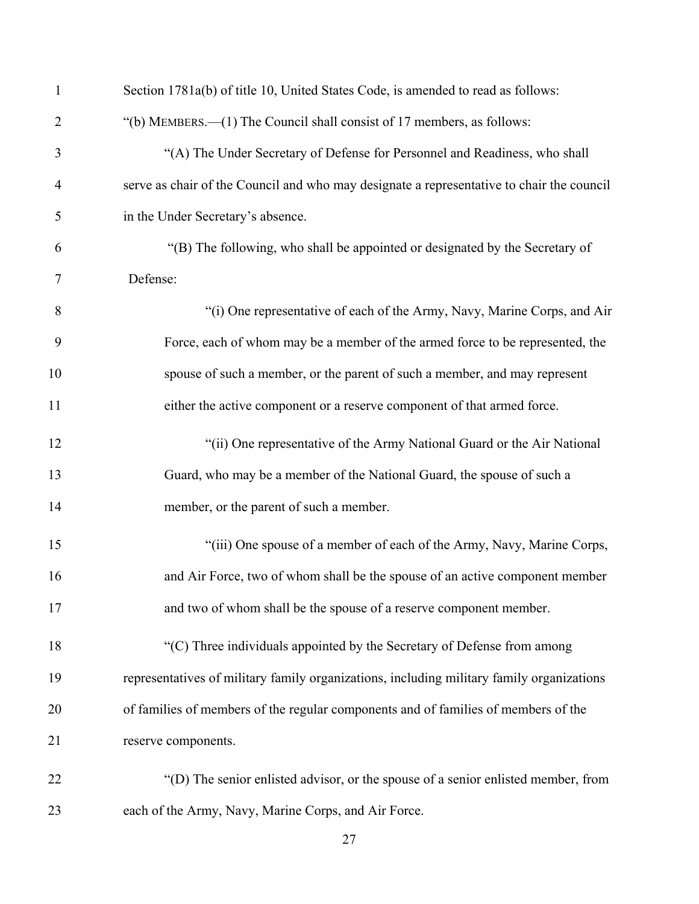Section 1781a(b) of title 10, United States Code, is amended to read as follows:

"(b) MEMBERS.—(1) The Council shall consist of 17 members, as follows:

"(A) The Under Secretary of Defense for Personnel and Readiness, who shall serve as chair of the Council and who may designate a representative to chair the council in the Under Secretary's absence.

"(B) The following, who shall be appointed or designated by the Secretary of Defense:

"(i) One representative of each of the Army, Navy, Marine Corps, and Air Force, each of whom may be a member of the armed force to be represented, the spouse of such a member, or the parent of such a member, and may represent either the active component or a reserve component of that armed force.

"(ii) One representative of the Army National Guard or the Air National Guard, who may be a member of the National Guard, the spouse of such a member, or the parent of such a member.

"(iii) One spouse of a member of each of the Army, Navy, Marine Corps, and Air Force, two of whom shall be the spouse of an active component member and two of whom shall be the spouse of a reserve component member.

"(C) Three individuals appointed by the Secretary of Defense from among representatives of military family organizations, including military family organizations of families of members of the regular components and of families of members of the reserve components.

"(D) The senior enlisted advisor, or the spouse of a senior enlisted member, from each of the Army, Navy, Marine Corps, and Air Force.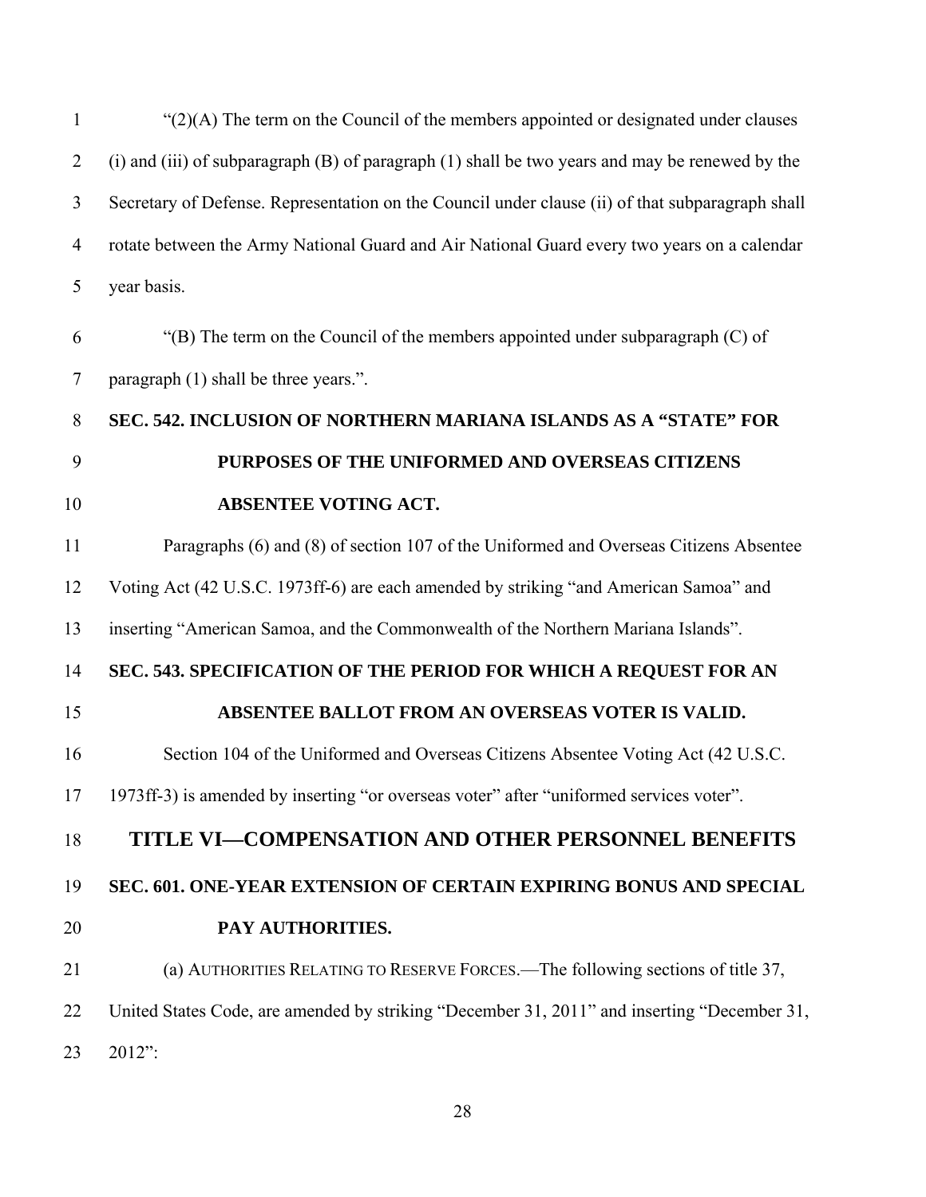"(2)(A) The term on the Council of the members appointed or designated under clauses (i) and (iii) of subparagraph (B) of paragraph (1) shall be two years and may be renewed by the Secretary of Defense. Representation on the Council under clause (ii) of that subparagraph shall rotate between the Army National Guard and Air National Guard every two years on a calendar year basis.

"(B) The term on the Council of the members appointed under subparagraph (C) of paragraph (1) shall be three years.".

**SEC. 542. INCLUSION OF NORTHERN MARIANA ISLANDS AS A "STATE" FOR PURPOSES OF THE UNIFORMED AND OVERSEAS CITIZENS ABSENTEE VOTING ACT.**

Paragraphs (6) and (8) of section 107 of the Uniformed and Overseas Citizens Absentee Voting Act (42 U.S.C. 1973ff-6) are each amended by striking "and American Samoa" and inserting "American Samoa, and the Commonwealth of the Northern Mariana Islands".

**SEC. 543. SPECIFICATION OF THE PERIOD FOR WHICH A REQUEST FOR AN ABSENTEE BALLOT FROM AN OVERSEAS VOTER IS VALID.**

Section 104 of the Uniformed and Overseas Citizens Absentee Voting Act (42 U.S.C. 1973ff-3) is amended by inserting "or overseas voter" after "uniformed services voter".

## TITLE VI—COMPENSATION AND OTHER PERSONNEL BENEFITS

**SEC. 601. ONE-YEAR EXTENSION OF CERTAIN EXPIRING BONUS AND SPECIAL PAY AUTHORITIES.**

(a) AUTHORITIES RELATING TO RESERVE FORCES.—The following sections of title 37, United States Code, are amended by striking "December 31, 2011" and inserting "December 31, 2012":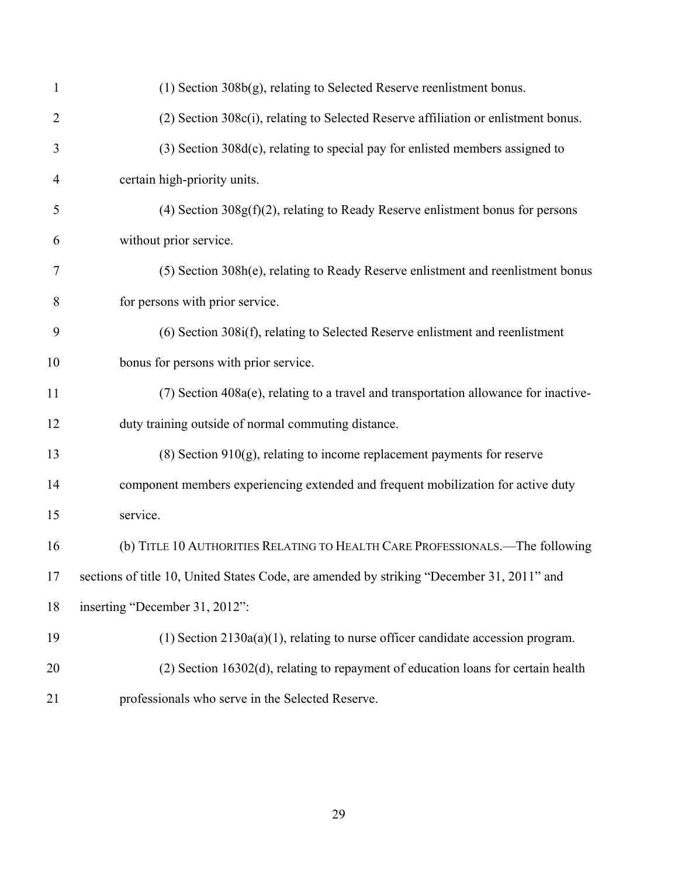(1) Section 308b(g), relating to Selected Reserve reenlistment bonus.

(2) Section 308c(i), relating to Selected Reserve affiliation or enlistment bonus.

(3) Section 308d(c), relating to special pay for enlisted members assigned to certain high-priority units.

(4) Section 308g(f)(2), relating to Ready Reserve enlistment bonus for persons without prior service.

(5) Section 308h(e), relating to Ready Reserve enlistment and reenlistment bonus for persons with prior service.

(6) Section 308i(f), relating to Selected Reserve enlistment and reenlistment bonus for persons with prior service.

(7) Section 408a(e), relating to a travel and transportation allowance for inactive-duty training outside of normal commuting distance.

(8) Section 910(g), relating to income replacement payments for reserve component members experiencing extended and frequent mobilization for active duty service.

(b) TITLE 10 AUTHORITIES RELATING TO HEALTH CARE PROFESSIONALS.—The following sections of title 10, United States Code, are amended by striking "December 31, 2011" and inserting "December 31, 2012":

(1) Section 2130a(a)(1), relating to nurse officer candidate accession program.

(2) Section 16302(d), relating to repayment of education loans for certain health professionals who serve in the Selected Reserve.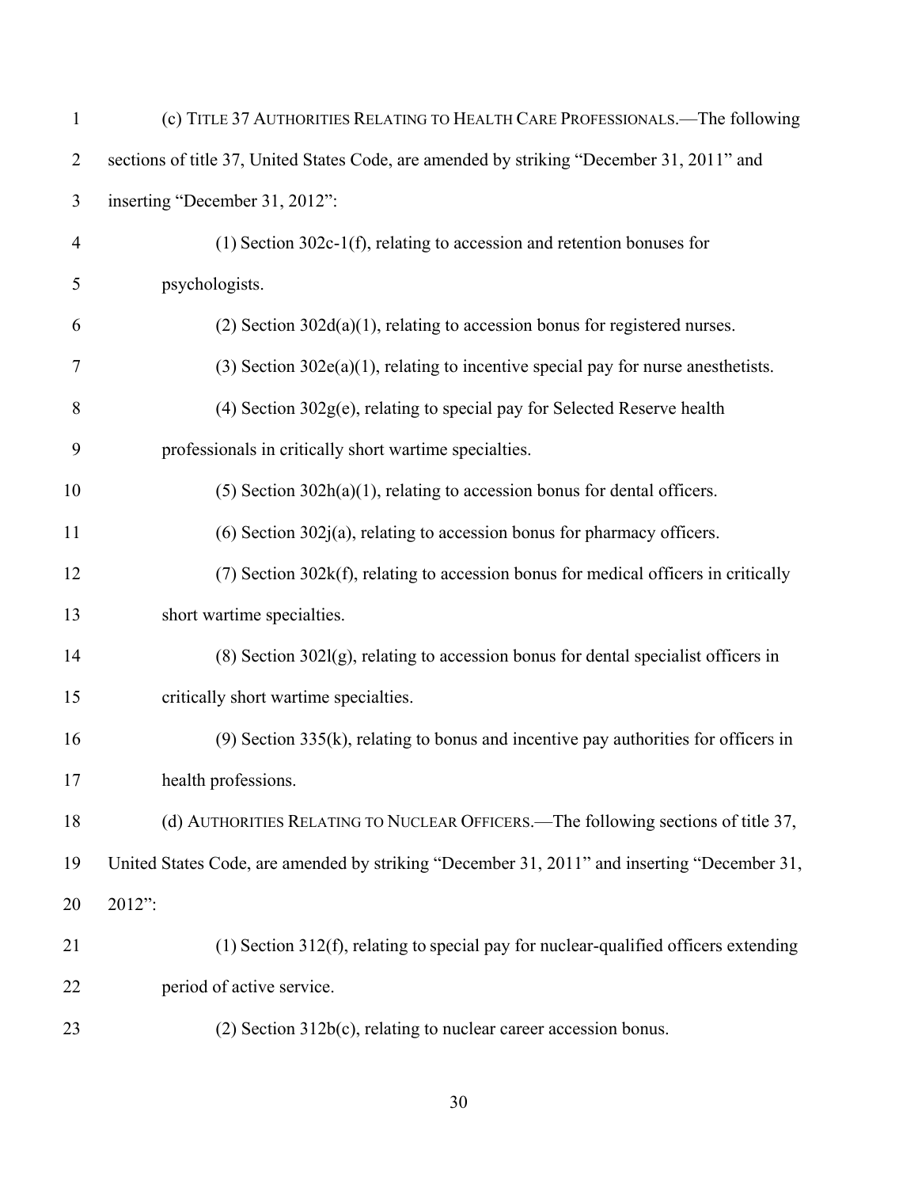(c) TITLE 37 AUTHORITIES RELATING TO HEALTH CARE PROFESSIONALS.—The following sections of title 37, United States Code, are amended by striking "December 31, 2011" and inserting "December 31, 2012":

(1) Section 302c-1(f), relating to accession and retention bonuses for psychologists.

(2) Section 302d(a)(1), relating to accession bonus for registered nurses.

(3) Section 302e(a)(1), relating to incentive special pay for nurse anesthetists.

(4) Section 302g(e), relating to special pay for Selected Reserve health professionals in critically short wartime specialties.

(5) Section 302h(a)(1), relating to accession bonus for dental officers.

(6) Section 302j(a), relating to accession bonus for pharmacy officers.

(7) Section 302k(f), relating to accession bonus for medical officers in critically short wartime specialties.

(8) Section 302l(g), relating to accession bonus for dental specialist officers in critically short wartime specialties.

(9) Section 335(k), relating to bonus and incentive pay authorities for officers in health professions.

(d) AUTHORITIES RELATING TO NUCLEAR OFFICERS.—The following sections of title 37, United States Code, are amended by striking "December 31, 2011" and inserting "December 31, 2012":

(1) Section 312(f), relating to special pay for nuclear-qualified officers extending period of active service.

(2) Section 312b(c), relating to nuclear career accession bonus.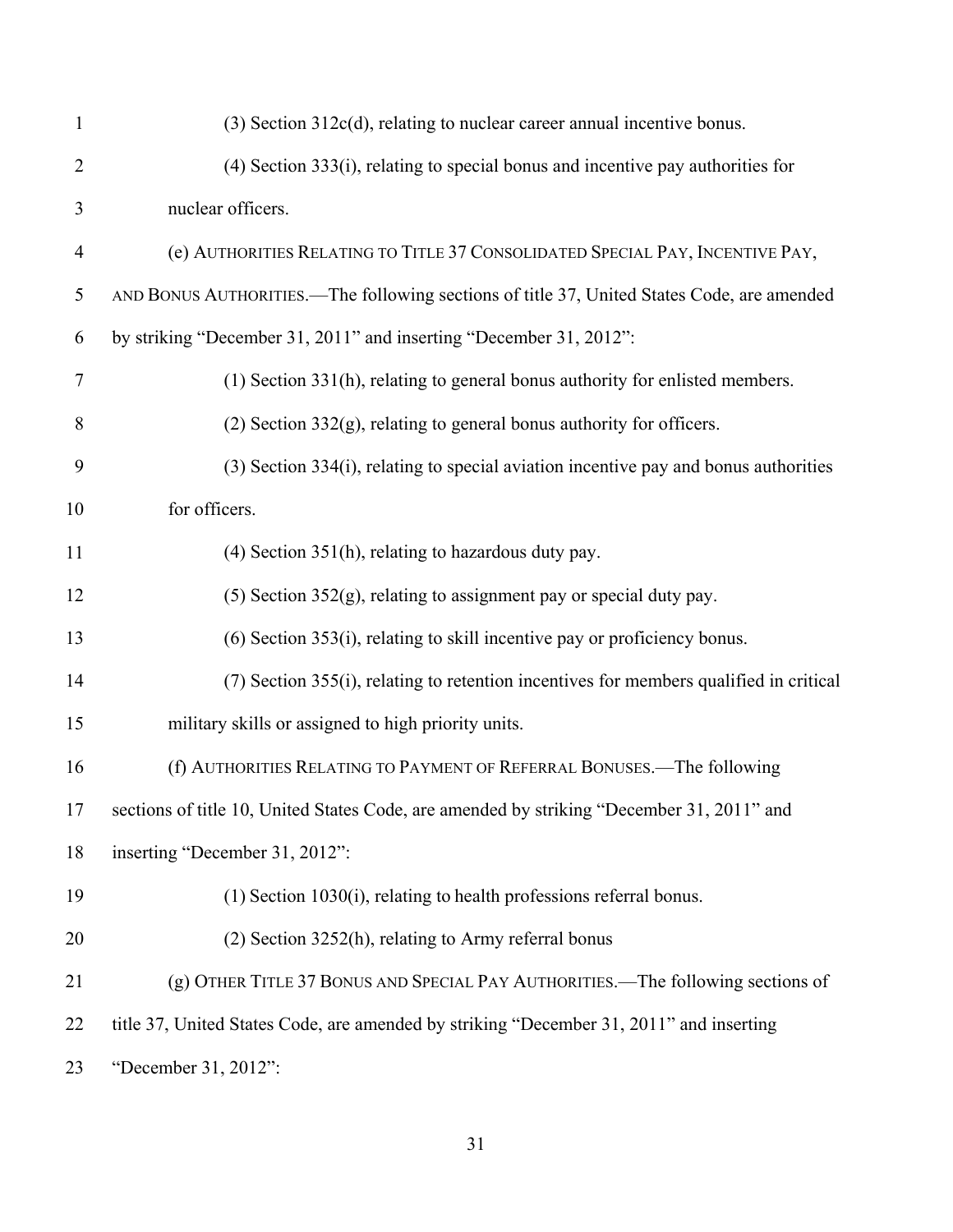(3) Section 312c(d), relating to nuclear career annual incentive bonus.

(4) Section 333(i), relating to special bonus and incentive pay authorities for nuclear officers.

(e) AUTHORITIES RELATING TO TITLE 37 CONSOLIDATED SPECIAL PAY, INCENTIVE PAY, AND BONUS AUTHORITIES.—The following sections of title 37, United States Code, are amended by striking "December 31, 2011" and inserting "December 31, 2012":

(1) Section 331(h), relating to general bonus authority for enlisted members.

(2) Section 332(g), relating to general bonus authority for officers.

(3) Section 334(i), relating to special aviation incentive pay and bonus authorities for officers.

(4) Section 351(h), relating to hazardous duty pay.

(5) Section 352(g), relating to assignment pay or special duty pay.

(6) Section 353(i), relating to skill incentive pay or proficiency bonus.

(7) Section 355(i), relating to retention incentives for members qualified in critical military skills or assigned to high priority units.

(f) AUTHORITIES RELATING TO PAYMENT OF REFERRAL BONUSES.—The following sections of title 10, United States Code, are amended by striking "December 31, 2011" and inserting "December 31, 2012":

(1) Section 1030(i), relating to health professions referral bonus.

(2) Section 3252(h), relating to Army referral bonus

(g) OTHER TITLE 37 BONUS AND SPECIAL PAY AUTHORITIES.—The following sections of title 37, United States Code, are amended by striking "December 31, 2011" and inserting "December 31, 2012":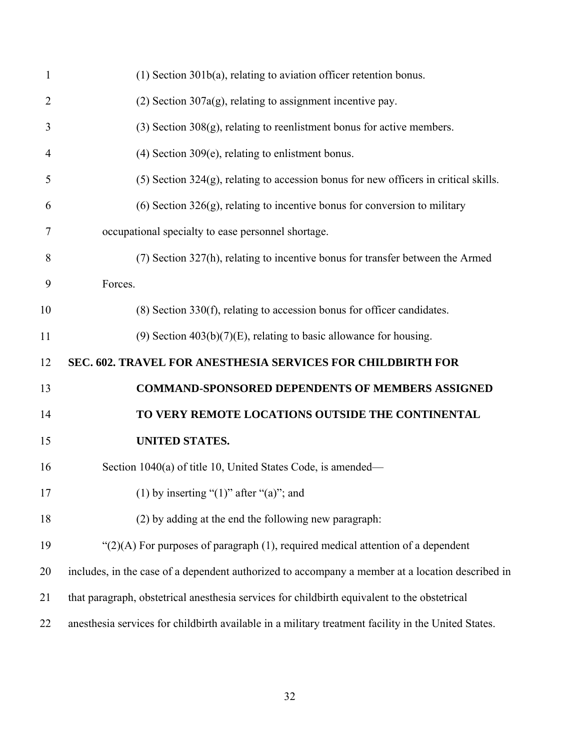(1) Section 301b(a), relating to aviation officer retention bonus.

(2) Section 307a(g), relating to assignment incentive pay.

(3) Section 308(g), relating to reenlistment bonus for active members.

(4) Section 309(e), relating to enlistment bonus.

(5) Section 324(g), relating to accession bonus for new officers in critical skills.

(6) Section 326(g), relating to incentive bonus for conversion to military occupational specialty to ease personnel shortage.

(7) Section 327(h), relating to incentive bonus for transfer between the Armed Forces.

(8) Section 330(f), relating to accession bonus for officer candidates.

(9) Section 403(b)(7)(E), relating to basic allowance for housing.

**SEC. 602. TRAVEL FOR ANESTHESIA SERVICES FOR CHILDBIRTH FOR COMMAND-SPONSORED DEPENDENTS OF MEMBERS ASSIGNED TO VERY REMOTE LOCATIONS OUTSIDE THE CONTINENTAL UNITED STATES.**

Section 1040(a) of title 10, United States Code, is amended—

(1) by inserting "(1)" after "(a)"; and

(2) by adding at the end the following new paragraph:

"(2)(A) For purposes of paragraph (1), required medical attention of a dependent includes, in the case of a dependent authorized to accompany a member at a location described in that paragraph, obstetrical anesthesia services for childbirth equivalent to the obstetrical anesthesia services for childbirth available in a military treatment facility in the United States.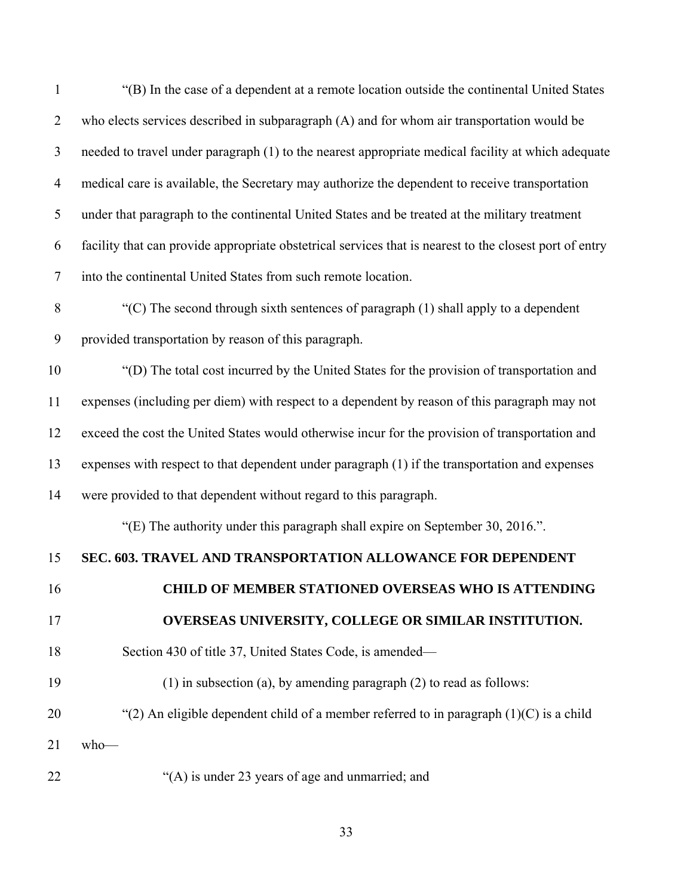"(B) In the case of a dependent at a remote location outside the continental United States who elects services described in subparagraph (A) and for whom air transportation would be needed to travel under paragraph (1) to the nearest appropriate medical facility at which adequate medical care is available, the Secretary may authorize the dependent to receive transportation under that paragraph to the continental United States and be treated at the military treatment facility that can provide appropriate obstetrical services that is nearest to the closest port of entry into the continental United States from such remote location.

"(C) The second through sixth sentences of paragraph (1) shall apply to a dependent provided transportation by reason of this paragraph.

"(D) The total cost incurred by the United States for the provision of transportation and expenses (including per diem) with respect to a dependent by reason of this paragraph may not exceed the cost the United States would otherwise incur for the provision of transportation and expenses with respect to that dependent under paragraph (1) if the transportation and expenses were provided to that dependent without regard to this paragraph.

"(E) The authority under this paragraph shall expire on September 30, 2016.".

**SEC. 603. TRAVEL AND TRANSPORTATION ALLOWANCE FOR DEPENDENT CHILD OF MEMBER STATIONED OVERSEAS WHO IS ATTENDING OVERSEAS UNIVERSITY, COLLEGE OR SIMILAR INSTITUTION.**

Section 430 of title 37, United States Code, is amended—

(1) in subsection (a), by amending paragraph (2) to read as follows:

"(2) An eligible dependent child of a member referred to in paragraph (1)(C) is a child who—

"(A) is under 23 years of age and unmarried; and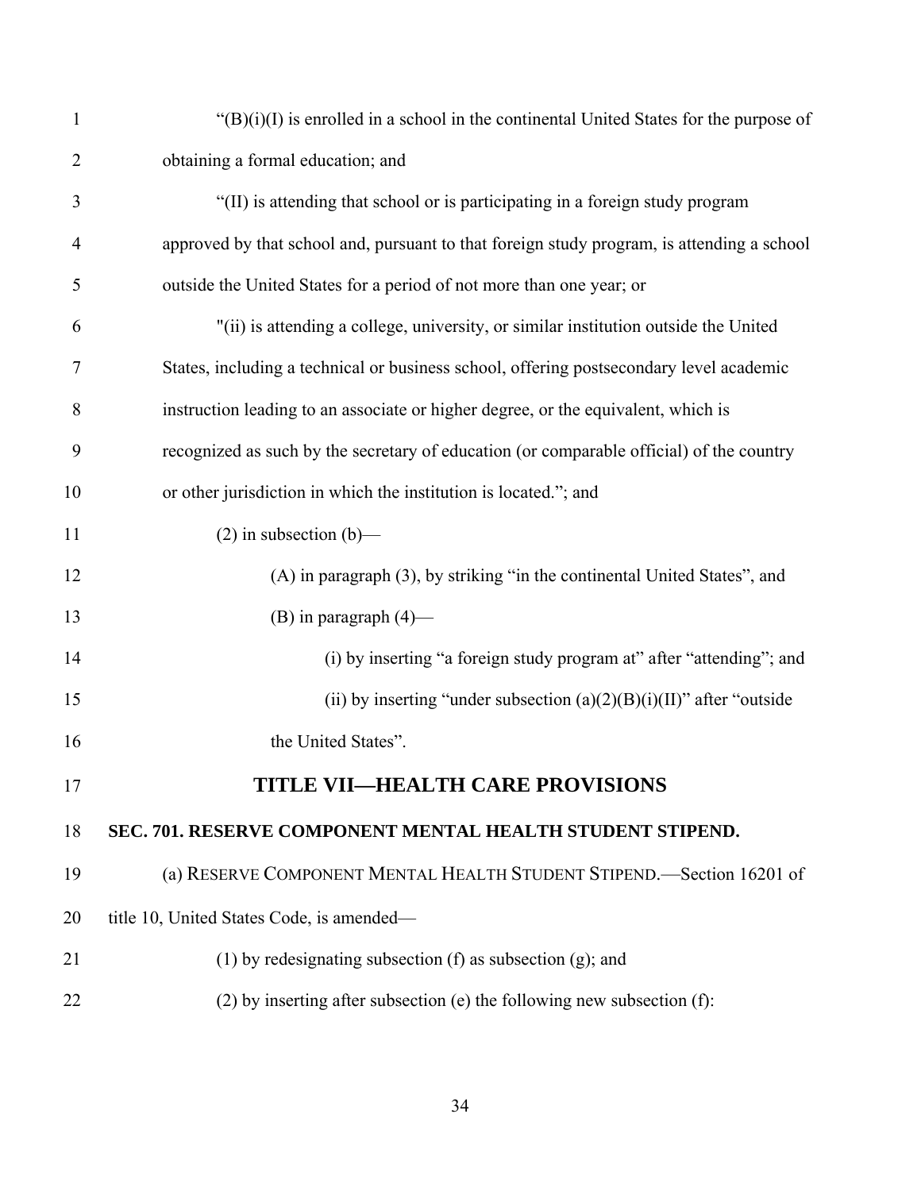"(B)(i)(I) is enrolled in a school in the continental United States for the purpose of obtaining a formal education; and

"(II) is attending that school or is participating in a foreign study program approved by that school and, pursuant to that foreign study program, is attending a school outside the United States for a period of not more than one year; or

"(ii) is attending a college, university, or similar institution outside the United States, including a technical or business school, offering postsecondary level academic instruction leading to an associate or higher degree, or the equivalent, which is recognized as such by the secretary of education (or comparable official) of the country or other jurisdiction in which the institution is located."; and

(2) in subsection (b)—

(A) in paragraph (3), by striking "in the continental United States", and

(B) in paragraph (4)—

(i) by inserting "a foreign study program at" after "attending"; and

(ii) by inserting "under subsection (a)(2)(B)(i)(II)" after "outside the United States".

## TITLE VII—HEALTH CARE PROVISIONS

### SEC. 701. RESERVE COMPONENT MENTAL HEALTH STUDENT STIPEND.

(a) RESERVE COMPONENT MENTAL HEALTH STUDENT STIPEND.—Section 16201 of title 10, United States Code, is amended—

(1) by redesignating subsection (f) as subsection (g); and

(2) by inserting after subsection (e) the following new subsection (f):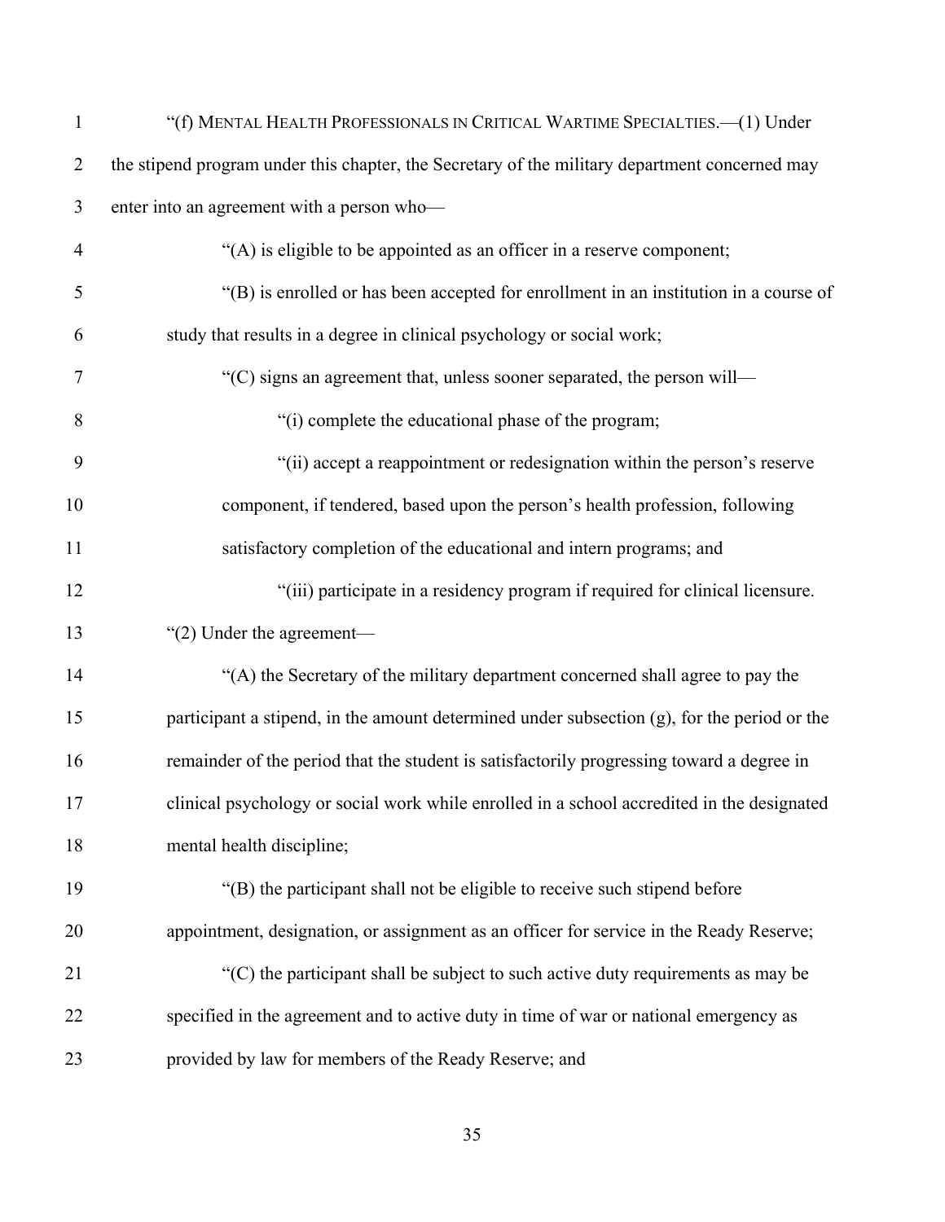"(f) MENTAL HEALTH PROFESSIONALS IN CRITICAL WARTIME SPECIALTIES.—(1) Under the stipend program under this chapter, the Secretary of the military department concerned may enter into an agreement with a person who—

"(A) is eligible to be appointed as an officer in a reserve component;

"(B) is enrolled or has been accepted for enrollment in an institution in a course of study that results in a degree in clinical psychology or social work;

"(C) signs an agreement that, unless sooner separated, the person will—

"(i) complete the educational phase of the program;

"(ii) accept a reappointment or redesignation within the person's reserve component, if tendered, based upon the person's health profession, following satisfactory completion of the educational and intern programs; and

"(iii) participate in a residency program if required for clinical licensure.

"(2) Under the agreement—

"(A) the Secretary of the military department concerned shall agree to pay the participant a stipend, in the amount determined under subsection (g), for the period or the remainder of the period that the student is satisfactorily progressing toward a degree in clinical psychology or social work while enrolled in a school accredited in the designated mental health discipline;

"(B) the participant shall not be eligible to receive such stipend before appointment, designation, or assignment as an officer for service in the Ready Reserve;

"(C) the participant shall be subject to such active duty requirements as may be specified in the agreement and to active duty in time of war or national emergency as provided by law for members of the Ready Reserve; and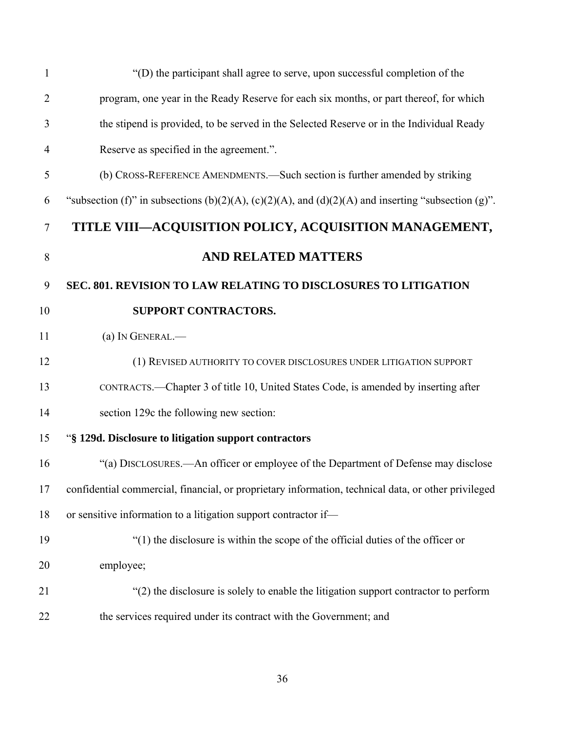"(D) the participant shall agree to serve, upon successful completion of the program, one year in the Ready Reserve for each six months, or part thereof, for which the stipend is provided, to be served in the Selected Reserve or in the Individual Ready Reserve as specified in the agreement.".

(b) CROSS-REFERENCE AMENDMENTS.—Such section is further amended by striking "subsection (f)" in subsections (b)(2)(A), (c)(2)(A), and (d)(2)(A) and inserting "subsection (g)".

# TITLE VIII—ACQUISITION POLICY, ACQUISITION MANAGEMENT, AND RELATED MATTERS

## SEC. 801. REVISION TO LAW RELATING TO DISCLOSURES TO LITIGATION SUPPORT CONTRACTORS.

(a) IN GENERAL.—

(1) REVISED AUTHORITY TO COVER DISCLOSURES UNDER LITIGATION SUPPORT CONTRACTS.—Chapter 3 of title 10, United States Code, is amended by inserting after section 129c the following new section:

"**§ 129d. Disclosure to litigation support contractors**

"(a) DISCLOSURES.—An officer or employee of the Department of Defense may disclose confidential commercial, financial, or proprietary information, technical data, or other privileged or sensitive information to a litigation support contractor if—

"(1) the disclosure is within the scope of the official duties of the officer or employee;

"(2) the disclosure is solely to enable the litigation support contractor to perform the services required under its contract with the Government; and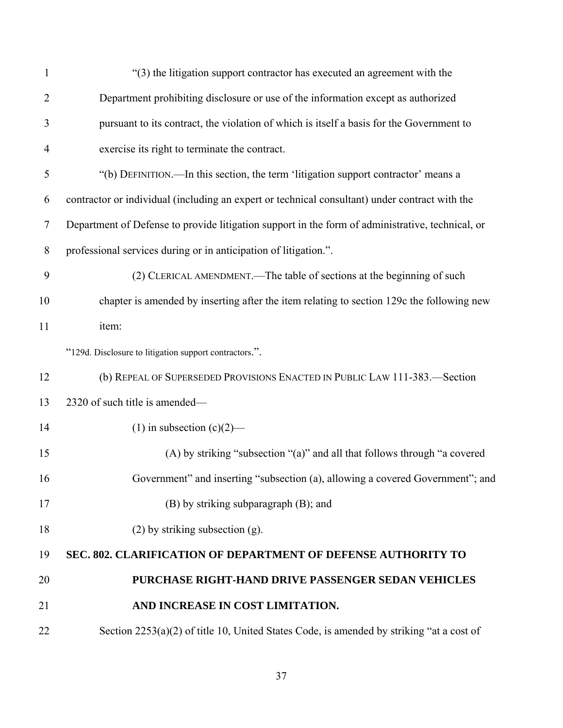"(3) the litigation support contractor has executed an agreement with the Department prohibiting disclosure or use of the information except as authorized pursuant to its contract, the violation of which is itself a basis for the Government to exercise its right to terminate the contract.

"(b) DEFINITION.—In this section, the term 'litigation support contractor' means a contractor or individual (including an expert or technical consultant) under contract with the Department of Defense to provide litigation support in the form of administrative, technical, or professional services during or in anticipation of litigation.".

(2) CLERICAL AMENDMENT.—The table of sections at the beginning of such chapter is amended by inserting after the item relating to section 129c the following new item:

"129d. Disclosure to litigation support contractors.".

(b) REPEAL OF SUPERSEDED PROVISIONS ENACTED IN PUBLIC LAW 111-383.—Section 2320 of such title is amended—

(1) in subsection (c)(2)—

(A) by striking "subsection "(a)" and all that follows through "a covered Government" and inserting "subsection (a), allowing a covered Government"; and

(B) by striking subparagraph (B); and

(2) by striking subsection (g).

**SEC. 802. CLARIFICATION OF DEPARTMENT OF DEFENSE AUTHORITY TO PURCHASE RIGHT-HAND DRIVE PASSENGER SEDAN VEHICLES AND INCREASE IN COST LIMITATION.**

Section 2253(a)(2) of title 10, United States Code, is amended by striking "at a cost of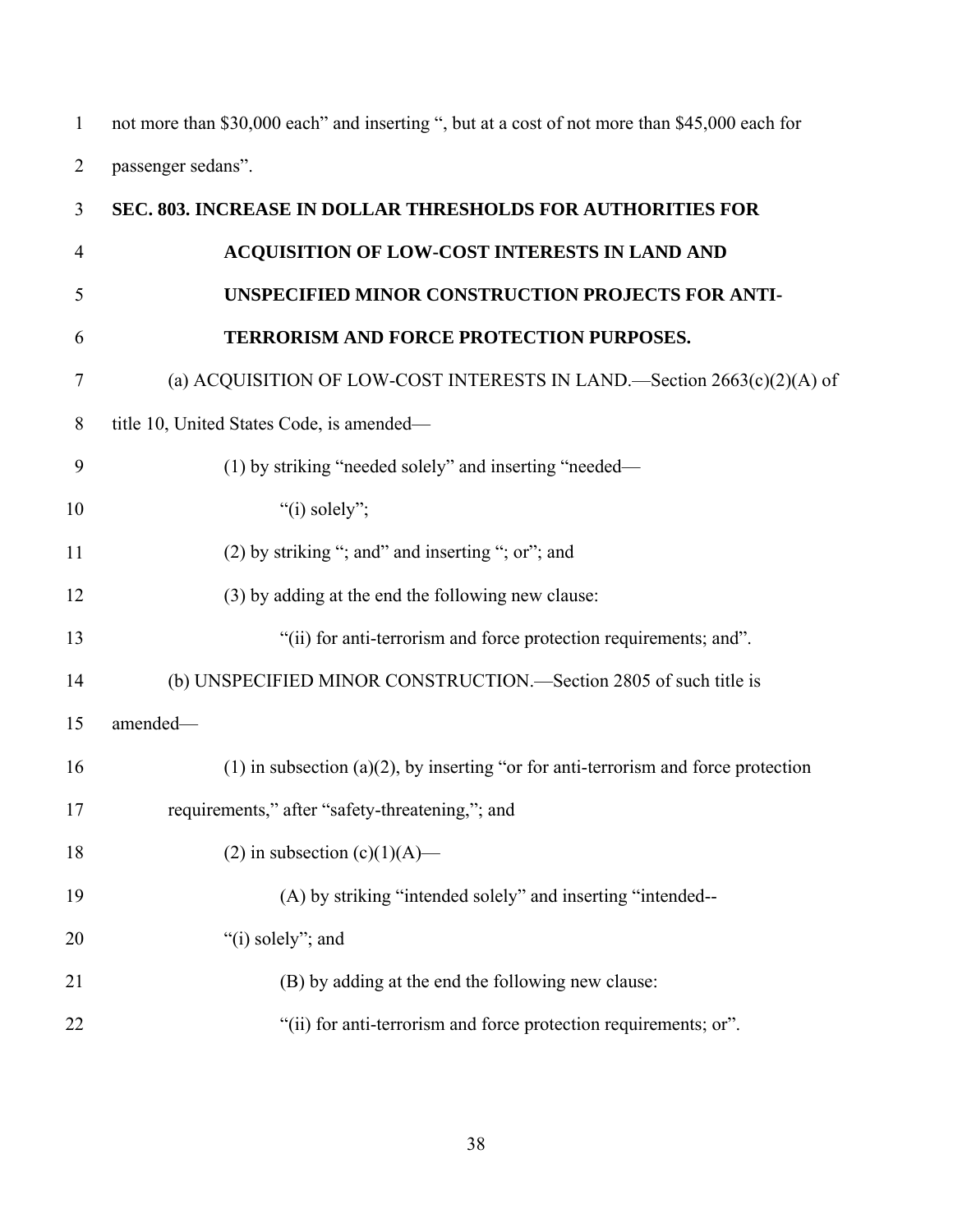not more than $30,000 each" and inserting ", but at a cost of not more than $45,000 each for passenger sedans".

**SEC. 803. INCREASE IN DOLLAR THRESHOLDS FOR AUTHORITIES FOR ACQUISITION OF LOW-COST INTERESTS IN LAND AND UNSPECIFIED MINOR CONSTRUCTION PROJECTS FOR ANTI-TERRORISM AND FORCE PROTECTION PURPOSES.**

(a) ACQUISITION OF LOW-COST INTERESTS IN LAND.—Section 2663(c)(2)(A) of title 10, United States Code, is amended—

(1) by striking "needed solely" and inserting "needed—

"(i) solely";

(2) by striking "; and" and inserting "; or"; and

(3) by adding at the end the following new clause:

"(ii) for anti-terrorism and force protection requirements; and".

(b) UNSPECIFIED MINOR CONSTRUCTION.—Section 2805 of such title is amended—

(1) in subsection (a)(2), by inserting "or for anti-terrorism and force protection requirements," after "safety-threatening,"; and

(2) in subsection (c)(1)(A)—

(A) by striking "intended solely" and inserting "intended--

"(i) solely"; and

(B) by adding at the end the following new clause:

"(ii) for anti-terrorism and force protection requirements; or".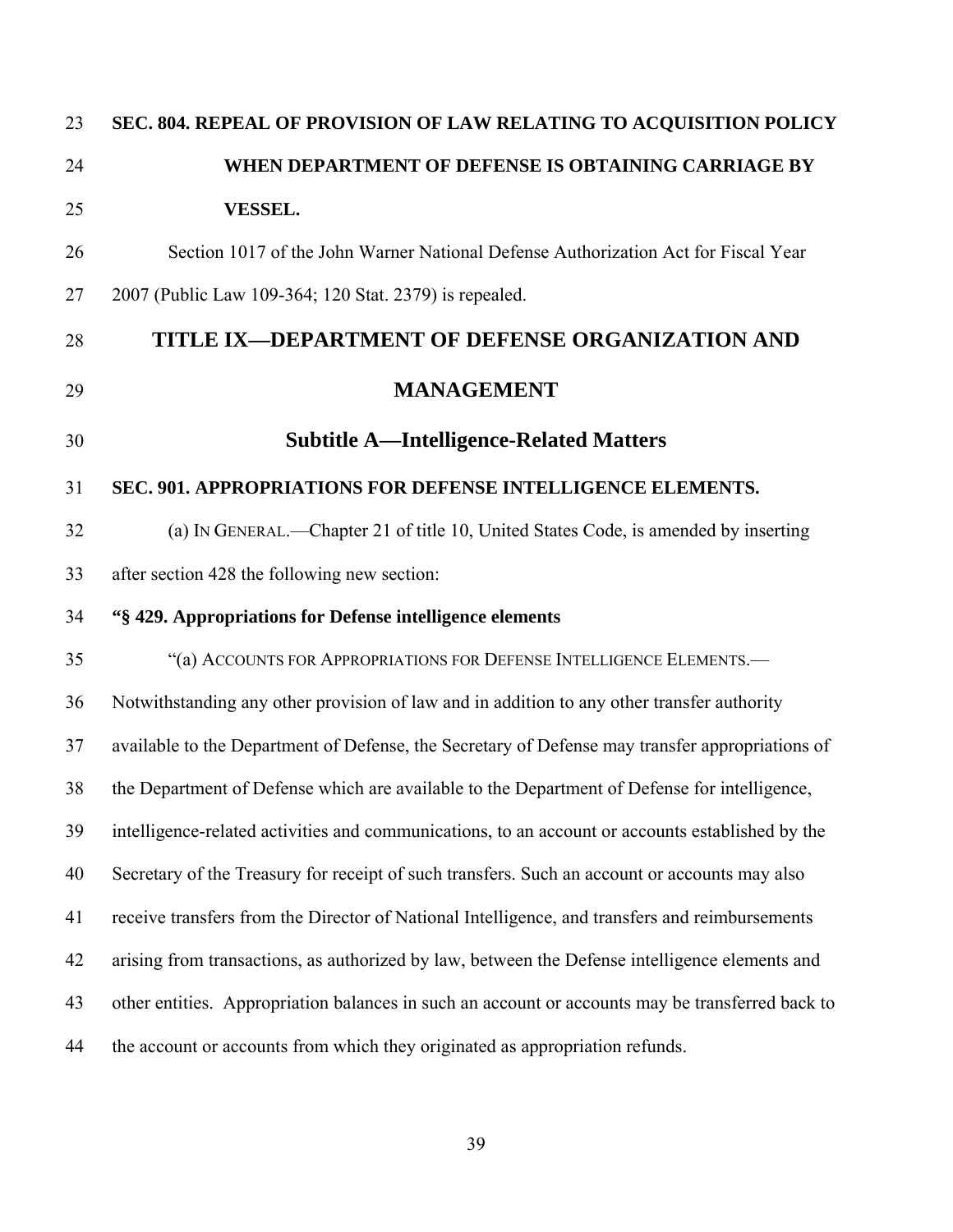**SEC. 804. REPEAL OF PROVISION OF LAW RELATING TO ACQUISITION POLICY WHEN DEPARTMENT OF DEFENSE IS OBTAINING CARRIAGE BY VESSEL.**

Section 1017 of the John Warner National Defense Authorization Act for Fiscal Year 2007 (Public Law 109-364; 120 Stat. 2379) is repealed.

# TITLE IX—DEPARTMENT OF DEFENSE ORGANIZATION AND MANAGEMENT

## Subtitle A—Intelligence-Related Matters

**SEC. 901. APPROPRIATIONS FOR DEFENSE INTELLIGENCE ELEMENTS.**

(a) IN GENERAL.—Chapter 21 of title 10, United States Code, is amended by inserting after section 428 the following new section:

**"§ 429. Appropriations for Defense intelligence elements**

"(a) ACCOUNTS FOR APPROPRIATIONS FOR DEFENSE INTELLIGENCE ELEMENTS.—Notwithstanding any other provision of law and in addition to any other transfer authority available to the Department of Defense, the Secretary of Defense may transfer appropriations of the Department of Defense which are available to the Department of Defense for intelligence, intelligence-related activities and communications, to an account or accounts established by the Secretary of the Treasury for receipt of such transfers. Such an account or accounts may also receive transfers from the Director of National Intelligence, and transfers and reimbursements arising from transactions, as authorized by law, between the Defense intelligence elements and other entities. Appropriation balances in such an account or accounts may be transferred back to the account or accounts from which they originated as appropriation refunds.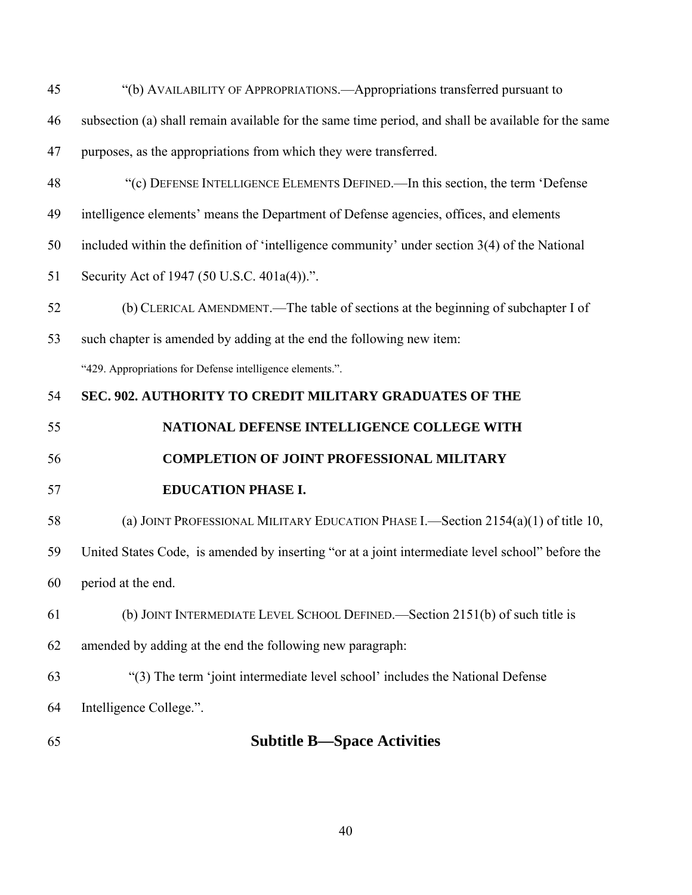"(b) AVAILABILITY OF APPROPRIATIONS.—Appropriations transferred pursuant to subsection (a) shall remain available for the same time period, and shall be available for the same purposes, as the appropriations from which they were transferred.

"(c) DEFENSE INTELLIGENCE ELEMENTS DEFINED.—In this section, the term 'Defense intelligence elements' means the Department of Defense agencies, offices, and elements included within the definition of 'intelligence community' under section 3(4) of the National Security Act of 1947 (50 U.S.C. 401a(4)).".

(b) CLERICAL AMENDMENT.—The table of sections at the beginning of subchapter I of such chapter is amended by adding at the end the following new item:

"429. Appropriations for Defense intelligence elements.".

**SEC. 902. AUTHORITY TO CREDIT MILITARY GRADUATES OF THE NATIONAL DEFENSE INTELLIGENCE COLLEGE WITH COMPLETION OF JOINT PROFESSIONAL MILITARY EDUCATION PHASE I.**

(a) JOINT PROFESSIONAL MILITARY EDUCATION PHASE I.—Section 2154(a)(1) of title 10, United States Code, is amended by inserting "or at a joint intermediate level school" before the period at the end.

(b) JOINT INTERMEDIATE LEVEL SCHOOL DEFINED.—Section 2151(b) of such title is amended by adding at the end the following new paragraph:

"(3) The term 'joint intermediate level school' includes the National Defense Intelligence College.".

## Subtitle B—Space Activities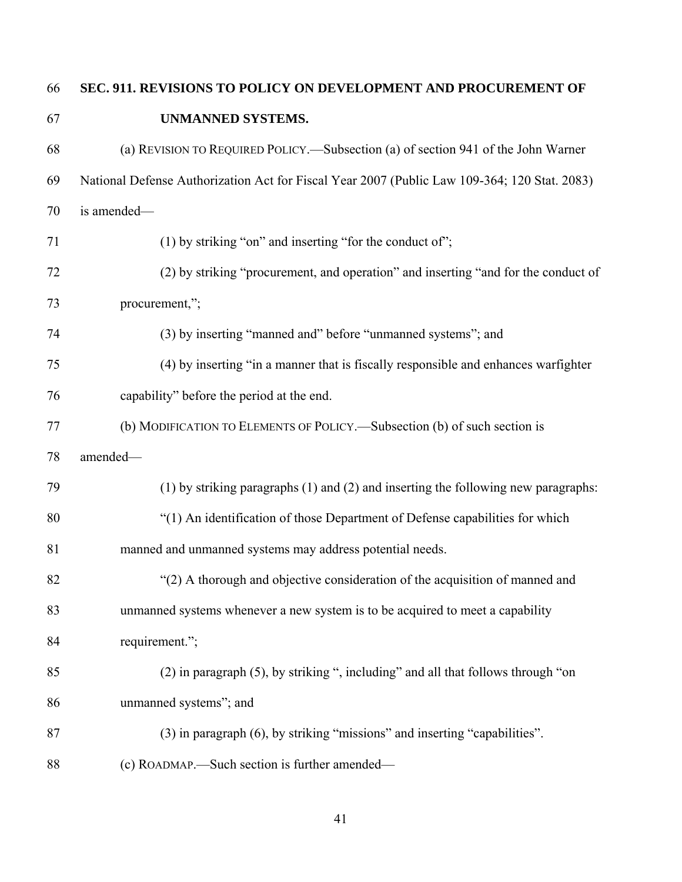**SEC. 911. REVISIONS TO POLICY ON DEVELOPMENT AND PROCUREMENT OF UNMANNED SYSTEMS.**

(a) REVISION TO REQUIRED POLICY.—Subsection (a) of section 941 of the John Warner National Defense Authorization Act for Fiscal Year 2007 (Public Law 109-364; 120 Stat. 2083) is amended—

(1) by striking "on" and inserting "for the conduct of";

(2) by striking "procurement, and operation" and inserting "and for the conduct of procurement,";

(3) by inserting "manned and" before "unmanned systems"; and

(4) by inserting "in a manner that is fiscally responsible and enhances warfighter capability" before the period at the end.

(b) MODIFICATION TO ELEMENTS OF POLICY.—Subsection (b) of such section is amended—

(1) by striking paragraphs (1) and (2) and inserting the following new paragraphs:

"(1) An identification of those Department of Defense capabilities for which manned and unmanned systems may address potential needs.

"(2) A thorough and objective consideration of the acquisition of manned and unmanned systems whenever a new system is to be acquired to meet a capability requirement.";

(2) in paragraph (5), by striking ", including" and all that follows through "on unmanned systems"; and

(3) in paragraph (6), by striking "missions" and inserting "capabilities".

(c) ROADMAP.—Such section is further amended—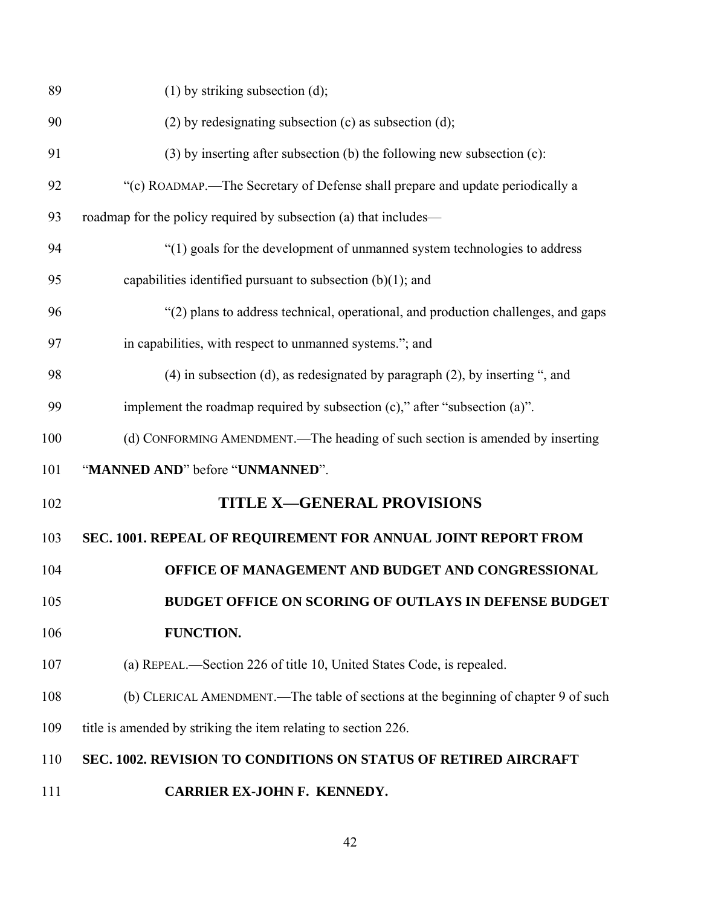(1) by striking subsection (d);

(2) by redesignating subsection (c) as subsection (d);

(3) by inserting after subsection (b) the following new subsection (c):

"(c) ROADMAP.—The Secretary of Defense shall prepare and update periodically a roadmap for the policy required by subsection (a) that includes—

"(1) goals for the development of unmanned system technologies to address capabilities identified pursuant to subsection (b)(1); and

"(2) plans to address technical, operational, and production challenges, and gaps in capabilities, with respect to unmanned systems."; and

(4) in subsection (d), as redesignated by paragraph (2), by inserting ", and implement the roadmap required by subsection (c)," after "subsection (a)".

(d) CONFORMING AMENDMENT.—The heading of such section is amended by inserting "**MANNED AND**" before "**UNMANNED**".

## TITLE X—GENERAL PROVISIONS

### SEC. 1001. REPEAL OF REQUIREMENT FOR ANNUAL JOINT REPORT FROM OFFICE OF MANAGEMENT AND BUDGET AND CONGRESSIONAL BUDGET OFFICE ON SCORING OF OUTLAYS IN DEFENSE BUDGET FUNCTION.

(a) REPEAL.—Section 226 of title 10, United States Code, is repealed.

(b) CLERICAL AMENDMENT.—The table of sections at the beginning of chapter 9 of such title is amended by striking the item relating to section 226.

### SEC. 1002. REVISION TO CONDITIONS ON STATUS OF RETIRED AIRCRAFT CARRIER EX-JOHN F. KENNEDY.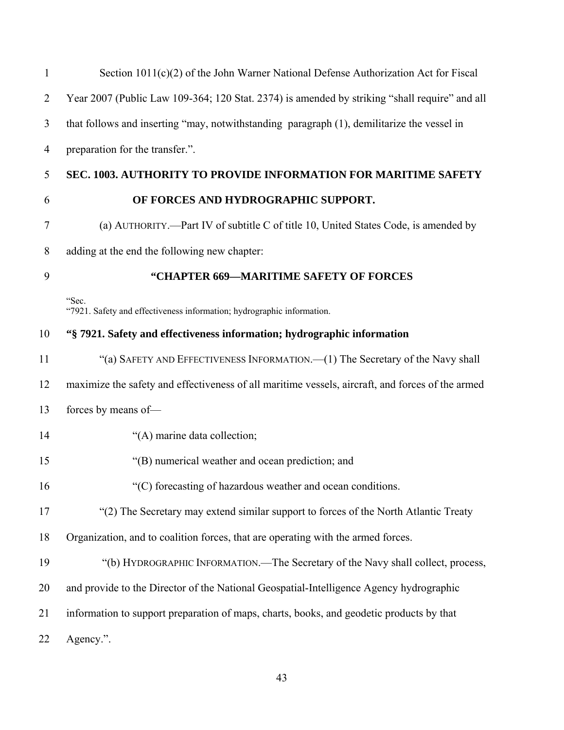Section 1011(c)(2) of the John Warner National Defense Authorization Act for Fiscal Year 2007 (Public Law 109-364; 120 Stat. 2374) is amended by striking "shall require" and all that follows and inserting "may, notwithstanding paragraph (1), demilitarize the vessel in preparation for the transfer.".

**SEC. 1003. AUTHORITY TO PROVIDE INFORMATION FOR MARITIME SAFETY OF FORCES AND HYDROGRAPHIC SUPPORT.**

(a) AUTHORITY.—Part IV of subtitle C of title 10, United States Code, is amended by adding at the end the following new chapter:

**"CHAPTER 669—MARITIME SAFETY OF FORCES**

"Sec.
"7921. Safety and effectiveness information; hydrographic information.

**"§ 7921. Safety and effectiveness information; hydrographic information**

"(a) SAFETY AND EFFECTIVENESS INFORMATION.—(1) The Secretary of the Navy shall maximize the safety and effectiveness of all maritime vessels, aircraft, and forces of the armed forces by means of—

"(A) marine data collection;

"(B) numerical weather and ocean prediction; and

"(C) forecasting of hazardous weather and ocean conditions.

"(2) The Secretary may extend similar support to forces of the North Atlantic Treaty Organization, and to coalition forces, that are operating with the armed forces.

"(b) HYDROGRAPHIC INFORMATION.—The Secretary of the Navy shall collect, process, and provide to the Director of the National Geospatial-Intelligence Agency hydrographic information to support preparation of maps, charts, books, and geodetic products by that Agency.".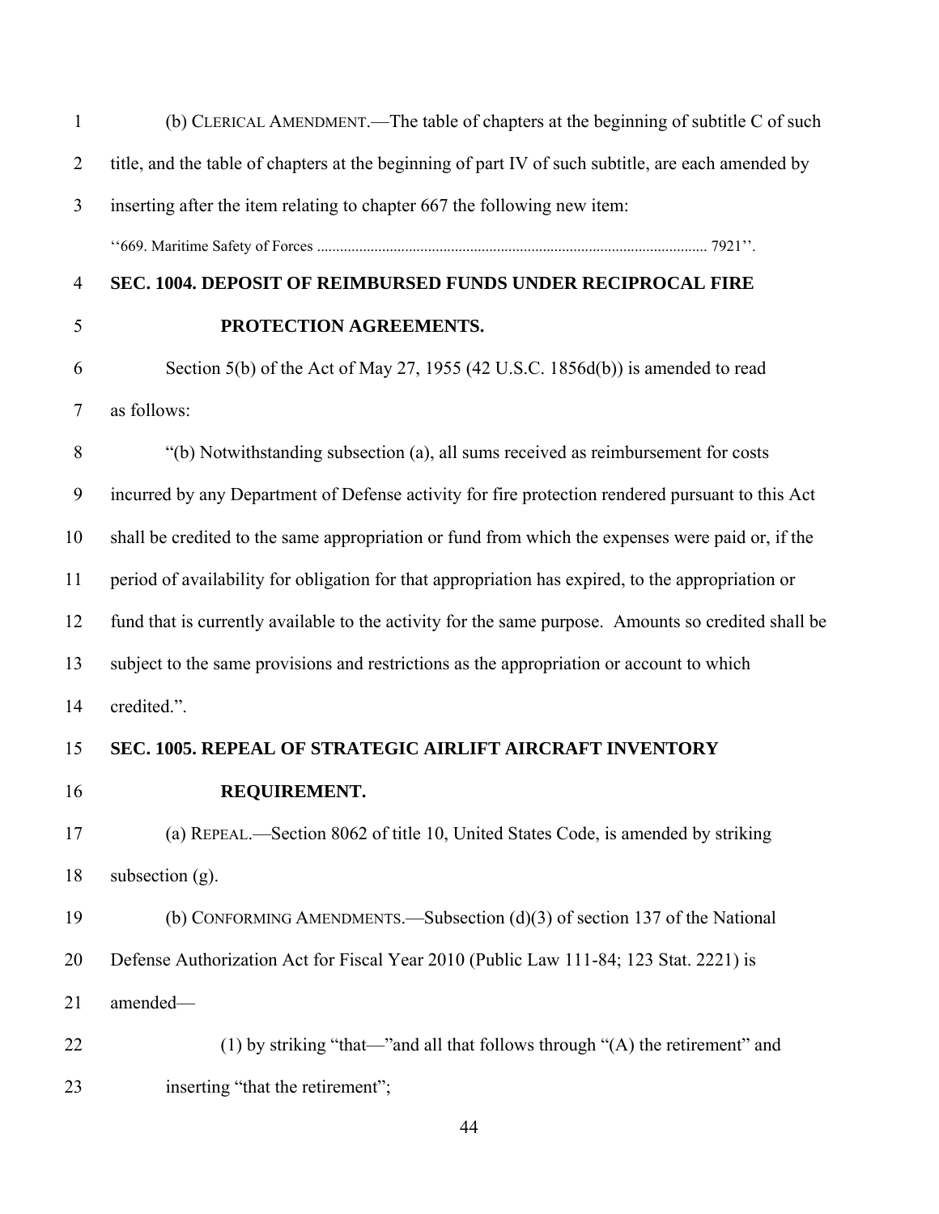(b) CLERICAL AMENDMENT.—The table of chapters at the beginning of subtitle C of such title, and the table of chapters at the beginning of part IV of such subtitle, are each amended by inserting after the item relating to chapter 667 the following new item:

''669. Maritime Safety of Forces ..................................................................................................... 7921''.

**SEC. 1004. DEPOSIT OF REIMBURSED FUNDS UNDER RECIPROCAL FIRE PROTECTION AGREEMENTS.**

Section 5(b) of the Act of May 27, 1955 (42 U.S.C. 1856d(b)) is amended to read as follows:

"(b) Notwithstanding subsection (a), all sums received as reimbursement for costs incurred by any Department of Defense activity for fire protection rendered pursuant to this Act shall be credited to the same appropriation or fund from which the expenses were paid or, if the period of availability for obligation for that appropriation has expired, to the appropriation or fund that is currently available to the activity for the same purpose. Amounts so credited shall be subject to the same provisions and restrictions as the appropriation or account to which credited.".

**SEC. 1005. REPEAL OF STRATEGIC AIRLIFT AIRCRAFT INVENTORY REQUIREMENT.**

(a) REPEAL.—Section 8062 of title 10, United States Code, is amended by striking subsection (g).

(b) CONFORMING AMENDMENTS.—Subsection (d)(3) of section 137 of the National Defense Authorization Act for Fiscal Year 2010 (Public Law 111-84; 123 Stat. 2221) is amended—

(1) by striking "that—"and all that follows through "(A) the retirement" and inserting "that the retirement";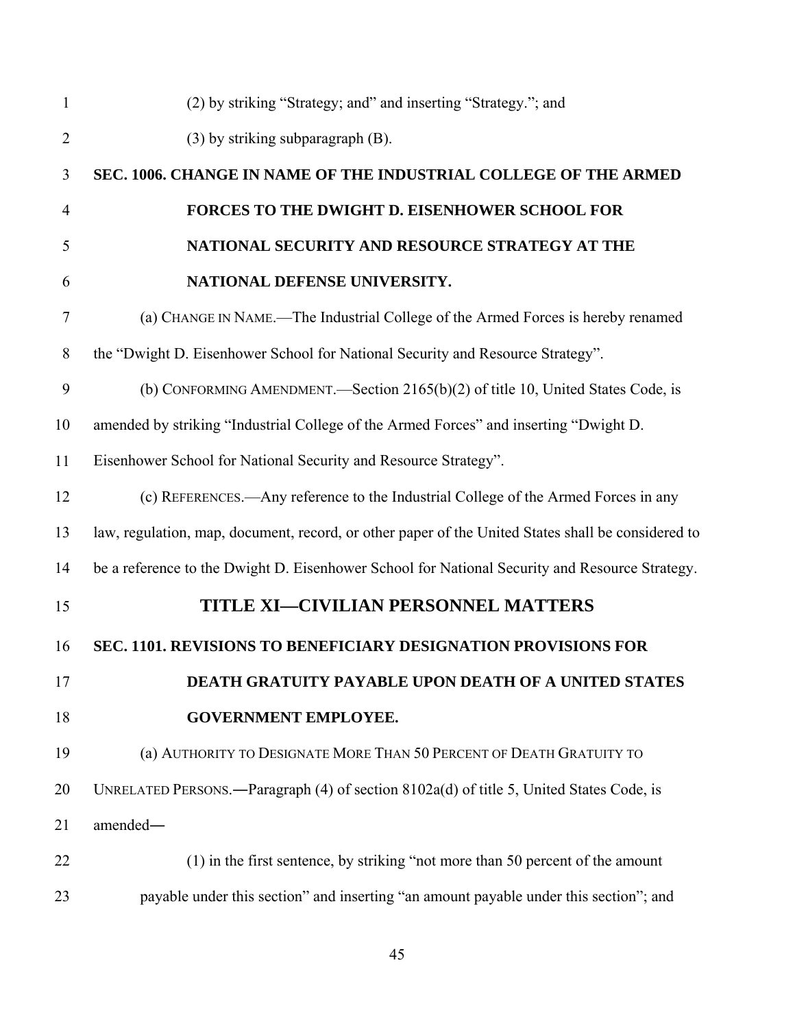(2) by striking "Strategy; and" and inserting "Strategy."; and

(3) by striking subparagraph (B).

**SEC. 1006. CHANGE IN NAME OF THE INDUSTRIAL COLLEGE OF THE ARMED FORCES TO THE DWIGHT D. EISENHOWER SCHOOL FOR NATIONAL SECURITY AND RESOURCE STRATEGY AT THE NATIONAL DEFENSE UNIVERSITY.**

(a) CHANGE IN NAME.—The Industrial College of the Armed Forces is hereby renamed the "Dwight D. Eisenhower School for National Security and Resource Strategy".

(b) CONFORMING AMENDMENT.—Section 2165(b)(2) of title 10, United States Code, is amended by striking "Industrial College of the Armed Forces" and inserting "Dwight D. Eisenhower School for National Security and Resource Strategy".

(c) REFERENCES.—Any reference to the Industrial College of the Armed Forces in any law, regulation, map, document, record, or other paper of the United States shall be considered to be a reference to the Dwight D. Eisenhower School for National Security and Resource Strategy.

# TITLE XI—CIVILIAN PERSONNEL MATTERS

**SEC. 1101. REVISIONS TO BENEFICIARY DESIGNATION PROVISIONS FOR DEATH GRATUITY PAYABLE UPON DEATH OF A UNITED STATES GOVERNMENT EMPLOYEE.**

(a) AUTHORITY TO DESIGNATE MORE THAN 50 PERCENT OF DEATH GRATUITY TO UNRELATED PERSONS.—Paragraph (4) of section 8102a(d) of title 5, United States Code, is amended—

(1) in the first sentence, by striking "not more than 50 percent of the amount payable under this section" and inserting "an amount payable under this section"; and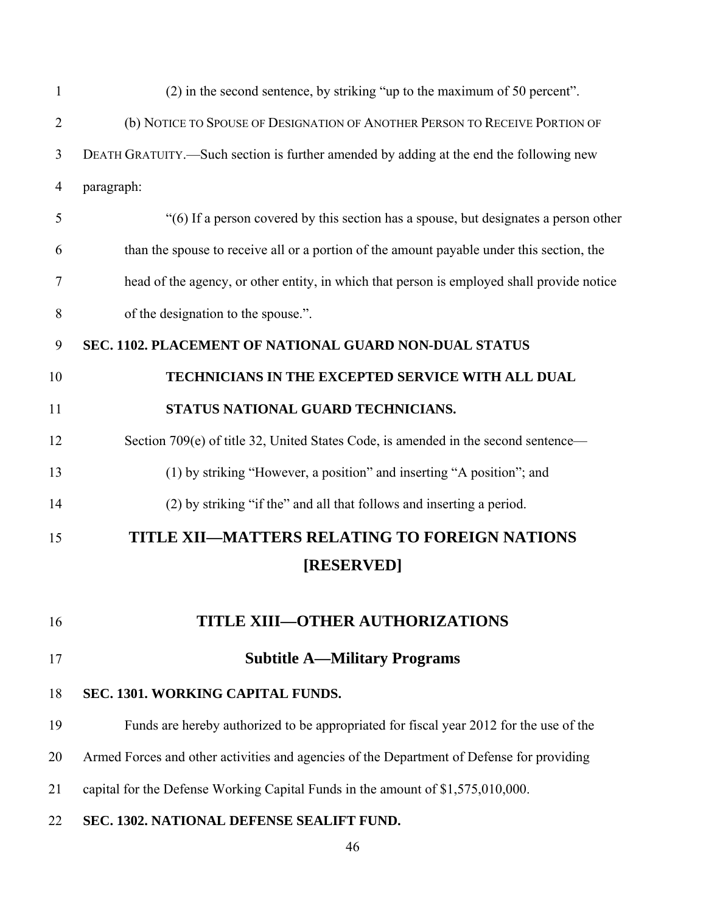(2) in the second sentence, by striking "up to the maximum of 50 percent".

(b) NOTICE TO SPOUSE OF DESIGNATION OF ANOTHER PERSON TO RECEIVE PORTION OF DEATH GRATUITY.—Such section is further amended by adding at the end the following new paragraph:

"(6) If a person covered by this section has a spouse, but designates a person other than the spouse to receive all or a portion of the amount payable under this section, the head of the agency, or other entity, in which that person is employed shall provide notice of the designation to the spouse.".

**SEC. 1102. PLACEMENT OF NATIONAL GUARD NON-DUAL STATUS TECHNICIANS IN THE EXCEPTED SERVICE WITH ALL DUAL STATUS NATIONAL GUARD TECHNICIANS.**

Section 709(e) of title 32, United States Code, is amended in the second sentence—

(1) by striking "However, a position" and inserting "A position"; and

(2) by striking "if the" and all that follows and inserting a period.

# TITLE XII—MATTERS RELATING TO FOREIGN NATIONS [RESERVED]

# TITLE XIII—OTHER AUTHORIZATIONS

## Subtitle A—Military Programs

**SEC. 1301. WORKING CAPITAL FUNDS.**

Funds are hereby authorized to be appropriated for fiscal year 2012 for the use of the Armed Forces and other activities and agencies of the Department of Defense for providing capital for the Defense Working Capital Funds in the amount of $1,575,010,000.

**SEC. 1302. NATIONAL DEFENSE SEALIFT FUND.**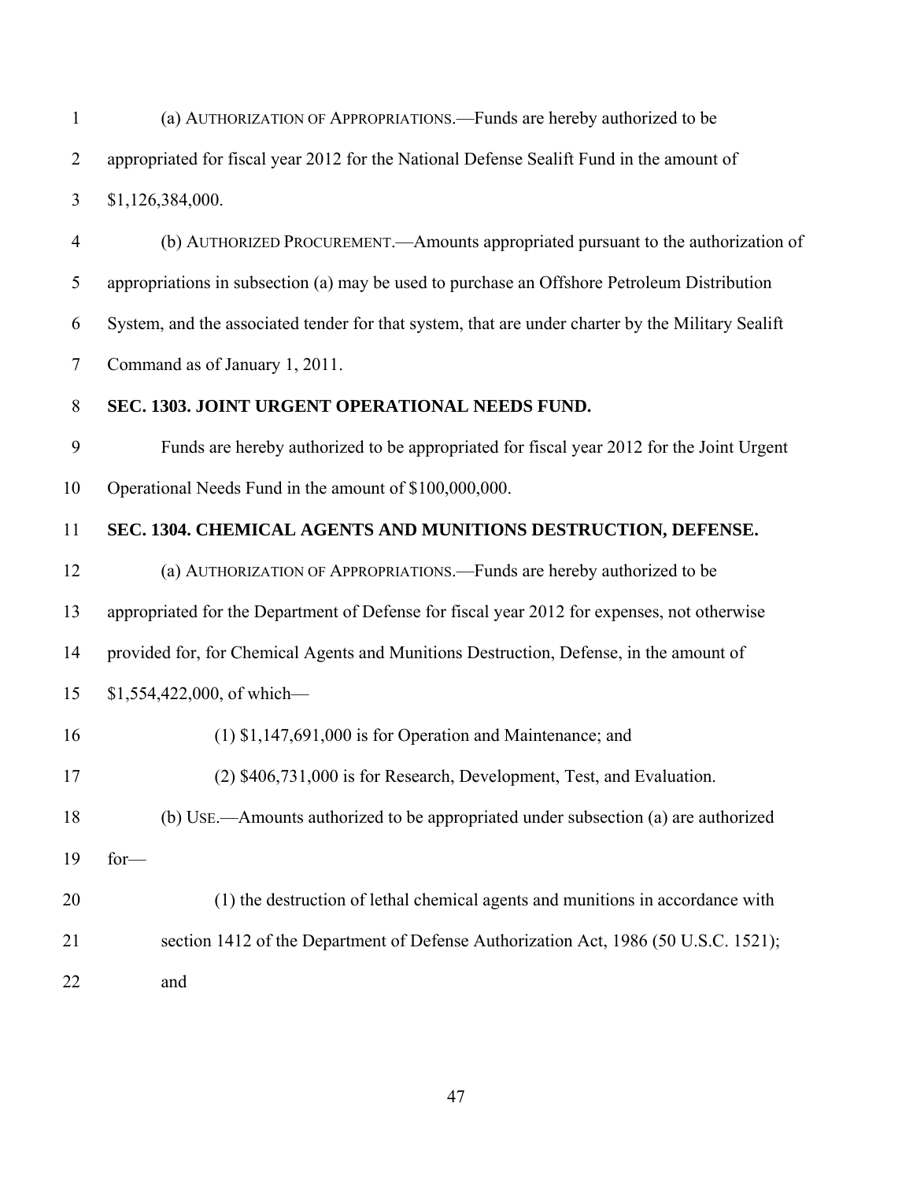(a) AUTHORIZATION OF APPROPRIATIONS.—Funds are hereby authorized to be appropriated for fiscal year 2012 for the National Defense Sealift Fund in the amount of $1,126,384,000.

(b) AUTHORIZED PROCUREMENT.—Amounts appropriated pursuant to the authorization of appropriations in subsection (a) may be used to purchase an Offshore Petroleum Distribution System, and the associated tender for that system, that are under charter by the Military Sealift Command as of January 1, 2011.

**SEC. 1303. JOINT URGENT OPERATIONAL NEEDS FUND.**

Funds are hereby authorized to be appropriated for fiscal year 2012 for the Joint Urgent Operational Needs Fund in the amount of $100,000,000.

**SEC. 1304. CHEMICAL AGENTS AND MUNITIONS DESTRUCTION, DEFENSE.**

(a) AUTHORIZATION OF APPROPRIATIONS.—Funds are hereby authorized to be appropriated for the Department of Defense for fiscal year 2012 for expenses, not otherwise provided for, for Chemical Agents and Munitions Destruction, Defense, in the amount of $1,554,422,000, of which—

(1) $1,147,691,000 is for Operation and Maintenance; and

(2) $406,731,000 is for Research, Development, Test, and Evaluation.

(b) USE.—Amounts authorized to be appropriated under subsection (a) are authorized for—

(1) the destruction of lethal chemical agents and munitions in accordance with section 1412 of the Department of Defense Authorization Act, 1986 (50 U.S.C. 1521); and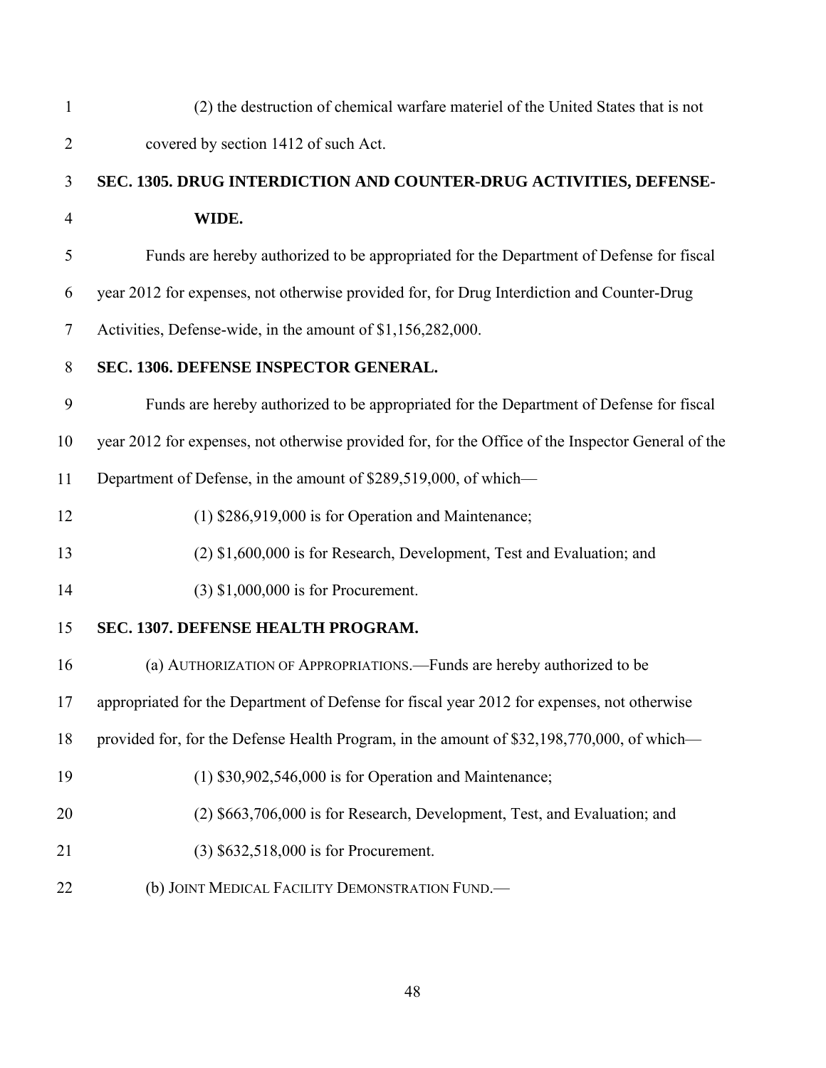(2) the destruction of chemical warfare materiel of the United States that is not covered by section 1412 of such Act.

**SEC. 1305. DRUG INTERDICTION AND COUNTER-DRUG ACTIVITIES, DEFENSE-WIDE.**

Funds are hereby authorized to be appropriated for the Department of Defense for fiscal year 2012 for expenses, not otherwise provided for, for Drug Interdiction and Counter-Drug Activities, Defense-wide, in the amount of $1,156,282,000.

**SEC. 1306. DEFENSE INSPECTOR GENERAL.**

Funds are hereby authorized to be appropriated for the Department of Defense for fiscal year 2012 for expenses, not otherwise provided for, for the Office of the Inspector General of the Department of Defense, in the amount of $289,519,000, of which—

(1) $286,919,000 is for Operation and Maintenance;

(2) $1,600,000 is for Research, Development, Test and Evaluation; and

(3) $1,000,000 is for Procurement.

**SEC. 1307. DEFENSE HEALTH PROGRAM.**

(a) AUTHORIZATION OF APPROPRIATIONS.—Funds are hereby authorized to be appropriated for the Department of Defense for fiscal year 2012 for expenses, not otherwise provided for, for the Defense Health Program, in the amount of $32,198,770,000, of which—

(1) $30,902,546,000 is for Operation and Maintenance;

(2) $663,706,000 is for Research, Development, Test, and Evaluation; and

(3) $632,518,000 is for Procurement.

(b) JOINT MEDICAL FACILITY DEMONSTRATION FUND.—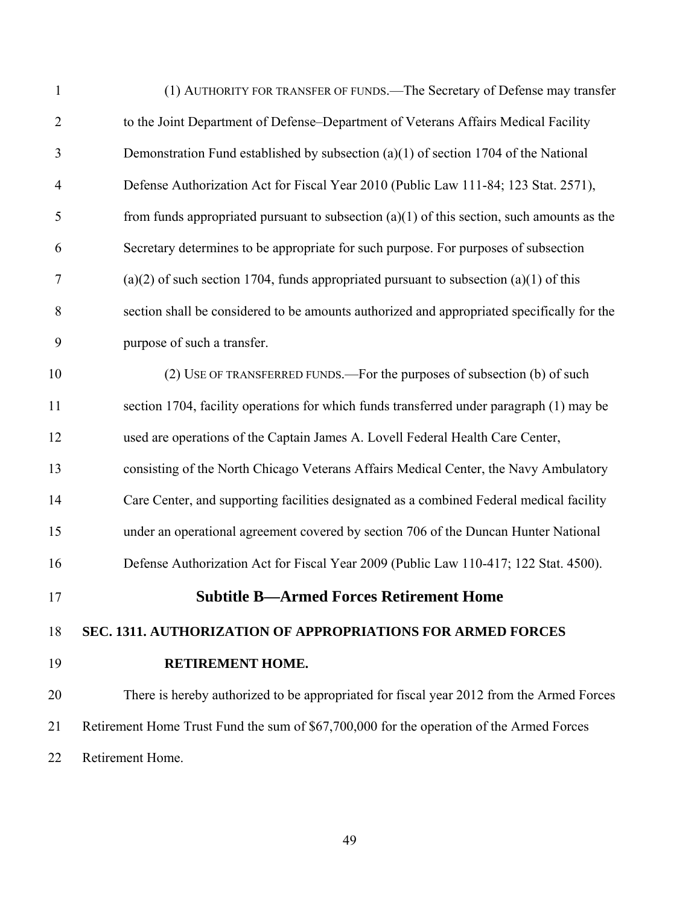(1) AUTHORITY FOR TRANSFER OF FUNDS.—The Secretary of Defense may transfer to the Joint Department of Defense–Department of Veterans Affairs Medical Facility Demonstration Fund established by subsection (a)(1) of section 1704 of the National Defense Authorization Act for Fiscal Year 2010 (Public Law 111-84; 123 Stat. 2571), from funds appropriated pursuant to subsection (a)(1) of this section, such amounts as the Secretary determines to be appropriate for such purpose. For purposes of subsection (a)(2) of such section 1704, funds appropriated pursuant to subsection (a)(1) of this section shall be considered to be amounts authorized and appropriated specifically for the purpose of such a transfer.

(2) USE OF TRANSFERRED FUNDS.—For the purposes of subsection (b) of such section 1704, facility operations for which funds transferred under paragraph (1) may be used are operations of the Captain James A. Lovell Federal Health Care Center, consisting of the North Chicago Veterans Affairs Medical Center, the Navy Ambulatory Care Center, and supporting facilities designated as a combined Federal medical facility under an operational agreement covered by section 706 of the Duncan Hunter National Defense Authorization Act for Fiscal Year 2009 (Public Law 110-417; 122 Stat. 4500).

## Subtitle B—Armed Forces Retirement Home

### SEC. 1311. AUTHORIZATION OF APPROPRIATIONS FOR ARMED FORCES RETIREMENT HOME.

There is hereby authorized to be appropriated for fiscal year 2012 from the Armed Forces Retirement Home Trust Fund the sum of $67,700,000 for the operation of the Armed Forces Retirement Home.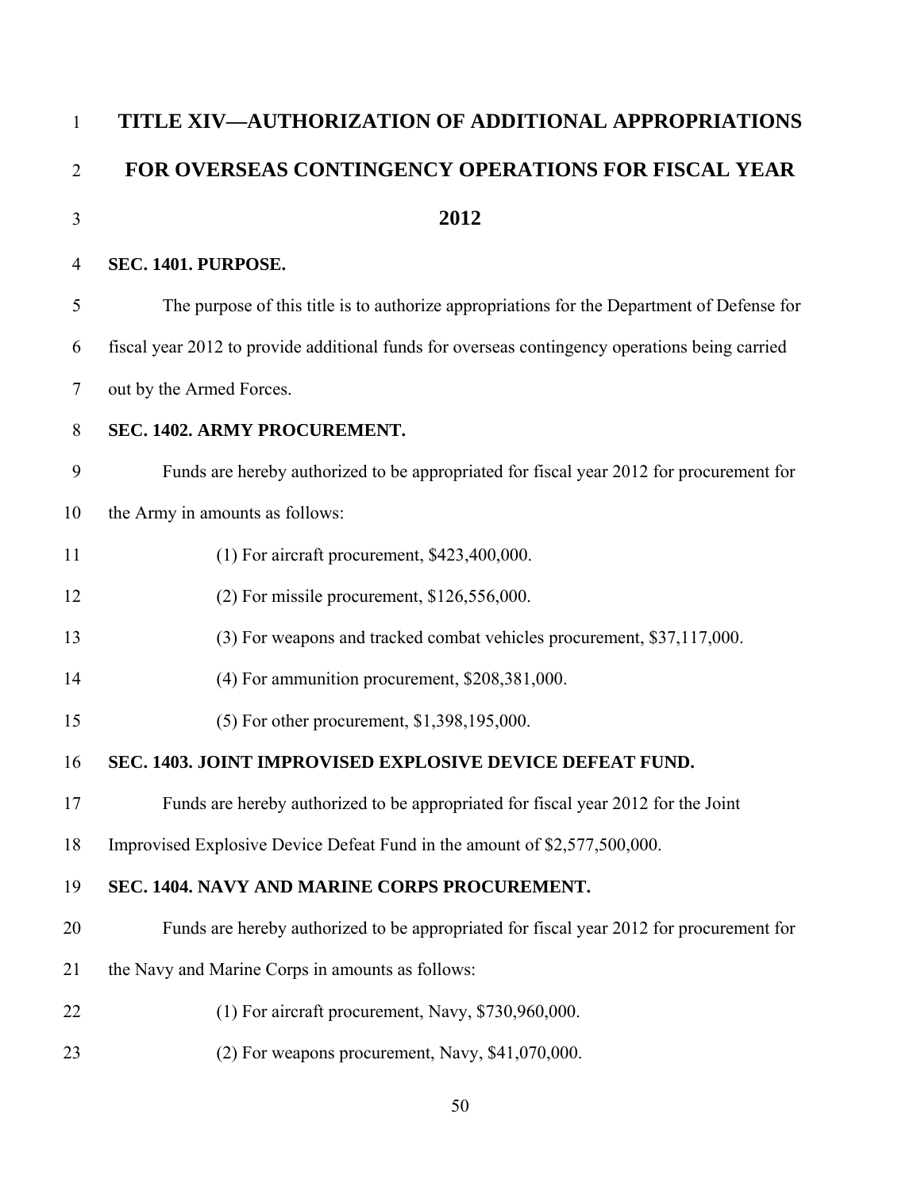# TITLE XIV—AUTHORIZATION OF ADDITIONAL APPROPRIATIONS FOR OVERSEAS CONTINGENCY OPERATIONS FOR FISCAL YEAR 2012

**SEC. 1401. PURPOSE.**

The purpose of this title is to authorize appropriations for the Department of Defense for fiscal year 2012 to provide additional funds for overseas contingency operations being carried out by the Armed Forces.

**SEC. 1402. ARMY PROCUREMENT.**

Funds are hereby authorized to be appropriated for fiscal year 2012 for procurement for the Army in amounts as follows:

(1) For aircraft procurement, $423,400,000.

(2) For missile procurement, $126,556,000.

(3) For weapons and tracked combat vehicles procurement, $37,117,000.

(4) For ammunition procurement, $208,381,000.

(5) For other procurement, $1,398,195,000.

**SEC. 1403. JOINT IMPROVISED EXPLOSIVE DEVICE DEFEAT FUND.**

Funds are hereby authorized to be appropriated for fiscal year 2012 for the Joint Improvised Explosive Device Defeat Fund in the amount of $2,577,500,000.

**SEC. 1404. NAVY AND MARINE CORPS PROCUREMENT.**

Funds are hereby authorized to be appropriated for fiscal year 2012 for procurement for the Navy and Marine Corps in amounts as follows:

(1) For aircraft procurement, Navy, $730,960,000.

(2) For weapons procurement, Navy, $41,070,000.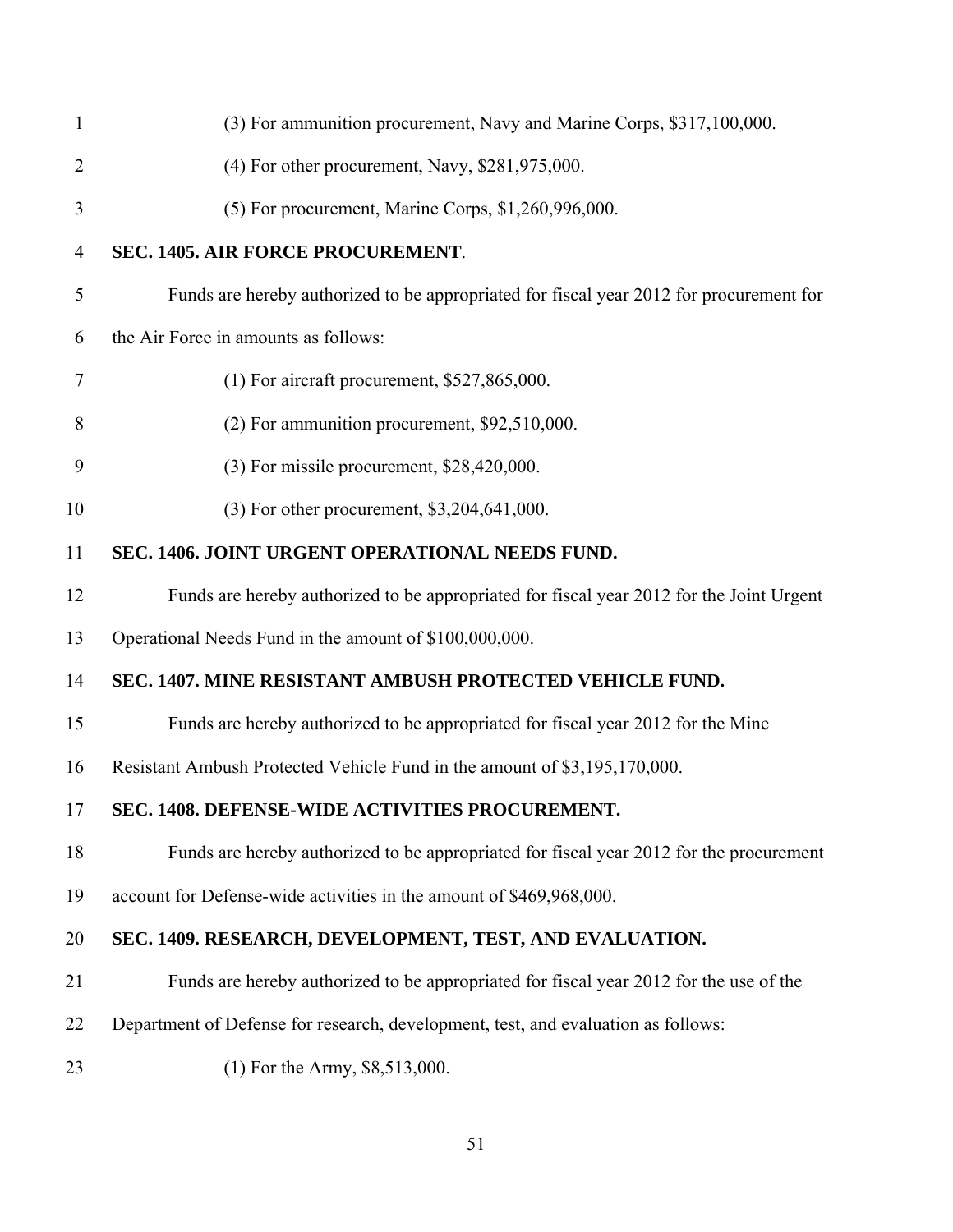(3) For ammunition procurement, Navy and Marine Corps, $317,100,000.

(4) For other procurement, Navy, $281,975,000.

(5) For procurement, Marine Corps, $1,260,996,000.

**SEC. 1405. AIR FORCE PROCUREMENT**.

Funds are hereby authorized to be appropriated for fiscal year 2012 for procurement for the Air Force in amounts as follows:

(1) For aircraft procurement, $527,865,000.

(2) For ammunition procurement, $92,510,000.

(3) For missile procurement, $28,420,000.

(3) For other procurement, $3,204,641,000.

**SEC. 1406. JOINT URGENT OPERATIONAL NEEDS FUND.**

Funds are hereby authorized to be appropriated for fiscal year 2012 for the Joint Urgent Operational Needs Fund in the amount of $100,000,000.

**SEC. 1407. MINE RESISTANT AMBUSH PROTECTED VEHICLE FUND.**

Funds are hereby authorized to be appropriated for fiscal year 2012 for the Mine Resistant Ambush Protected Vehicle Fund in the amount of $3,195,170,000.

**SEC. 1408. DEFENSE-WIDE ACTIVITIES PROCUREMENT.**

Funds are hereby authorized to be appropriated for fiscal year 2012 for the procurement account for Defense-wide activities in the amount of $469,968,000.

**SEC. 1409. RESEARCH, DEVELOPMENT, TEST, AND EVALUATION.**

Funds are hereby authorized to be appropriated for fiscal year 2012 for the use of the Department of Defense for research, development, test, and evaluation as follows:

(1) For the Army, $8,513,000.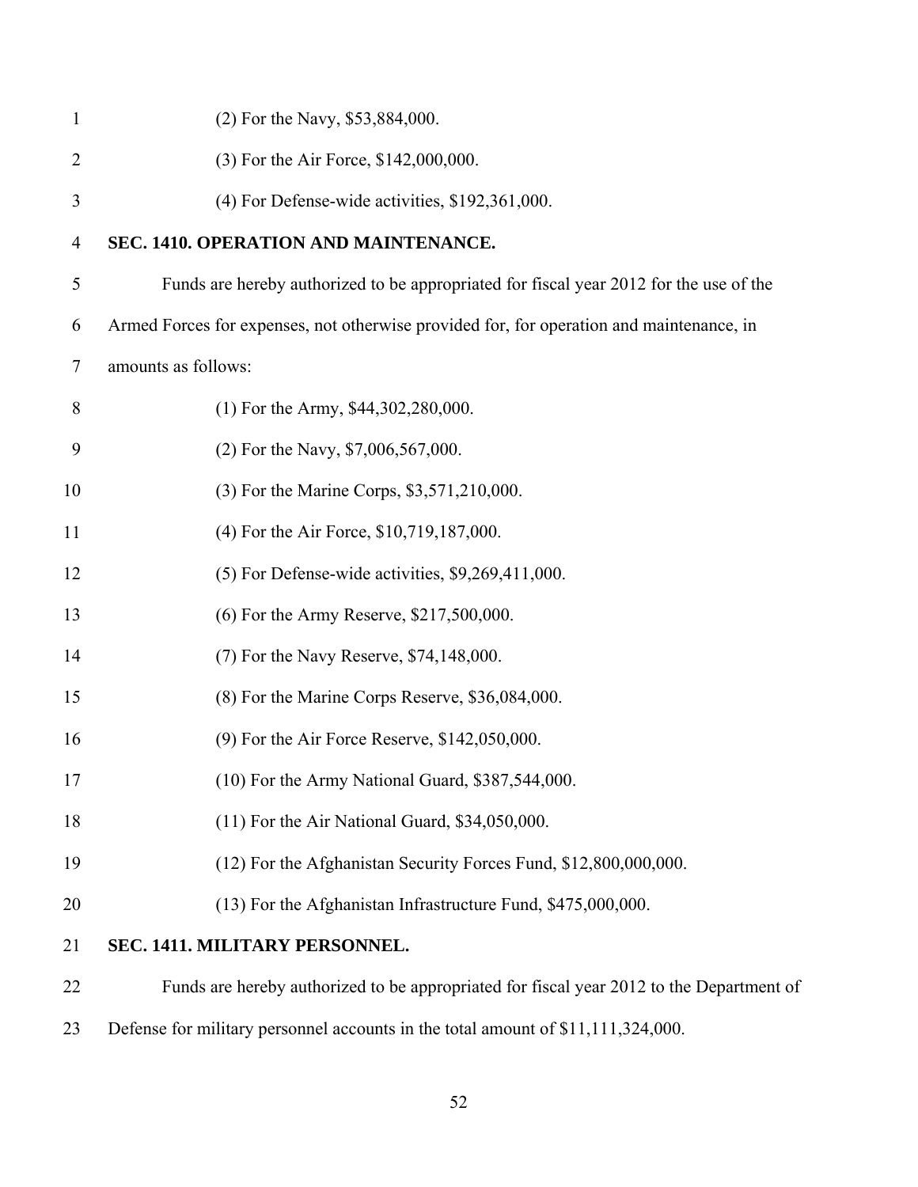(2) For the Navy, $53,884,000.

(3) For the Air Force, $142,000,000.

(4) For Defense-wide activities, $192,361,000.

**SEC. 1410. OPERATION AND MAINTENANCE.**

Funds are hereby authorized to be appropriated for fiscal year 2012 for the use of the Armed Forces for expenses, not otherwise provided for, for operation and maintenance, in amounts as follows:

(1) For the Army, $44,302,280,000.

(2) For the Navy, $7,006,567,000.

(3) For the Marine Corps, $3,571,210,000.

(4) For the Air Force, $10,719,187,000.

(5) For Defense-wide activities, $9,269,411,000.

(6) For the Army Reserve, $217,500,000.

(7) For the Navy Reserve, $74,148,000.

(8) For the Marine Corps Reserve, $36,084,000.

(9) For the Air Force Reserve, $142,050,000.

(10) For the Army National Guard, $387,544,000.

(11) For the Air National Guard, $34,050,000.

(12) For the Afghanistan Security Forces Fund, $12,800,000,000.

(13) For the Afghanistan Infrastructure Fund, $475,000,000.

**SEC. 1411. MILITARY PERSONNEL.**

Funds are hereby authorized to be appropriated for fiscal year 2012 to the Department of Defense for military personnel accounts in the total amount of $11,111,324,000.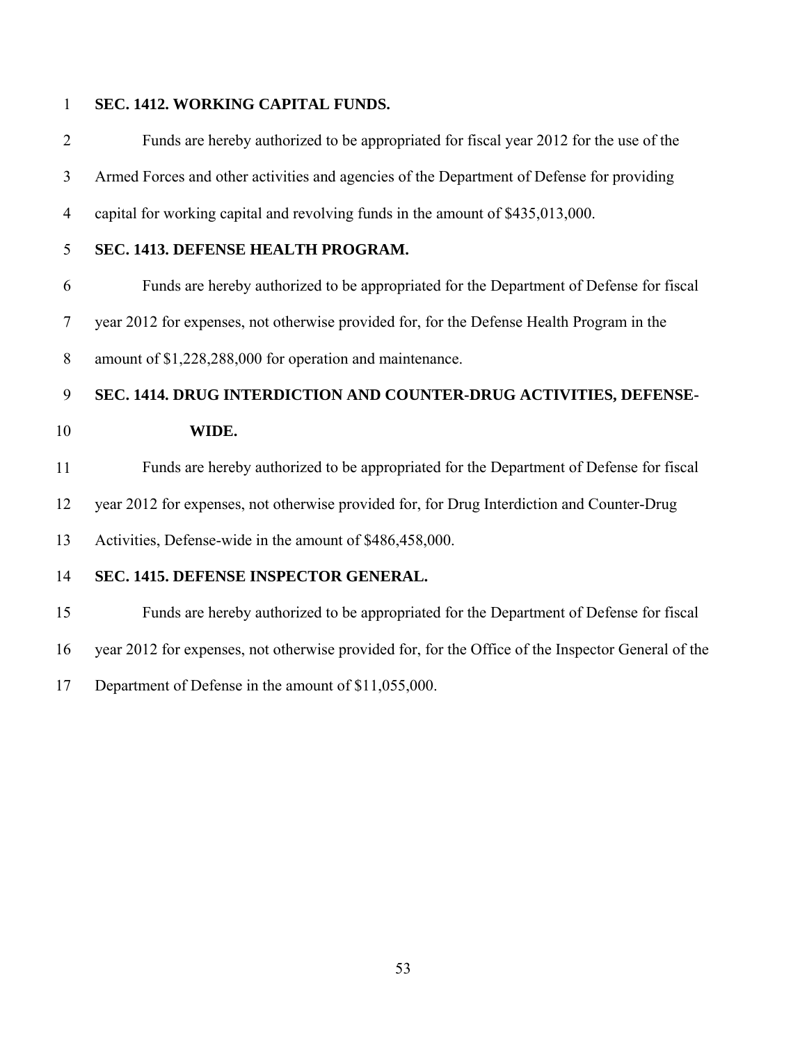**SEC. 1412. WORKING CAPITAL FUNDS.**

Funds are hereby authorized to be appropriated for fiscal year 2012 for the use of the Armed Forces and other activities and agencies of the Department of Defense for providing capital for working capital and revolving funds in the amount of $435,013,000.

**SEC. 1413. DEFENSE HEALTH PROGRAM.**

Funds are hereby authorized to be appropriated for the Department of Defense for fiscal year 2012 for expenses, not otherwise provided for, for the Defense Health Program in the amount of $1,228,288,000 for operation and maintenance.

**SEC. 1414. DRUG INTERDICTION AND COUNTER-DRUG ACTIVITIES, DEFENSE-WIDE.**

Funds are hereby authorized to be appropriated for the Department of Defense for fiscal year 2012 for expenses, not otherwise provided for, for Drug Interdiction and Counter-Drug Activities, Defense-wide in the amount of $486,458,000.

**SEC. 1415. DEFENSE INSPECTOR GENERAL.**

Funds are hereby authorized to be appropriated for the Department of Defense for fiscal year 2012 for expenses, not otherwise provided for, for the Office of the Inspector General of the Department of Defense in the amount of $11,055,000.